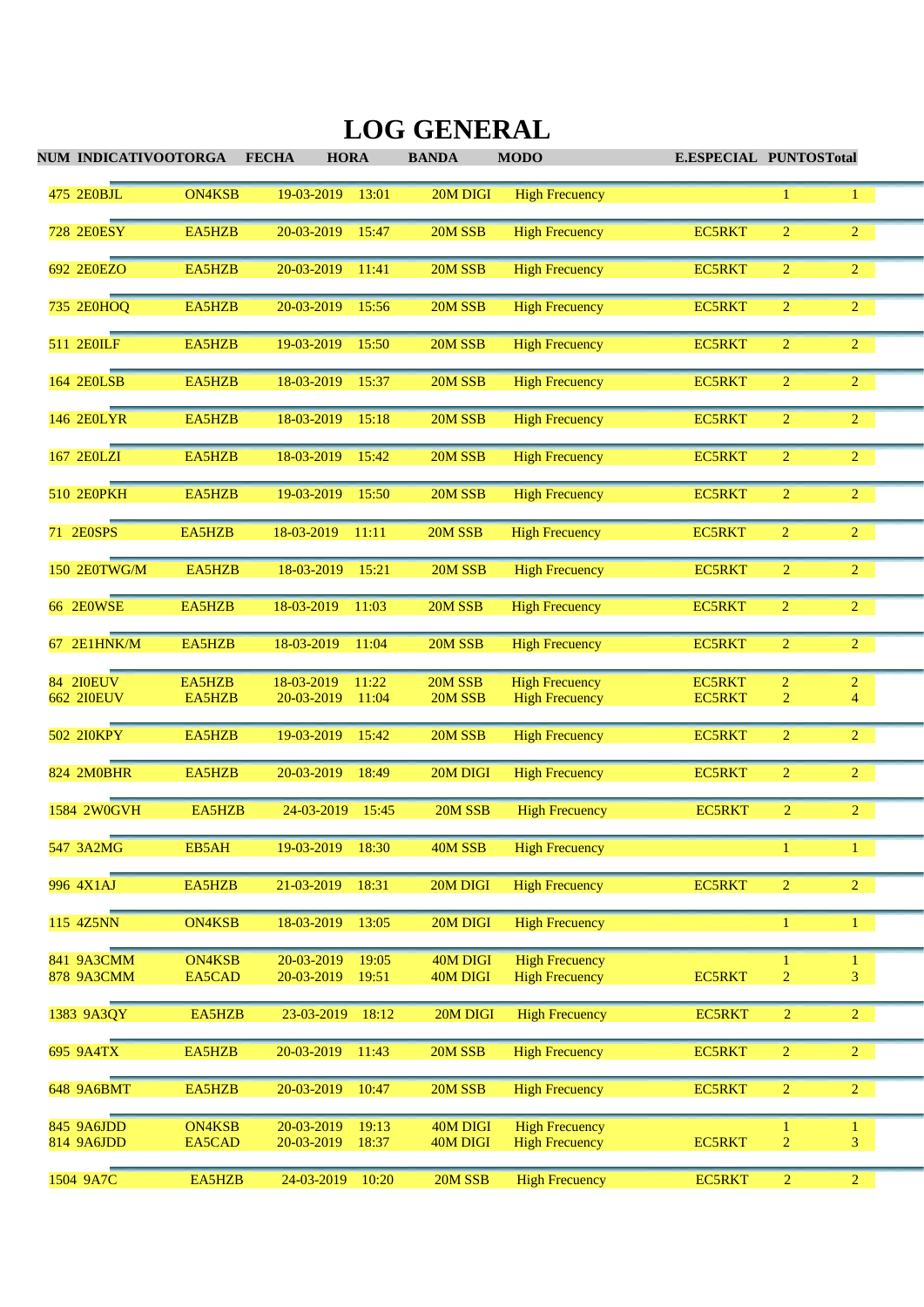# LOG GENERAL

| NUM | INDICATIVO | OTORGA | FECHA | HORA | BANDA | MODO | E.ESPECIAL | PUNTOS | Total |
|---|---|---|---|---|---|---|---|---|---|
| 475 | 2E0BJL | ON4KSB | 19-03-2019 | 13:01 | 20M DIGI | High Frecuency | | 1 | 1 |
| 728 | 2E0ESY | EA5HZB | 20-03-2019 | 15:47 | 20M SSB | High Frecuency | EC5RKT | 2 | 2 |
| 692 | 2E0EZO | EA5HZB | 20-03-2019 | 11:41 | 20M SSB | High Frecuency | EC5RKT | 2 | 2 |
| 735 | 2E0HOQ | EA5HZB | 20-03-2019 | 15:56 | 20M SSB | High Frecuency | EC5RKT | 2 | 2 |
| 511 | 2E0ILF | EA5HZB | 19-03-2019 | 15:50 | 20M SSB | High Frecuency | EC5RKT | 2 | 2 |
| 164 | 2E0LSB | EA5HZB | 18-03-2019 | 15:37 | 20M SSB | High Frecuency | EC5RKT | 2 | 2 |
| 146 | 2E0LYR | EA5HZB | 18-03-2019 | 15:18 | 20M SSB | High Frecuency | EC5RKT | 2 | 2 |
| 167 | 2E0LZI | EA5HZB | 18-03-2019 | 15:42 | 20M SSB | High Frecuency | EC5RKT | 2 | 2 |
| 510 | 2E0PKH | EA5HZB | 19-03-2019 | 15:50 | 20M SSB | High Frecuency | EC5RKT | 2 | 2 |
| 71 | 2E0SPS | EA5HZB | 18-03-2019 | 11:11 | 20M SSB | High Frecuency | EC5RKT | 2 | 2 |
| 150 | 2E0TWG/M | EA5HZB | 18-03-2019 | 15:21 | 20M SSB | High Frecuency | EC5RKT | 2 | 2 |
| 66 | 2E0WSE | EA5HZB | 18-03-2019 | 11:03 | 20M SSB | High Frecuency | EC5RKT | 2 | 2 |
| 67 | 2E1HNK/M | EA5HZB | 18-03-2019 | 11:04 | 20M SSB | High Frecuency | EC5RKT | 2 | 2 |
| 84 | 2I0EUV | EA5HZB | 18-03-2019 | 11:22 | 20M SSB | High Frecuency | EC5RKT | 2 | 2 |
| 662 | 2I0EUV | EA5HZB | 20-03-2019 | 11:04 | 20M SSB | High Frecuency | EC5RKT | 2 | 4 |
| 502 | 2I0KPY | EA5HZB | 19-03-2019 | 15:42 | 20M SSB | High Frecuency | EC5RKT | 2 | 2 |
| 824 | 2M0BHR | EA5HZB | 20-03-2019 | 18:49 | 20M DIGI | High Frecuency | EC5RKT | 2 | 2 |
| 1584 | 2W0GVH | EA5HZB | 24-03-2019 | 15:45 | 20M SSB | High Frecuency | EC5RKT | 2 | 2 |
| 547 | 3A2MG | EB5AH | 19-03-2019 | 18:30 | 40M SSB | High Frecuency | | 1 | 1 |
| 996 | 4X1AJ | EA5HZB | 21-03-2019 | 18:31 | 20M DIGI | High Frecuency | EC5RKT | 2 | 2 |
| 115 | 4Z5NN | ON4KSB | 18-03-2019 | 13:05 | 20M DIGI | High Frecuency | | 1 | 1 |
| 841 | 9A3CMM | ON4KSB | 20-03-2019 | 19:05 | 40M DIGI | High Frecuency | | 1 | 1 |
| 878 | 9A3CMM | EA5CAD | 20-03-2019 | 19:51 | 40M DIGI | High Frecuency | EC5RKT | 2 | 3 |
| 1383 | 9A3QY | EA5HZB | 23-03-2019 | 18:12 | 20M DIGI | High Frecuency | EC5RKT | 2 | 2 |
| 695 | 9A4TX | EA5HZB | 20-03-2019 | 11:43 | 20M SSB | High Frecuency | EC5RKT | 2 | 2 |
| 648 | 9A6BMT | EA5HZB | 20-03-2019 | 10:47 | 20M SSB | High Frecuency | EC5RKT | 2 | 2 |
| 845 | 9A6JDD | ON4KSB | 20-03-2019 | 19:13 | 40M DIGI | High Frecuency | | 1 | 1 |
| 814 | 9A6JDD | EA5CAD | 20-03-2019 | 18:37 | 40M DIGI | High Frecuency | EC5RKT | 2 | 3 |
| 1504 | 9A7C | EA5HZB | 24-03-2019 | 10:20 | 20M SSB | High Frecuency | EC5RKT | 2 | 2 |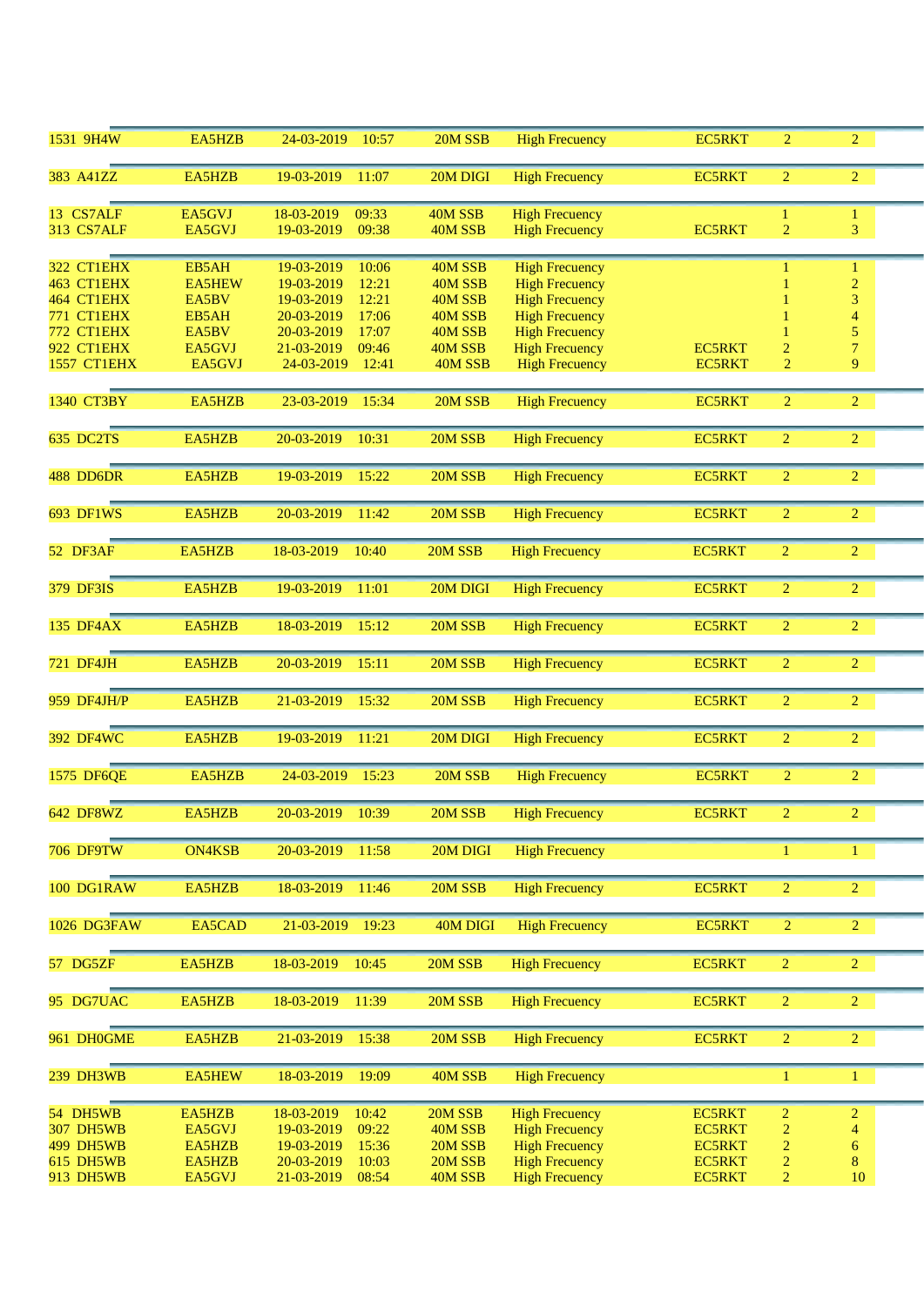| | | | | | | | | |
|---|---|---|---|---|---|---|---|---|
| 1531 9H4W | EA5HZB | 24-03-2019 | 10:57 | 20M SSB | High Frecuency | EC5RKT | 2 | 2 |
| 383 A41ZZ | EA5HZB | 19-03-2019 | 11:07 | 20M DIGI | High Frecuency | EC5RKT | 2 | 2 |
| 13 CS7ALF | EA5GVJ | 18-03-2019 | 09:33 | 40M SSB | High Frecuency | | 1 | 1 |
| 313 CS7ALF | EA5GVJ | 19-03-2019 | 09:38 | 40M SSB | High Frecuency | EC5RKT | 2 | 3 |
| 322 CT1EHX | EB5AH | 19-03-2019 | 10:06 | 40M SSB | High Frecuency | | 1 | 1 |
| 463 CT1EHX | EA5HEW | 19-03-2019 | 12:21 | 40M SSB | High Frecuency | | 1 | 2 |
| 464 CT1EHX | EA5BV | 19-03-2019 | 12:21 | 40M SSB | High Frecuency | | 1 | 3 |
| 771 CT1EHX | EB5AH | 20-03-2019 | 17:06 | 40M SSB | High Frecuency | | 1 | 4 |
| 772 CT1EHX | EA5BV | 20-03-2019 | 17:07 | 40M SSB | High Frecuency | | 1 | 5 |
| 922 CT1EHX | EA5GVJ | 21-03-2019 | 09:46 | 40M SSB | High Frecuency | EC5RKT | 2 | 7 |
| 1557 CT1EHX | EA5GVJ | 24-03-2019 | 12:41 | 40M SSB | High Frecuency | EC5RKT | 2 | 9 |
| 1340 CT3BY | EA5HZB | 23-03-2019 | 15:34 | 20M SSB | High Frecuency | EC5RKT | 2 | 2 |
| 635 DC2TS | EA5HZB | 20-03-2019 | 10:31 | 20M SSB | High Frecuency | EC5RKT | 2 | 2 |
| 488 DD6DR | EA5HZB | 19-03-2019 | 15:22 | 20M SSB | High Frecuency | EC5RKT | 2 | 2 |
| 693 DF1WS | EA5HZB | 20-03-2019 | 11:42 | 20M SSB | High Frecuency | EC5RKT | 2 | 2 |
| 52 DF3AF | EA5HZB | 18-03-2019 | 10:40 | 20M SSB | High Frecuency | EC5RKT | 2 | 2 |
| 379 DF3IS | EA5HZB | 19-03-2019 | 11:01 | 20M DIGI | High Frecuency | EC5RKT | 2 | 2 |
| 135 DF4AX | EA5HZB | 18-03-2019 | 15:12 | 20M SSB | High Frecuency | EC5RKT | 2 | 2 |
| 721 DF4JH | EA5HZB | 20-03-2019 | 15:11 | 20M SSB | High Frecuency | EC5RKT | 2 | 2 |
| 959 DF4JH/P | EA5HZB | 21-03-2019 | 15:32 | 20M SSB | High Frecuency | EC5RKT | 2 | 2 |
| 392 DF4WC | EA5HZB | 19-03-2019 | 11:21 | 20M DIGI | High Frecuency | EC5RKT | 2 | 2 |
| 1575 DF6QE | EA5HZB | 24-03-2019 | 15:23 | 20M SSB | High Frecuency | EC5RKT | 2 | 2 |
| 642 DF8WZ | EA5HZB | 20-03-2019 | 10:39 | 20M SSB | High Frecuency | EC5RKT | 2 | 2 |
| 706 DF9TW | ON4KSB | 20-03-2019 | 11:58 | 20M DIGI | High Frecuency | | 1 | 1 |
| 100 DG1RAW | EA5HZB | 18-03-2019 | 11:46 | 20M SSB | High Frecuency | EC5RKT | 2 | 2 |
| 1026 DG3FAW | EA5CAD | 21-03-2019 | 19:23 | 40M DIGI | High Frecuency | EC5RKT | 2 | 2 |
| 57 DG5ZF | EA5HZB | 18-03-2019 | 10:45 | 20M SSB | High Frecuency | EC5RKT | 2 | 2 |
| 95 DG7UAC | EA5HZB | 18-03-2019 | 11:39 | 20M SSB | High Frecuency | EC5RKT | 2 | 2 |
| 961 DH0GME | EA5HZB | 21-03-2019 | 15:38 | 20M SSB | High Frecuency | EC5RKT | 2 | 2 |
| 239 DH3WB | EA5HEW | 18-03-2019 | 19:09 | 40M SSB | High Frecuency | | 1 | 1 |
| 54 DH5WB | EA5HZB | 18-03-2019 | 10:42 | 20M SSB | High Frecuency | EC5RKT | 2 | 2 |
| 307 DH5WB | EA5GVJ | 19-03-2019 | 09:22 | 40M SSB | High Frecuency | EC5RKT | 2 | 4 |
| 499 DH5WB | EA5HZB | 19-03-2019 | 15:36 | 20M SSB | High Frecuency | EC5RKT | 2 | 6 |
| 615 DH5WB | EA5HZB | 20-03-2019 | 10:03 | 20M SSB | High Frecuency | EC5RKT | 2 | 8 |
| 913 DH5WB | EA5GVJ | 21-03-2019 | 08:54 | 40M SSB | High Frecuency | EC5RKT | 2 | 10 |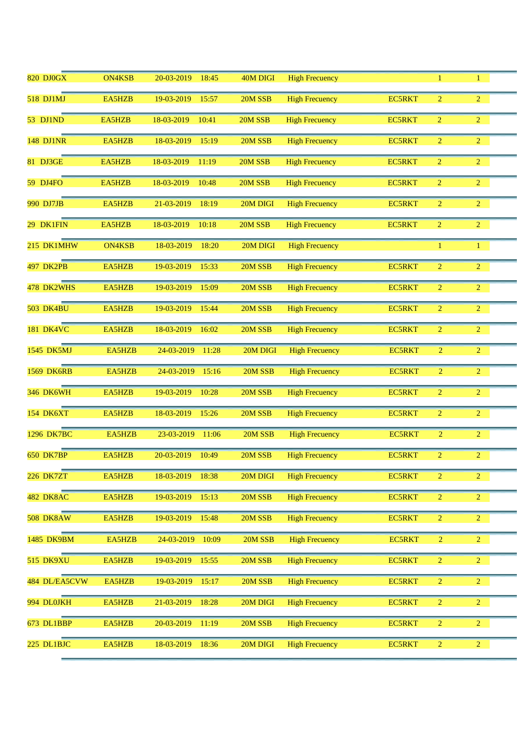| | | | | | | | | |
|---|---|---|---|---|---|---|---|---|
| 820 DJ0GX | ON4KSB | 20-03-2019 | 18:45 | 40M DIGI | High Frecuency | | 1 | 1 |
| 518 DJ1MJ | EA5HZB | 19-03-2019 | 15:57 | 20M SSB | High Frecuency | EC5RKT | 2 | 2 |
| 53 DJ1ND | EA5HZB | 18-03-2019 | 10:41 | 20M SSB | High Frecuency | EC5RKT | 2 | 2 |
| 148 DJ1NR | EA5HZB | 18-03-2019 | 15:19 | 20M SSB | High Frecuency | EC5RKT | 2 | 2 |
| 81 DJ3GE | EA5HZB | 18-03-2019 | 11:19 | 20M SSB | High Frecuency | EC5RKT | 2 | 2 |
| 59 DJ4FO | EA5HZB | 18-03-2019 | 10:48 | 20M SSB | High Frecuency | EC5RKT | 2 | 2 |
| 990 DJ7JB | EA5HZB | 21-03-2019 | 18:19 | 20M DIGI | High Frecuency | EC5RKT | 2 | 2 |
| 29 DK1FIN | EA5HZB | 18-03-2019 | 10:18 | 20M SSB | High Frecuency | EC5RKT | 2 | 2 |
| 215 DK1MHW | ON4KSB | 18-03-2019 | 18:20 | 20M DIGI | High Frecuency | | 1 | 1 |
| 497 DK2PB | EA5HZB | 19-03-2019 | 15:33 | 20M SSB | High Frecuency | EC5RKT | 2 | 2 |
| 478 DK2WHS | EA5HZB | 19-03-2019 | 15:09 | 20M SSB | High Frecuency | EC5RKT | 2 | 2 |
| 503 DK4BU | EA5HZB | 19-03-2019 | 15:44 | 20M SSB | High Frecuency | EC5RKT | 2 | 2 |
| 181 DK4VC | EA5HZB | 18-03-2019 | 16:02 | 20M SSB | High Frecuency | EC5RKT | 2 | 2 |
| 1545 DK5MJ | EA5HZB | 24-03-2019 | 11:28 | 20M DIGI | High Frecuency | EC5RKT | 2 | 2 |
| 1569 DK6RB | EA5HZB | 24-03-2019 | 15:16 | 20M SSB | High Frecuency | EC5RKT | 2 | 2 |
| 346 DK6WH | EA5HZB | 19-03-2019 | 10:28 | 20M SSB | High Frecuency | EC5RKT | 2 | 2 |
| 154 DK6XT | EA5HZB | 18-03-2019 | 15:26 | 20M SSB | High Frecuency | EC5RKT | 2 | 2 |
| 1296 DK7BC | EA5HZB | 23-03-2019 | 11:06 | 20M SSB | High Frecuency | EC5RKT | 2 | 2 |
| 650 DK7BP | EA5HZB | 20-03-2019 | 10:49 | 20M SSB | High Frecuency | EC5RKT | 2 | 2 |
| 226 DK7ZT | EA5HZB | 18-03-2019 | 18:38 | 20M DIGI | High Frecuency | EC5RKT | 2 | 2 |
| 482 DK8AC | EA5HZB | 19-03-2019 | 15:13 | 20M SSB | High Frecuency | EC5RKT | 2 | 2 |
| 508 DK8AW | EA5HZB | 19-03-2019 | 15:48 | 20M SSB | High Frecuency | EC5RKT | 2 | 2 |
| 1485 DK9BM | EA5HZB | 24-03-2019 | 10:09 | 20M SSB | High Frecuency | EC5RKT | 2 | 2 |
| 515 DK9XU | EA5HZB | 19-03-2019 | 15:55 | 20M SSB | High Frecuency | EC5RKT | 2 | 2 |
| 484 DL/EA5CVW | EA5HZB | 19-03-2019 | 15:17 | 20M SSB | High Frecuency | EC5RKT | 2 | 2 |
| 994 DL0JKH | EA5HZB | 21-03-2019 | 18:28 | 20M DIGI | High Frecuency | EC5RKT | 2 | 2 |
| 673 DL1BBP | EA5HZB | 20-03-2019 | 11:19 | 20M SSB | High Frecuency | EC5RKT | 2 | 2 |
| 225 DL1BJC | EA5HZB | 18-03-2019 | 18:36 | 20M DIGI | High Frecuency | EC5RKT | 2 | 2 |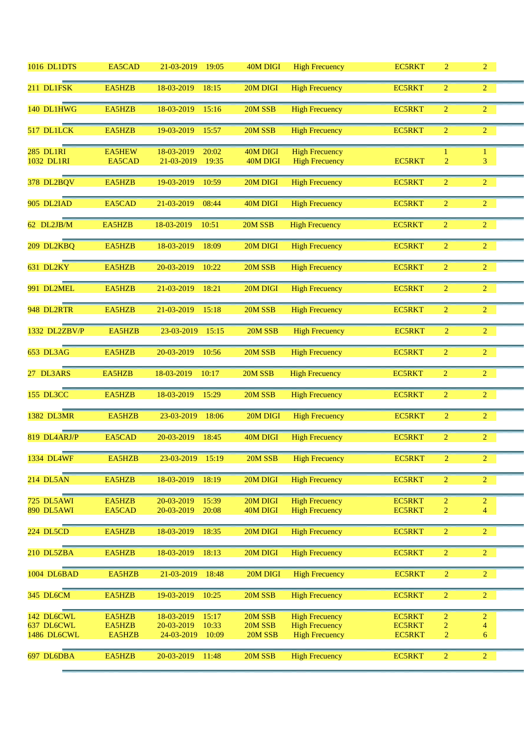| | | | | | | | | |
|---|---|---|---|---|---|---|---|---|
| 1016 | DL1DTS | EA5CAD | 21-03-2019 | 19:05 | 40M DIGI | High Frecuency | EC5RKT | 2 | 2 |
| 211 | DL1FSK | EA5HZB | 18-03-2019 | 18:15 | 20M DIGI | High Frecuency | EC5RKT | 2 | 2 |
| 140 | DL1HWG | EA5HZB | 18-03-2019 | 15:16 | 20M SSB | High Frecuency | EC5RKT | 2 | 2 |
| 517 | DL1LCK | EA5HZB | 19-03-2019 | 15:57 | 20M SSB | High Frecuency | EC5RKT | 2 | 2 |
| 285 | DL1RI | EA5HEW | 18-03-2019 | 20:02 | 40M DIGI | High Frecuency | | 1 | 1 |
| 1032 | DL1RI | EA5CAD | 21-03-2019 | 19:35 | 40M DIGI | High Frecuency | EC5RKT | 2 | 3 |
| 378 | DL2BQV | EA5HZB | 19-03-2019 | 10:59 | 20M DIGI | High Frecuency | EC5RKT | 2 | 2 |
| 905 | DL2IAD | EA5CAD | 21-03-2019 | 08:44 | 40M DIGI | High Frecuency | EC5RKT | 2 | 2 |
| 62 | DL2JB/M | EA5HZB | 18-03-2019 | 10:51 | 20M SSB | High Frecuency | EC5RKT | 2 | 2 |
| 209 | DL2KBQ | EA5HZB | 18-03-2019 | 18:09 | 20M DIGI | High Frecuency | EC5RKT | 2 | 2 |
| 631 | DL2KY | EA5HZB | 20-03-2019 | 10:22 | 20M SSB | High Frecuency | EC5RKT | 2 | 2 |
| 991 | DL2MEL | EA5HZB | 21-03-2019 | 18:21 | 20M DIGI | High Frecuency | EC5RKT | 2 | 2 |
| 948 | DL2RTR | EA5HZB | 21-03-2019 | 15:18 | 20M SSB | High Frecuency | EC5RKT | 2 | 2 |
| 1332 | DL2ZBV/P | EA5HZB | 23-03-2019 | 15:15 | 20M SSB | High Frecuency | EC5RKT | 2 | 2 |
| 653 | DL3AG | EA5HZB | 20-03-2019 | 10:56 | 20M SSB | High Frecuency | EC5RKT | 2 | 2 |
| 27 | DL3ARS | EA5HZB | 18-03-2019 | 10:17 | 20M SSB | High Frecuency | EC5RKT | 2 | 2 |
| 155 | DL3CC | EA5HZB | 18-03-2019 | 15:29 | 20M SSB | High Frecuency | EC5RKT | 2 | 2 |
| 1382 | DL3MR | EA5HZB | 23-03-2019 | 18:06 | 20M DIGI | High Frecuency | EC5RKT | 2 | 2 |
| 819 | DL4ARJ/P | EA5CAD | 20-03-2019 | 18:45 | 40M DIGI | High Frecuency | EC5RKT | 2 | 2 |
| 1334 | DL4WF | EA5HZB | 23-03-2019 | 15:19 | 20M SSB | High Frecuency | EC5RKT | 2 | 2 |
| 214 | DL5AN | EA5HZB | 18-03-2019 | 18:19 | 20M DIGI | High Frecuency | EC5RKT | 2 | 2 |
| 725 | DL5AWI | EA5HZB | 20-03-2019 | 15:39 | 20M DIGI | High Frecuency | EC5RKT | 2 | 2 |
| 890 | DL5AWI | EA5CAD | 20-03-2019 | 20:08 | 40M DIGI | High Frecuency | EC5RKT | 2 | 4 |
| 224 | DL5CD | EA5HZB | 18-03-2019 | 18:35 | 20M DIGI | High Frecuency | EC5RKT | 2 | 2 |
| 210 | DL5ZBA | EA5HZB | 18-03-2019 | 18:13 | 20M DIGI | High Frecuency | EC5RKT | 2 | 2 |
| 1004 | DL6BAD | EA5HZB | 21-03-2019 | 18:48 | 20M DIGI | High Frecuency | EC5RKT | 2 | 2 |
| 345 | DL6CM | EA5HZB | 19-03-2019 | 10:25 | 20M SSB | High Frecuency | EC5RKT | 2 | 2 |
| 142 | DL6CWL | EA5HZB | 18-03-2019 | 15:17 | 20M SSB | High Frecuency | EC5RKT | 2 | 2 |
| 637 | DL6CWL | EA5HZB | 20-03-2019 | 10:33 | 20M SSB | High Frecuency | EC5RKT | 2 | 4 |
| 1486 | DL6CWL | EA5HZB | 24-03-2019 | 10:09 | 20M SSB | High Frecuency | EC5RKT | 2 | 6 |
| 697 | DL6DBA | EA5HZB | 20-03-2019 | 11:48 | 20M SSB | High Frecuency | EC5RKT | 2 | 2 |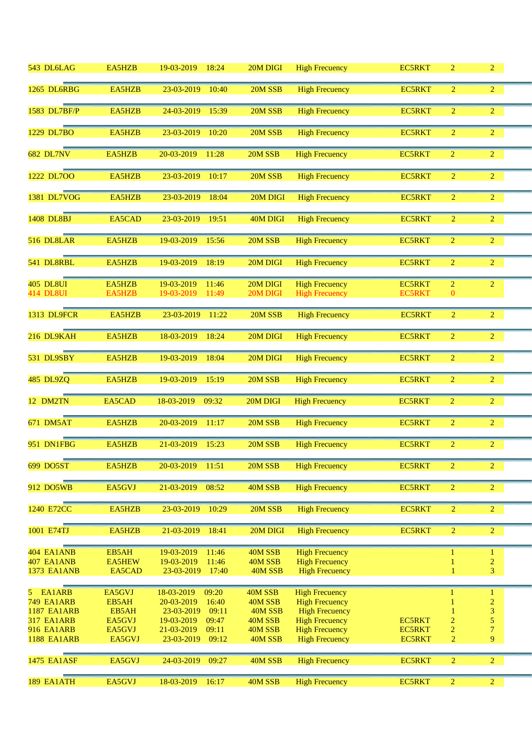| | | | | | | | | |
|---|---|---|---|---|---|---|---|---|
| 543 DL6LAG | EA5HZB | 19-03-2019 | 18:24 | 20M DIGI | High Frecuency | EC5RKT | 2 | 2 |
| 1265 DL6RBG | EA5HZB | 23-03-2019 | 10:40 | 20M SSB | High Frecuency | EC5RKT | 2 | 2 |
| 1583 DL7BF/P | EA5HZB | 24-03-2019 | 15:39 | 20M SSB | High Frecuency | EC5RKT | 2 | 2 |
| 1229 DL7BO | EA5HZB | 23-03-2019 | 10:20 | 20M SSB | High Frecuency | EC5RKT | 2 | 2 |
| 682 DL7NV | EA5HZB | 20-03-2019 | 11:28 | 20M SSB | High Frecuency | EC5RKT | 2 | 2 |
| 1222 DL7OO | EA5HZB | 23-03-2019 | 10:17 | 20M SSB | High Frecuency | EC5RKT | 2 | 2 |
| 1381 DL7VOG | EA5HZB | 23-03-2019 | 18:04 | 20M DIGI | High Frecuency | EC5RKT | 2 | 2 |
| 1408 DL8BJ | EA5CAD | 23-03-2019 | 19:51 | 40M DIGI | High Frecuency | EC5RKT | 2 | 2 |
| 516 DL8LAR | EA5HZB | 19-03-2019 | 15:56 | 20M SSB | High Frecuency | EC5RKT | 2 | 2 |
| 541 DL8RBL | EA5HZB | 19-03-2019 | 18:19 | 20M DIGI | High Frecuency | EC5RKT | 2 | 2 |
| 405 DL8UI | EA5HZB | 19-03-2019 | 11:46 | 20M DIGI | High Frecuency | EC5RKT | 2 | 2 |
| 414 DL8UI | EA5HZB | 19-03-2019 | 11:49 | 20M DIGI | High Frecuency | EC5RKT | 0 | |
| 1313 DL9FCR | EA5HZB | 23-03-2019 | 11:22 | 20M SSB | High Frecuency | EC5RKT | 2 | 2 |
| 216 DL9KAH | EA5HZB | 18-03-2019 | 18:24 | 20M DIGI | High Frecuency | EC5RKT | 2 | 2 |
| 531 DL9SBY | EA5HZB | 19-03-2019 | 18:04 | 20M DIGI | High Frecuency | EC5RKT | 2 | 2 |
| 485 DL9ZQ | EA5HZB | 19-03-2019 | 15:19 | 20M SSB | High Frecuency | EC5RKT | 2 | 2 |
| 12 DM2TN | EA5CAD | 18-03-2019 | 09:32 | 20M DIGI | High Frecuency | EC5RKT | 2 | 2 |
| 671 DM5AT | EA5HZB | 20-03-2019 | 11:17 | 20M SSB | High Frecuency | EC5RKT | 2 | 2 |
| 951 DN1FBG | EA5HZB | 21-03-2019 | 15:23 | 20M SSB | High Frecuency | EC5RKT | 2 | 2 |
| 699 DO5ST | EA5HZB | 20-03-2019 | 11:51 | 20M SSB | High Frecuency | EC5RKT | 2 | 2 |
| 912 DO5WB | EA5GVJ | 21-03-2019 | 08:52 | 40M SSB | High Frecuency | EC5RKT | 2 | 2 |
| 1240 E72CC | EA5HZB | 23-03-2019 | 10:29 | 20M SSB | High Frecuency | EC5RKT | 2 | 2 |
| 1001 E74TJ | EA5HZB | 21-03-2019 | 18:41 | 20M DIGI | High Frecuency | EC5RKT | 2 | 2 |
| 404 EA1ANB | EB5AH | 19-03-2019 | 11:46 | 40M SSB | High Frecuency | | 1 | 1 |
| 407 EA1ANB | EA5HEW | 19-03-2019 | 11:46 | 40M SSB | High Frecuency | | 1 | 2 |
| 1373 EA1ANB | EA5CAD | 23-03-2019 | 17:40 | 40M SSB | High Frecuency | | 1 | 3 |
| 5 EA1ARB | EA5GVJ | 18-03-2019 | 09:20 | 40M SSB | High Frecuency | | 1 | 1 |
| 749 EA1ARB | EB5AH | 20-03-2019 | 16:40 | 40M SSB | High Frecuency | | 1 | 2 |
| 1187 EA1ARB | EB5AH | 23-03-2019 | 09:11 | 40M SSB | High Frecuency | | 1 | 3 |
| 317 EA1ARB | EA5GVJ | 19-03-2019 | 09:47 | 40M SSB | High Frecuency | EC5RKT | 2 | 5 |
| 916 EA1ARB | EA5GVJ | 21-03-2019 | 09:11 | 40M SSB | High Frecuency | EC5RKT | 2 | 7 |
| 1188 EA1ARB | EA5GVJ | 23-03-2019 | 09:12 | 40M SSB | High Frecuency | EC5RKT | 2 | 9 |
| 1475 EA1ASF | EA5GVJ | 24-03-2019 | 09:27 | 40M SSB | High Frecuency | EC5RKT | 2 | 2 |
| 189 EA1ATH | EA5GVJ | 18-03-2019 | 16:17 | 40M SSB | High Frecuency | EC5RKT | 2 | 2 |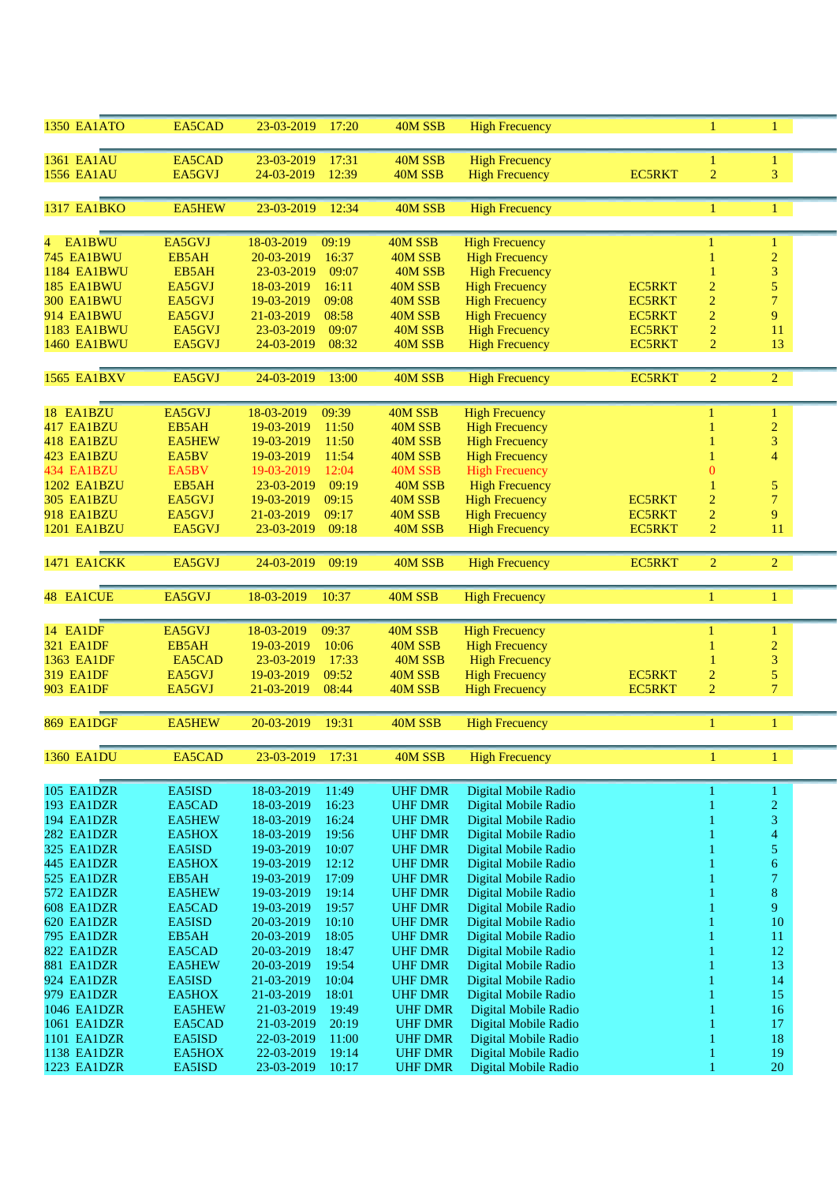| | | | | | | | | |
|---|---|---|---|---|---|---|---|---|
| 1350 EA1ATO | EA5CAD | 23-03-2019 | 17:20 | 40M SSB | High Frecuency | | 1 | 1 |
| | | | | | | | | |
| 1361 EA1AU | EA5CAD | 23-03-2019 | 17:31 | 40M SSB | High Frecuency | | 1 | 1 |
| 1556 EA1AU | EA5GVJ | 24-03-2019 | 12:39 | 40M SSB | High Frecuency | EC5RKT | 2 | 3 |
| | | | | | | | | |
| 1317 EA1BKO | EA5HEW | 23-03-2019 | 12:34 | 40M SSB | High Frecuency | | 1 | 1 |
| | | | | | | | | |
| 4 EA1BWU | EA5GVJ | 18-03-2019 | 09:19 | 40M SSB | High Frecuency | | 1 | 1 |
| 745 EA1BWU | EB5AH | 20-03-2019 | 16:37 | 40M SSB | High Frecuency | | 1 | 2 |
| 1184 EA1BWU | EB5AH | 23-03-2019 | 09:07 | 40M SSB | High Frecuency | | 1 | 3 |
| 185 EA1BWU | EA5GVJ | 18-03-2019 | 16:11 | 40M SSB | High Frecuency | EC5RKT | 2 | 5 |
| 300 EA1BWU | EA5GVJ | 19-03-2019 | 09:08 | 40M SSB | High Frecuency | EC5RKT | 2 | 7 |
| 914 EA1BWU | EA5GVJ | 21-03-2019 | 08:58 | 40M SSB | High Frecuency | EC5RKT | 2 | 9 |
| 1183 EA1BWU | EA5GVJ | 23-03-2019 | 09:07 | 40M SSB | High Frecuency | EC5RKT | 2 | 11 |
| 1460 EA1BWU | EA5GVJ | 24-03-2019 | 08:32 | 40M SSB | High Frecuency | EC5RKT | 2 | 13 |
| | | | | | | | | |
| 1565 EA1BXV | EA5GVJ | 24-03-2019 | 13:00 | 40M SSB | High Frecuency | EC5RKT | 2 | 2 |
| | | | | | | | | |
| 18 EA1BZU | EA5GVJ | 18-03-2019 | 09:39 | 40M SSB | High Frecuency | | 1 | 1 |
| 417 EA1BZU | EB5AH | 19-03-2019 | 11:50 | 40M SSB | High Frecuency | | 1 | 2 |
| 418 EA1BZU | EA5HEW | 19-03-2019 | 11:50 | 40M SSB | High Frecuency | | 1 | 3 |
| 423 EA1BZU | EA5BV | 19-03-2019 | 11:54 | 40M SSB | High Frecuency | | 1 | 4 |
| 434 EA1BZU | EA5BV | 19-03-2019 | 12:04 | 40M SSB | High Frecuency | | 0 | |
| 1202 EA1BZU | EB5AH | 23-03-2019 | 09:19 | 40M SSB | High Frecuency | | 1 | 5 |
| 305 EA1BZU | EA5GVJ | 19-03-2019 | 09:15 | 40M SSB | High Frecuency | EC5RKT | 2 | 7 |
| 918 EA1BZU | EA5GVJ | 21-03-2019 | 09:17 | 40M SSB | High Frecuency | EC5RKT | 2 | 9 |
| 1201 EA1BZU | EA5GVJ | 23-03-2019 | 09:18 | 40M SSB | High Frecuency | EC5RKT | 2 | 11 |
| | | | | | | | | |
| 1471 EA1CKK | EA5GVJ | 24-03-2019 | 09:19 | 40M SSB | High Frecuency | EC5RKT | 2 | 2 |
| | | | | | | | | |
| 48 EA1CUE | EA5GVJ | 18-03-2019 | 10:37 | 40M SSB | High Frecuency | | 1 | 1 |
| | | | | | | | | |
| 14 EA1DF | EA5GVJ | 18-03-2019 | 09:37 | 40M SSB | High Frecuency | | 1 | 1 |
| 321 EA1DF | EB5AH | 19-03-2019 | 10:06 | 40M SSB | High Frecuency | | 1 | 2 |
| 1363 EA1DF | EA5CAD | 23-03-2019 | 17:33 | 40M SSB | High Frecuency | | 1 | 3 |
| 319 EA1DF | EA5GVJ | 19-03-2019 | 09:52 | 40M SSB | High Frecuency | EC5RKT | 2 | 5 |
| 903 EA1DF | EA5GVJ | 21-03-2019 | 08:44 | 40M SSB | High Frecuency | EC5RKT | 2 | 7 |
| | | | | | | | | |
| 869 EA1DGF | EA5HEW | 20-03-2019 | 19:31 | 40M SSB | High Frecuency | | 1 | 1 |
| | | | | | | | | |
| 1360 EA1DU | EA5CAD | 23-03-2019 | 17:31 | 40M SSB | High Frecuency | | 1 | 1 |
| | | | | | | | | |
| 105 EA1DZR | EA5ISD | 18-03-2019 | 11:49 | UHF DMR | Digital Mobile Radio | | 1 | 1 |
| 193 EA1DZR | EA5CAD | 18-03-2019 | 16:23 | UHF DMR | Digital Mobile Radio | | 1 | 2 |
| 194 EA1DZR | EA5HEW | 18-03-2019 | 16:24 | UHF DMR | Digital Mobile Radio | | 1 | 3 |
| 282 EA1DZR | EA5HOX | 18-03-2019 | 19:56 | UHF DMR | Digital Mobile Radio | | 1 | 4 |
| 325 EA1DZR | EA5ISD | 19-03-2019 | 10:07 | UHF DMR | Digital Mobile Radio | | 1 | 5 |
| 445 EA1DZR | EA5HOX | 19-03-2019 | 12:12 | UHF DMR | Digital Mobile Radio | | 1 | 6 |
| 525 EA1DZR | EB5AH | 19-03-2019 | 17:09 | UHF DMR | Digital Mobile Radio | | 1 | 7 |
| 572 EA1DZR | EA5HEW | 19-03-2019 | 19:14 | UHF DMR | Digital Mobile Radio | | 1 | 8 |
| 608 EA1DZR | EA5CAD | 19-03-2019 | 19:57 | UHF DMR | Digital Mobile Radio | | 1 | 9 |
| 620 EA1DZR | EA5ISD | 20-03-2019 | 10:10 | UHF DMR | Digital Mobile Radio | | 1 | 10 |
| 795 EA1DZR | EB5AH | 20-03-2019 | 18:05 | UHF DMR | Digital Mobile Radio | | 1 | 11 |
| 822 EA1DZR | EA5CAD | 20-03-2019 | 18:47 | UHF DMR | Digital Mobile Radio | | 1 | 12 |
| 881 EA1DZR | EA5HEW | 20-03-2019 | 19:54 | UHF DMR | Digital Mobile Radio | | 1 | 13 |
| 924 EA1DZR | EA5ISD | 21-03-2019 | 10:04 | UHF DMR | Digital Mobile Radio | | 1 | 14 |
| 979 EA1DZR | EA5HOX | 21-03-2019 | 18:01 | UHF DMR | Digital Mobile Radio | | 1 | 15 |
| 1046 EA1DZR | EA5HEW | 21-03-2019 | 19:49 | UHF DMR | Digital Mobile Radio | | 1 | 16 |
| 1061 EA1DZR | EA5CAD | 21-03-2019 | 20:19 | UHF DMR | Digital Mobile Radio | | 1 | 17 |
| 1101 EA1DZR | EA5ISD | 22-03-2019 | 11:00 | UHF DMR | Digital Mobile Radio | | 1 | 18 |
| 1138 EA1DZR | EA5HOX | 22-03-2019 | 19:14 | UHF DMR | Digital Mobile Radio | | 1 | 19 |
| 1223 EA1DZR | EA5ISD | 23-03-2019 | 10:17 | UHF DMR | Digital Mobile Radio | | 1 | 20 |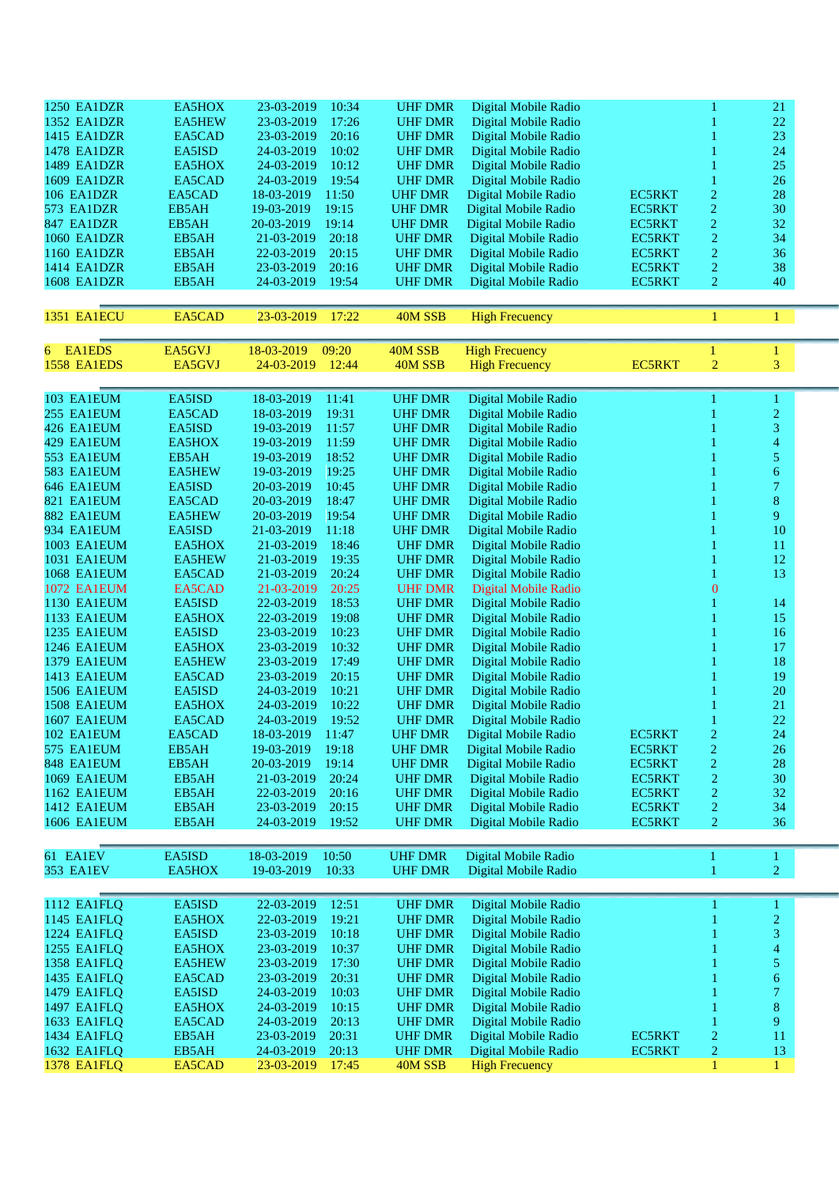| | | | | | | | | | |
|---|---|---|---|---|---|---|---|---|---|
| 1250 | EA1DZR | EA5HOX | 23-03-2019 | 10:34 | UHF DMR | Digital Mobile Radio | | 1 | 21 |
| 1352 | EA1DZR | EA5HEW | 23-03-2019 | 17:26 | UHF DMR | Digital Mobile Radio | | 1 | 22 |
| 1415 | EA1DZR | EA5CAD | 23-03-2019 | 20:16 | UHF DMR | Digital Mobile Radio | | 1 | 23 |
| 1478 | EA1DZR | EA5ISD | 24-03-2019 | 10:02 | UHF DMR | Digital Mobile Radio | | 1 | 24 |
| 1489 | EA1DZR | EA5HOX | 24-03-2019 | 10:12 | UHF DMR | Digital Mobile Radio | | 1 | 25 |
| 1609 | EA1DZR | EA5CAD | 24-03-2019 | 19:54 | UHF DMR | Digital Mobile Radio | | 1 | 26 |
| 106 | EA1DZR | EA5CAD | 18-03-2019 | 11:50 | UHF DMR | Digital Mobile Radio | EC5RKT | 2 | 28 |
| 573 | EA1DZR | EB5AH | 19-03-2019 | 19:15 | UHF DMR | Digital Mobile Radio | EC5RKT | 2 | 30 |
| 847 | EA1DZR | EB5AH | 20-03-2019 | 19:14 | UHF DMR | Digital Mobile Radio | EC5RKT | 2 | 32 |
| 1060 | EA1DZR | EB5AH | 21-03-2019 | 20:18 | UHF DMR | Digital Mobile Radio | EC5RKT | 2 | 34 |
| 1160 | EA1DZR | EB5AH | 22-03-2019 | 20:15 | UHF DMR | Digital Mobile Radio | EC5RKT | 2 | 36 |
| 1414 | EA1DZR | EB5AH | 23-03-2019 | 20:16 | UHF DMR | Digital Mobile Radio | EC5RKT | 2 | 38 |
| 1608 | EA1DZR | EB5AH | 24-03-2019 | 19:54 | UHF DMR | Digital Mobile Radio | EC5RKT | 2 | 40 |

| | | | | | | | | | |
|---|---|---|---|---|---|---|---|---|---|
| 1351 | EA1ECU | EA5CAD | 23-03-2019 | 17:22 | 40M SSB | High Frecuency | | 1 | 1 |

| | | | | | | | | | |
|---|---|---|---|---|---|---|---|---|---|
| 6 | EA1EDS | EA5GVJ | 18-03-2019 | 09:20 | 40M SSB | High Frecuency | | 1 | 1 |
| 1558 | EA1EDS | EA5GVJ | 24-03-2019 | 12:44 | 40M SSB | High Frecuency | EC5RKT | 2 | 3 |

| | | | | | | | | | |
|---|---|---|---|---|---|---|---|---|---|
| 103 | EA1EUM | EA5ISD | 18-03-2019 | 11:41 | UHF DMR | Digital Mobile Radio | | 1 | 1 |
| 255 | EA1EUM | EA5CAD | 18-03-2019 | 19:31 | UHF DMR | Digital Mobile Radio | | 1 | 2 |
| 426 | EA1EUM | EA5ISD | 19-03-2019 | 11:57 | UHF DMR | Digital Mobile Radio | | 1 | 3 |
| 429 | EA1EUM | EA5HOX | 19-03-2019 | 11:59 | UHF DMR | Digital Mobile Radio | | 1 | 4 |
| 553 | EA1EUM | EB5AH | 19-03-2019 | 18:52 | UHF DMR | Digital Mobile Radio | | 1 | 5 |
| 583 | EA1EUM | EA5HEW | 19-03-2019 | 19:25 | UHF DMR | Digital Mobile Radio | | 1 | 6 |
| 646 | EA1EUM | EA5ISD | 20-03-2019 | 10:45 | UHF DMR | Digital Mobile Radio | | 1 | 7 |
| 821 | EA1EUM | EA5CAD | 20-03-2019 | 18:47 | UHF DMR | Digital Mobile Radio | | 1 | 8 |
| 882 | EA1EUM | EA5HEW | 20-03-2019 | 19:54 | UHF DMR | Digital Mobile Radio | | 1 | 9 |
| 934 | EA1EUM | EA5ISD | 21-03-2019 | 11:18 | UHF DMR | Digital Mobile Radio | | 1 | 10 |
| 1003 | EA1EUM | EA5HOX | 21-03-2019 | 18:46 | UHF DMR | Digital Mobile Radio | | 1 | 11 |
| 1031 | EA1EUM | EA5HEW | 21-03-2019 | 19:35 | UHF DMR | Digital Mobile Radio | | 1 | 12 |
| 1068 | EA1EUM | EA5CAD | 21-03-2019 | 20:24 | UHF DMR | Digital Mobile Radio | | 1 | 13 |
| 1072 | EA1EUM | EA5CAD | 21-03-2019 | 20:25 | UHF DMR | Digital Mobile Radio | | 0 | |
| 1130 | EA1EUM | EA5ISD | 22-03-2019 | 18:53 | UHF DMR | Digital Mobile Radio | | 1 | 14 |
| 1133 | EA1EUM | EA5HOX | 22-03-2019 | 19:08 | UHF DMR | Digital Mobile Radio | | 1 | 15 |
| 1235 | EA1EUM | EA5ISD | 23-03-2019 | 10:23 | UHF DMR | Digital Mobile Radio | | 1 | 16 |
| 1246 | EA1EUM | EA5HOX | 23-03-2019 | 10:32 | UHF DMR | Digital Mobile Radio | | 1 | 17 |
| 1379 | EA1EUM | EA5HEW | 23-03-2019 | 17:49 | UHF DMR | Digital Mobile Radio | | 1 | 18 |
| 1413 | EA1EUM | EA5CAD | 23-03-2019 | 20:15 | UHF DMR | Digital Mobile Radio | | 1 | 19 |
| 1506 | EA1EUM | EA5ISD | 24-03-2019 | 10:21 | UHF DMR | Digital Mobile Radio | | 1 | 20 |
| 1508 | EA1EUM | EA5HOX | 24-03-2019 | 10:22 | UHF DMR | Digital Mobile Radio | | 1 | 21 |
| 1607 | EA1EUM | EA5CAD | 24-03-2019 | 19:52 | UHF DMR | Digital Mobile Radio | | 1 | 22 |
| 102 | EA1EUM | EA5CAD | 18-03-2019 | 11:47 | UHF DMR | Digital Mobile Radio | EC5RKT | 2 | 24 |
| 575 | EA1EUM | EB5AH | 19-03-2019 | 19:18 | UHF DMR | Digital Mobile Radio | EC5RKT | 2 | 26 |
| 848 | EA1EUM | EB5AH | 20-03-2019 | 19:14 | UHF DMR | Digital Mobile Radio | EC5RKT | 2 | 28 |
| 1069 | EA1EUM | EB5AH | 21-03-2019 | 20:24 | UHF DMR | Digital Mobile Radio | EC5RKT | 2 | 30 |
| 1162 | EA1EUM | EB5AH | 22-03-2019 | 20:16 | UHF DMR | Digital Mobile Radio | EC5RKT | 2 | 32 |
| 1412 | EA1EUM | EB5AH | 23-03-2019 | 20:15 | UHF DMR | Digital Mobile Radio | EC5RKT | 2 | 34 |
| 1606 | EA1EUM | EB5AH | 24-03-2019 | 19:52 | UHF DMR | Digital Mobile Radio | EC5RKT | 2 | 36 |

| | | | | | | | | | |
|---|---|---|---|---|---|---|---|---|---|
| 61 | EA1EV | EA5ISD | 18-03-2019 | 10:50 | UHF DMR | Digital Mobile Radio | | 1 | 1 |
| 353 | EA1EV | EA5HOX | 19-03-2019 | 10:33 | UHF DMR | Digital Mobile Radio | | 1 | 2 |

| | | | | | | | | | |
|---|---|---|---|---|---|---|---|---|---|
| 1112 | EA1FLQ | EA5ISD | 22-03-2019 | 12:51 | UHF DMR | Digital Mobile Radio | | 1 | 1 |
| 1145 | EA1FLQ | EA5HOX | 22-03-2019 | 19:21 | UHF DMR | Digital Mobile Radio | | 1 | 2 |
| 1224 | EA1FLQ | EA5ISD | 23-03-2019 | 10:18 | UHF DMR | Digital Mobile Radio | | 1 | 3 |
| 1255 | EA1FLQ | EA5HOX | 23-03-2019 | 10:37 | UHF DMR | Digital Mobile Radio | | 1 | 4 |
| 1358 | EA1FLQ | EA5HEW | 23-03-2019 | 17:30 | UHF DMR | Digital Mobile Radio | | 1 | 5 |
| 1435 | EA1FLQ | EA5CAD | 23-03-2019 | 20:31 | UHF DMR | Digital Mobile Radio | | 1 | 6 |
| 1479 | EA1FLQ | EA5ISD | 24-03-2019 | 10:03 | UHF DMR | Digital Mobile Radio | | 1 | 7 |
| 1497 | EA1FLQ | EA5HOX | 24-03-2019 | 10:15 | UHF DMR | Digital Mobile Radio | | 1 | 8 |
| 1633 | EA1FLQ | EA5CAD | 24-03-2019 | 20:13 | UHF DMR | Digital Mobile Radio | | 1 | 9 |
| 1434 | EA1FLQ | EB5AH | 23-03-2019 | 20:31 | UHF DMR | Digital Mobile Radio | EC5RKT | 2 | 11 |
| 1632 | EA1FLQ | EB5AH | 24-03-2019 | 20:13 | UHF DMR | Digital Mobile Radio | EC5RKT | 2 | 13 |
| 1378 | EA1FLQ | EA5CAD | 23-03-2019 | 17:45 | 40M SSB | High Frecuency | | 1 | 1 |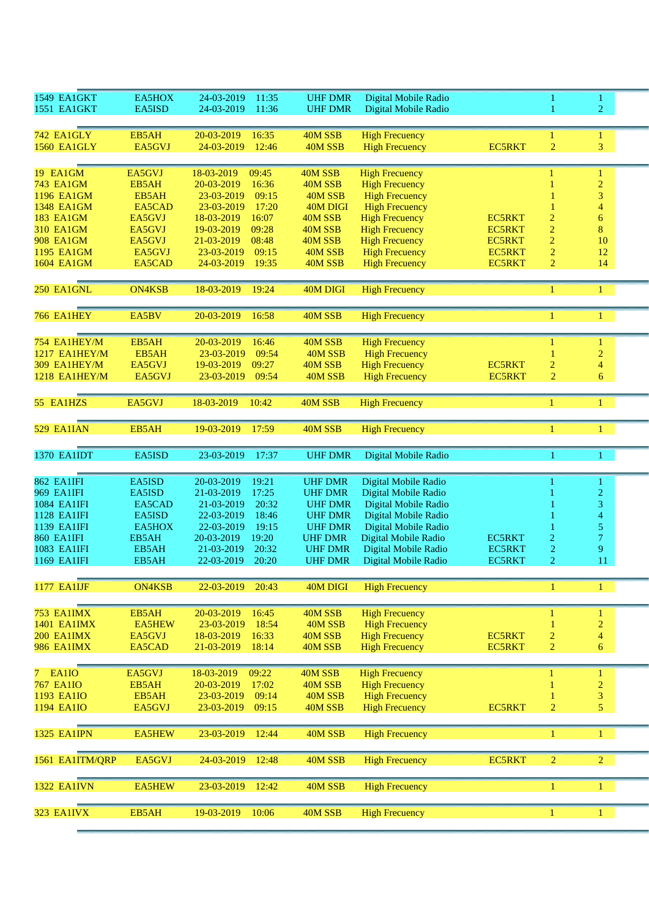| | | | | | | | | |
|---|---|---|---|---|---|---|---|---|
| 1549 EA1GKT | EA5HOX | 24-03-2019 | 11:35 | UHF DMR | Digital Mobile Radio | | 1 | 1 |
| 1551 EA1GKT | EA5ISD | 24-03-2019 | 11:36 | UHF DMR | Digital Mobile Radio | | 1 | 2 |
| | | | | | | | | |
| 742 EA1GLY | EB5AH | 20-03-2019 | 16:35 | 40M SSB | High Frecuency | | 1 | 1 |
| 1560 EA1GLY | EA5GVJ | 24-03-2019 | 12:46 | 40M SSB | High Frecuency | EC5RKT | 2 | 3 |
| | | | | | | | | |
| 19 EA1GM | EA5GVJ | 18-03-2019 | 09:45 | 40M SSB | High Frecuency | | 1 | 1 |
| 743 EA1GM | EB5AH | 20-03-2019 | 16:36 | 40M SSB | High Frecuency | | 1 | 2 |
| 1196 EA1GM | EB5AH | 23-03-2019 | 09:15 | 40M SSB | High Frecuency | | 1 | 3 |
| 1348 EA1GM | EA5CAD | 23-03-2019 | 17:20 | 40M DIGI | High Frecuency | | 1 | 4 |
| 183 EA1GM | EA5GVJ | 18-03-2019 | 16:07 | 40M SSB | High Frecuency | EC5RKT | 2 | 6 |
| 310 EA1GM | EA5GVJ | 19-03-2019 | 09:28 | 40M SSB | High Frecuency | EC5RKT | 2 | 8 |
| 908 EA1GM | EA5GVJ | 21-03-2019 | 08:48 | 40M SSB | High Frecuency | EC5RKT | 2 | 10 |
| 1195 EA1GM | EA5GVJ | 23-03-2019 | 09:15 | 40M SSB | High Frecuency | EC5RKT | 2 | 12 |
| 1604 EA1GM | EA5CAD | 24-03-2019 | 19:35 | 40M SSB | High Frecuency | EC5RKT | 2 | 14 |
| | | | | | | | | |
| 250 EA1GNL | ON4KSB | 18-03-2019 | 19:24 | 40M DIGI | High Frecuency | | 1 | 1 |
| | | | | | | | | |
| 766 EA1HEY | EA5BV | 20-03-2019 | 16:58 | 40M SSB | High Frecuency | | 1 | 1 |
| | | | | | | | | |
| 754 EA1HEY/M | EB5AH | 20-03-2019 | 16:46 | 40M SSB | High Frecuency | | 1 | 1 |
| 1217 EA1HEY/M | EB5AH | 23-03-2019 | 09:54 | 40M SSB | High Frecuency | | 1 | 2 |
| 309 EA1HEY/M | EA5GVJ | 19-03-2019 | 09:27 | 40M SSB | High Frecuency | EC5RKT | 2 | 4 |
| 1218 EA1HEY/M | EA5GVJ | 23-03-2019 | 09:54 | 40M SSB | High Frecuency | EC5RKT | 2 | 6 |
| | | | | | | | | |
| 55 EA1HZS | EA5GVJ | 18-03-2019 | 10:42 | 40M SSB | High Frecuency | | 1 | 1 |
| | | | | | | | | |
| 529 EA1IAN | EB5AH | 19-03-2019 | 17:59 | 40M SSB | High Frecuency | | 1 | 1 |
| | | | | | | | | |
| 1370 EA1IDT | EA5ISD | 23-03-2019 | 17:37 | UHF DMR | Digital Mobile Radio | | 1 | 1 |
| | | | | | | | | |
| 862 EA1IFI | EA5ISD | 20-03-2019 | 19:21 | UHF DMR | Digital Mobile Radio | | 1 | 1 |
| 969 EA1IFI | EA5ISD | 21-03-2019 | 17:25 | UHF DMR | Digital Mobile Radio | | 1 | 2 |
| 1084 EA1IFI | EA5CAD | 21-03-2019 | 20:32 | UHF DMR | Digital Mobile Radio | | 1 | 3 |
| 1128 EA1IFI | EA5ISD | 22-03-2019 | 18:46 | UHF DMR | Digital Mobile Radio | | 1 | 4 |
| 1139 EA1IFI | EA5HOX | 22-03-2019 | 19:15 | UHF DMR | Digital Mobile Radio | | 1 | 5 |
| 860 EA1IFI | EB5AH | 20-03-2019 | 19:20 | UHF DMR | Digital Mobile Radio | EC5RKT | 2 | 7 |
| 1083 EA1IFI | EB5AH | 21-03-2019 | 20:32 | UHF DMR | Digital Mobile Radio | EC5RKT | 2 | 9 |
| 1169 EA1IFI | EB5AH | 22-03-2019 | 20:20 | UHF DMR | Digital Mobile Radio | EC5RKT | 2 | 11 |
| | | | | | | | | |
| 1177 EA1IJF | ON4KSB | 22-03-2019 | 20:43 | 40M DIGI | High Frecuency | | 1 | 1 |
| | | | | | | | | |
| 753 EA1IMX | EB5AH | 20-03-2019 | 16:45 | 40M SSB | High Frecuency | | 1 | 1 |
| 1401 EA1IMX | EA5HEW | 23-03-2019 | 18:54 | 40M SSB | High Frecuency | | 1 | 2 |
| 200 EA1IMX | EA5GVJ | 18-03-2019 | 16:33 | 40M SSB | High Frecuency | EC5RKT | 2 | 4 |
| 986 EA1IMX | EA5CAD | 21-03-2019 | 18:14 | 40M SSB | High Frecuency | EC5RKT | 2 | 6 |
| | | | | | | | | |
| 7 EA1IO | EA5GVJ | 18-03-2019 | 09:22 | 40M SSB | High Frecuency | | 1 | 1 |
| 767 EA1IO | EB5AH | 20-03-2019 | 17:02 | 40M SSB | High Frecuency | | 1 | 2 |
| 1193 EA1IO | EB5AH | 23-03-2019 | 09:14 | 40M SSB | High Frecuency | | 1 | 3 |
| 1194 EA1IO | EA5GVJ | 23-03-2019 | 09:15 | 40M SSB | High Frecuency | EC5RKT | 2 | 5 |
| | | | | | | | | |
| 1325 EA1IPN | EA5HEW | 23-03-2019 | 12:44 | 40M SSB | High Frecuency | | 1 | 1 |
| | | | | | | | | |
| 1561 EA1ITM/QRP | EA5GVJ | 24-03-2019 | 12:48 | 40M SSB | High Frecuency | EC5RKT | 2 | 2 |
| | | | | | | | | |
| 1322 EA1IVN | EA5HEW | 23-03-2019 | 12:42 | 40M SSB | High Frecuency | | 1 | 1 |
| | | | | | | | | |
| 323 EA1IVX | EB5AH | 19-03-2019 | 10:06 | 40M SSB | High Frecuency | | 1 | 1 |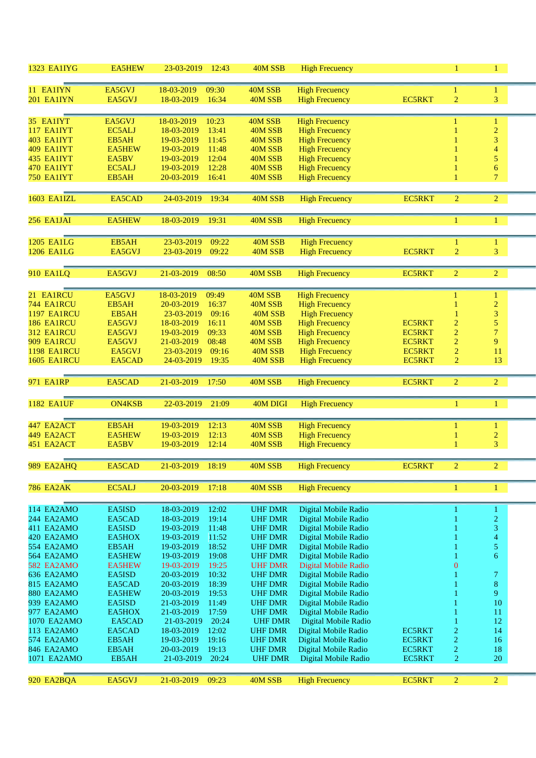| | | | | | | | | |
|---|---|---|---|---|---|---|---|---|
| 1323 | EA1IYG | EA5HEW | 23-03-2019 | 12:43 | 40M SSB | High Frecuency | | 1 | 1 |
| 11 | EA1IYN | EA5GVJ | 18-03-2019 | 09:30 | 40M SSB | High Frecuency | | 1 | 1 |
| 201 | EA1IYN | EA5GVJ | 18-03-2019 | 16:34 | 40M SSB | High Frecuency | EC5RKT | 2 | 3 |
| 35 | EA1IYT | EA5GVJ | 18-03-2019 | 10:23 | 40M SSB | High Frecuency | | 1 | 1 |
| 117 | EA1IYT | EC5ALJ | 18-03-2019 | 13:41 | 40M SSB | High Frecuency | | 1 | 2 |
| 403 | EA1IYT | EB5AH | 19-03-2019 | 11:45 | 40M SSB | High Frecuency | | 1 | 3 |
| 409 | EA1IYT | EA5HEW | 19-03-2019 | 11:48 | 40M SSB | High Frecuency | | 1 | 4 |
| 435 | EA1IYT | EA5BV | 19-03-2019 | 12:04 | 40M SSB | High Frecuency | | 1 | 5 |
| 470 | EA1IYT | EC5ALJ | 19-03-2019 | 12:28 | 40M SSB | High Frecuency | | 1 | 6 |
| 750 | EA1IYT | EB5AH | 20-03-2019 | 16:41 | 40M SSB | High Frecuency | | 1 | 7 |
| 1603 | EA1IZL | EA5CAD | 24-03-2019 | 19:34 | 40M SSB | High Frecuency | EC5RKT | 2 | 2 |
| 256 | EA1JAI | EA5HEW | 18-03-2019 | 19:31 | 40M SSB | High Frecuency | | 1 | 1 |
| 1205 | EA1LG | EB5AH | 23-03-2019 | 09:22 | 40M SSB | High Frecuency | | 1 | 1 |
| 1206 | EA1LG | EA5GVJ | 23-03-2019 | 09:22 | 40M SSB | High Frecuency | EC5RKT | 2 | 3 |
| 910 | EA1LQ | EA5GVJ | 21-03-2019 | 08:50 | 40M SSB | High Frecuency | EC5RKT | 2 | 2 |
| 21 | EA1RCU | EA5GVJ | 18-03-2019 | 09:49 | 40M SSB | High Frecuency | | 1 | 1 |
| 744 | EA1RCU | EB5AH | 20-03-2019 | 16:37 | 40M SSB | High Frecuency | | 1 | 2 |
| 1197 | EA1RCU | EB5AH | 23-03-2019 | 09:16 | 40M SSB | High Frecuency | | 1 | 3 |
| 186 | EA1RCU | EA5GVJ | 18-03-2019 | 16:11 | 40M SSB | High Frecuency | EC5RKT | 2 | 5 |
| 312 | EA1RCU | EA5GVJ | 19-03-2019 | 09:33 | 40M SSB | High Frecuency | EC5RKT | 2 | 7 |
| 909 | EA1RCU | EA5GVJ | 21-03-2019 | 08:48 | 40M SSB | High Frecuency | EC5RKT | 2 | 9 |
| 1198 | EA1RCU | EA5GVJ | 23-03-2019 | 09:16 | 40M SSB | High Frecuency | EC5RKT | 2 | 11 |
| 1605 | EA1RCU | EA5CAD | 24-03-2019 | 19:35 | 40M SSB | High Frecuency | EC5RKT | 2 | 13 |
| 971 | EA1RP | EA5CAD | 21-03-2019 | 17:50 | 40M SSB | High Frecuency | EC5RKT | 2 | 2 |
| 1182 | EA1UF | ON4KSB | 22-03-2019 | 21:09 | 40M DIGI | High Frecuency | | 1 | 1 |
| 447 | EA2ACT | EB5AH | 19-03-2019 | 12:13 | 40M SSB | High Frecuency | | 1 | 1 |
| 449 | EA2ACT | EA5HEW | 19-03-2019 | 12:13 | 40M SSB | High Frecuency | | 1 | 2 |
| 451 | EA2ACT | EA5BV | 19-03-2019 | 12:14 | 40M SSB | High Frecuency | | 1 | 3 |
| 989 | EA2AHQ | EA5CAD | 21-03-2019 | 18:19 | 40M SSB | High Frecuency | EC5RKT | 2 | 2 |
| 786 | EA2AK | EC5ALJ | 20-03-2019 | 17:18 | 40M SSB | High Frecuency | | 1 | 1 |
| 114 | EA2AMO | EA5ISD | 18-03-2019 | 12:02 | UHF DMR | Digital Mobile Radio | | 1 | 1 |
| 244 | EA2AMO | EA5CAD | 18-03-2019 | 19:14 | UHF DMR | Digital Mobile Radio | | 1 | 2 |
| 411 | EA2AMO | EA5ISD | 19-03-2019 | 11:48 | UHF DMR | Digital Mobile Radio | | 1 | 3 |
| 420 | EA2AMO | EA5HOX | 19-03-2019 | 11:52 | UHF DMR | Digital Mobile Radio | | 1 | 4 |
| 554 | EA2AMO | EB5AH | 19-03-2019 | 18:52 | UHF DMR | Digital Mobile Radio | | 1 | 5 |
| 564 | EA2AMO | EA5HEW | 19-03-2019 | 19:08 | UHF DMR | Digital Mobile Radio | | 1 | 6 |
| 582 | EA2AMO | EA5HEW | 19-03-2019 | 19:25 | UHF DMR | Digital Mobile Radio | | 0 | |
| 636 | EA2AMO | EA5ISD | 20-03-2019 | 10:32 | UHF DMR | Digital Mobile Radio | | 1 | 7 |
| 815 | EA2AMO | EA5CAD | 20-03-2019 | 18:39 | UHF DMR | Digital Mobile Radio | | 1 | 8 |
| 880 | EA2AMO | EA5HEW | 20-03-2019 | 19:53 | UHF DMR | Digital Mobile Radio | | 1 | 9 |
| 939 | EA2AMO | EA5ISD | 21-03-2019 | 11:49 | UHF DMR | Digital Mobile Radio | | 1 | 10 |
| 977 | EA2AMO | EA5HOX | 21-03-2019 | 17:59 | UHF DMR | Digital Mobile Radio | | 1 | 11 |
| 1070 | EA2AMO | EA5CAD | 21-03-2019 | 20:24 | UHF DMR | Digital Mobile Radio | | 1 | 12 |
| 113 | EA2AMO | EA5CAD | 18-03-2019 | 12:02 | UHF DMR | Digital Mobile Radio | EC5RKT | 2 | 14 |
| 574 | EA2AMO | EB5AH | 19-03-2019 | 19:16 | UHF DMR | Digital Mobile Radio | EC5RKT | 2 | 16 |
| 846 | EA2AMO | EB5AH | 20-03-2019 | 19:13 | UHF DMR | Digital Mobile Radio | EC5RKT | 2 | 18 |
| 1071 | EA2AMO | EB5AH | 21-03-2019 | 20:24 | UHF DMR | Digital Mobile Radio | EC5RKT | 2 | 20 |
| 920 | EA2BQA | EA5GVJ | 21-03-2019 | 09:23 | 40M SSB | High Frecuency | EC5RKT | 2 | 2 |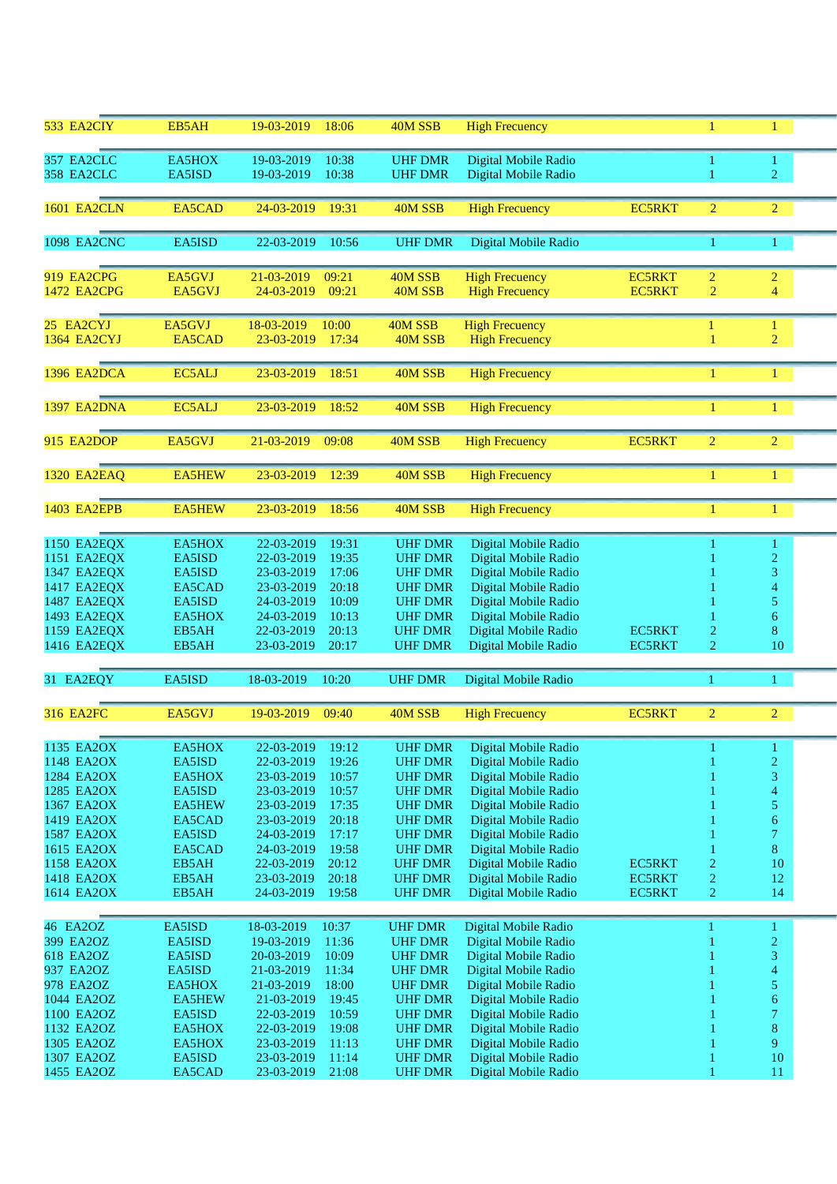| | | | | | | | | |
|---|---|---|---|---|---|---|---|---|
| 533 | EA2CIY | EB5AH | 19-03-2019 | 18:06 | 40M SSB | High Frecuency | | 1 | 1 |
| 357 | EA2CLC | EA5HOX | 19-03-2019 | 10:38 | UHF DMR | Digital Mobile Radio | | 1 | 1 |
| 358 | EA2CLC | EA5ISD | 19-03-2019 | 10:38 | UHF DMR | Digital Mobile Radio | | 1 | 2 |
| 1601 | EA2CLN | EA5CAD | 24-03-2019 | 19:31 | 40M SSB | High Frecuency | EC5RKT | 2 | 2 |
| 1098 | EA2CNC | EA5ISD | 22-03-2019 | 10:56 | UHF DMR | Digital Mobile Radio | | 1 | 1 |
| 919 | EA2CPG | EA5GVJ | 21-03-2019 | 09:21 | 40M SSB | High Frecuency | EC5RKT | 2 | 2 |
| 1472 | EA2CPG | EA5GVJ | 24-03-2019 | 09:21 | 40M SSB | High Frecuency | EC5RKT | 2 | 4 |
| 25 | EA2CYJ | EA5GVJ | 18-03-2019 | 10:00 | 40M SSB | High Frecuency | | 1 | 1 |
| 1364 | EA2CYJ | EA5CAD | 23-03-2019 | 17:34 | 40M SSB | High Frecuency | | 1 | 2 |
| 1396 | EA2DCA | EC5ALJ | 23-03-2019 | 18:51 | 40M SSB | High Frecuency | | 1 | 1 |
| 1397 | EA2DNA | EC5ALJ | 23-03-2019 | 18:52 | 40M SSB | High Frecuency | | 1 | 1 |
| 915 | EA2DOP | EA5GVJ | 21-03-2019 | 09:08 | 40M SSB | High Frecuency | EC5RKT | 2 | 2 |
| 1320 | EA2EAQ | EA5HEW | 23-03-2019 | 12:39 | 40M SSB | High Frecuency | | 1 | 1 |
| 1403 | EA2EPB | EA5HEW | 23-03-2019 | 18:56 | 40M SSB | High Frecuency | | 1 | 1 |
| 1150 | EA2EQX | EA5HOX | 22-03-2019 | 19:31 | UHF DMR | Digital Mobile Radio | | 1 | 1 |
| 1151 | EA2EQX | EA5ISD | 22-03-2019 | 19:35 | UHF DMR | Digital Mobile Radio | | 1 | 2 |
| 1347 | EA2EQX | EA5ISD | 23-03-2019 | 17:06 | UHF DMR | Digital Mobile Radio | | 1 | 3 |
| 1417 | EA2EQX | EA5CAD | 23-03-2019 | 20:18 | UHF DMR | Digital Mobile Radio | | 1 | 4 |
| 1487 | EA2EQX | EA5ISD | 24-03-2019 | 10:09 | UHF DMR | Digital Mobile Radio | | 1 | 5 |
| 1493 | EA2EQX | EA5HOX | 24-03-2019 | 10:13 | UHF DMR | Digital Mobile Radio | | 1 | 6 |
| 1159 | EA2EQX | EB5AH | 22-03-2019 | 20:13 | UHF DMR | Digital Mobile Radio | EC5RKT | 2 | 8 |
| 1416 | EA2EQX | EB5AH | 23-03-2019 | 20:17 | UHF DMR | Digital Mobile Radio | EC5RKT | 2 | 10 |
| 31 | EA2EQY | EA5ISD | 18-03-2019 | 10:20 | UHF DMR | Digital Mobile Radio | | 1 | 1 |
| 316 | EA2FC | EA5GVJ | 19-03-2019 | 09:40 | 40M SSB | High Frecuency | EC5RKT | 2 | 2 |
| 1135 | EA2OX | EA5HOX | 22-03-2019 | 19:12 | UHF DMR | Digital Mobile Radio | | 1 | 1 |
| 1148 | EA2OX | EA5ISD | 22-03-2019 | 19:26 | UHF DMR | Digital Mobile Radio | | 1 | 2 |
| 1284 | EA2OX | EA5HOX | 23-03-2019 | 10:57 | UHF DMR | Digital Mobile Radio | | 1 | 3 |
| 1285 | EA2OX | EA5ISD | 23-03-2019 | 10:57 | UHF DMR | Digital Mobile Radio | | 1 | 4 |
| 1367 | EA2OX | EA5HEW | 23-03-2019 | 17:35 | UHF DMR | Digital Mobile Radio | | 1 | 5 |
| 1419 | EA2OX | EA5CAD | 23-03-2019 | 20:18 | UHF DMR | Digital Mobile Radio | | 1 | 6 |
| 1587 | EA2OX | EA5ISD | 24-03-2019 | 17:17 | UHF DMR | Digital Mobile Radio | | 1 | 7 |
| 1615 | EA2OX | EA5CAD | 24-03-2019 | 19:58 | UHF DMR | Digital Mobile Radio | | 1 | 8 |
| 1158 | EA2OX | EB5AH | 22-03-2019 | 20:12 | UHF DMR | Digital Mobile Radio | EC5RKT | 2 | 10 |
| 1418 | EA2OX | EB5AH | 23-03-2019 | 20:18 | UHF DMR | Digital Mobile Radio | EC5RKT | 2 | 12 |
| 1614 | EA2OX | EB5AH | 24-03-2019 | 19:58 | UHF DMR | Digital Mobile Radio | EC5RKT | 2 | 14 |
| 46 | EA2OZ | EA5ISD | 18-03-2019 | 10:37 | UHF DMR | Digital Mobile Radio | | 1 | 1 |
| 399 | EA2OZ | EA5ISD | 19-03-2019 | 11:36 | UHF DMR | Digital Mobile Radio | | 1 | 2 |
| 618 | EA2OZ | EA5ISD | 20-03-2019 | 10:09 | UHF DMR | Digital Mobile Radio | | 1 | 3 |
| 937 | EA2OZ | EA5ISD | 21-03-2019 | 11:34 | UHF DMR | Digital Mobile Radio | | 1 | 4 |
| 978 | EA2OZ | EA5HOX | 21-03-2019 | 18:00 | UHF DMR | Digital Mobile Radio | | 1 | 5 |
| 1044 | EA2OZ | EA5HEW | 21-03-2019 | 19:45 | UHF DMR | Digital Mobile Radio | | 1 | 6 |
| 1100 | EA2OZ | EA5ISD | 22-03-2019 | 10:59 | UHF DMR | Digital Mobile Radio | | 1 | 7 |
| 1132 | EA2OZ | EA5HOX | 22-03-2019 | 19:08 | UHF DMR | Digital Mobile Radio | | 1 | 8 |
| 1305 | EA2OZ | EA5HOX | 23-03-2019 | 11:13 | UHF DMR | Digital Mobile Radio | | 1 | 9 |
| 1307 | EA2OZ | EA5ISD | 23-03-2019 | 11:14 | UHF DMR | Digital Mobile Radio | | 1 | 10 |
| 1455 | EA2OZ | EA5CAD | 23-03-2019 | 21:08 | UHF DMR | Digital Mobile Radio | | 1 | 11 |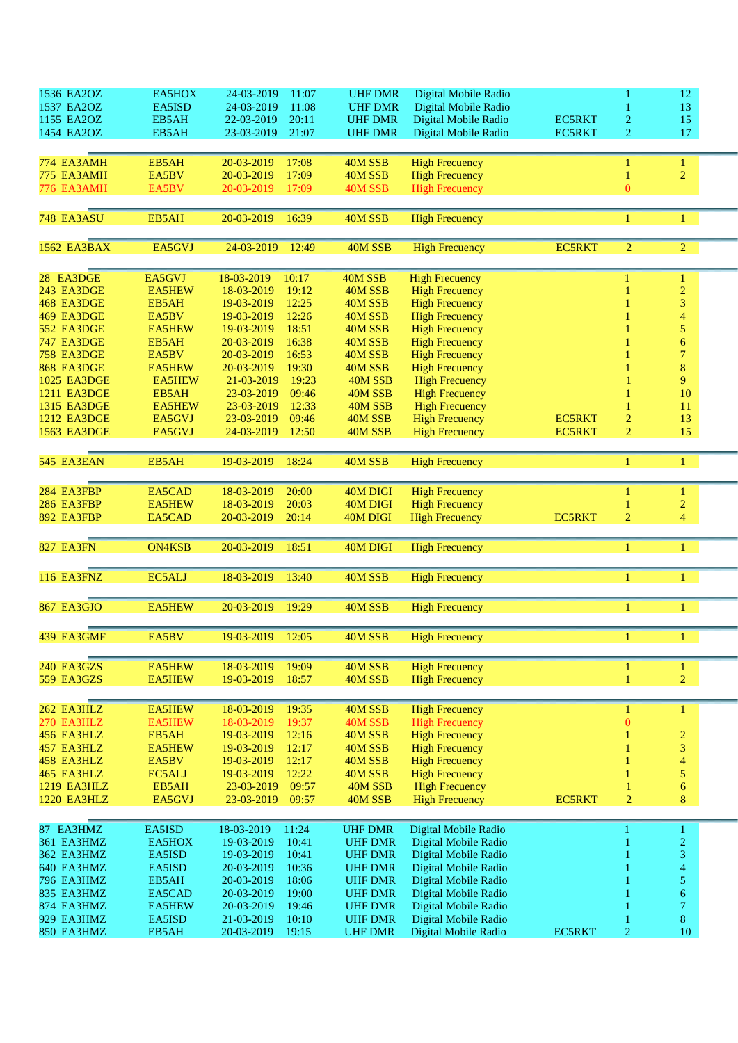| | | | | | | | | | |
|---|---|---|---|---|---|---|---|---|---|
| 1536 | EA2OZ | EA5HOX | 24-03-2019 | 11:07 | UHF DMR | Digital Mobile Radio | | 1 | 12 |
| 1537 | EA2OZ | EA5ISD | 24-03-2019 | 11:08 | UHF DMR | Digital Mobile Radio | | 1 | 13 |
| 1155 | EA2OZ | EB5AH | 22-03-2019 | 20:11 | UHF DMR | Digital Mobile Radio | EC5RKT | 2 | 15 |
| 1454 | EA2OZ | EB5AH | 23-03-2019 | 21:07 | UHF DMR | Digital Mobile Radio | EC5RKT | 2 | 17 |
| 774 | EA3AMH | EB5AH | 20-03-2019 | 17:08 | 40M SSB | High Frecuency | | 1 | 1 |
| 775 | EA3AMH | EA5BV | 20-03-2019 | 17:09 | 40M SSB | High Frecuency | | 1 | 2 |
| 776 | EA3AMH | EA5BV | 20-03-2019 | 17:09 | 40M SSB | High Frecuency | | 0 | |
| 748 | EA3ASU | EB5AH | 20-03-2019 | 16:39 | 40M SSB | High Frecuency | | 1 | 1 |
| 1562 | EA3BAX | EA5GVJ | 24-03-2019 | 12:49 | 40M SSB | High Frecuency | EC5RKT | 2 | 2 |
| 28 | EA3DGE | EA5GVJ | 18-03-2019 | 10:17 | 40M SSB | High Frecuency | | 1 | 1 |
| 243 | EA3DGE | EA5HEW | 18-03-2019 | 19:12 | 40M SSB | High Frecuency | | 1 | 2 |
| 468 | EA3DGE | EB5AH | 19-03-2019 | 12:25 | 40M SSB | High Frecuency | | 1 | 3 |
| 469 | EA3DGE | EA5BV | 19-03-2019 | 12:26 | 40M SSB | High Frecuency | | 1 | 4 |
| 552 | EA3DGE | EA5HEW | 19-03-2019 | 18:51 | 40M SSB | High Frecuency | | 1 | 5 |
| 747 | EA3DGE | EB5AH | 20-03-2019 | 16:38 | 40M SSB | High Frecuency | | 1 | 6 |
| 758 | EA3DGE | EA5BV | 20-03-2019 | 16:53 | 40M SSB | High Frecuency | | 1 | 7 |
| 868 | EA3DGE | EA5HEW | 20-03-2019 | 19:30 | 40M SSB | High Frecuency | | 1 | 8 |
| 1025 | EA3DGE | EA5HEW | 21-03-2019 | 19:23 | 40M SSB | High Frecuency | | 1 | 9 |
| 1211 | EA3DGE | EB5AH | 23-03-2019 | 09:46 | 40M SSB | High Frecuency | | 1 | 10 |
| 1315 | EA3DGE | EA5HEW | 23-03-2019 | 12:33 | 40M SSB | High Frecuency | | 1 | 11 |
| 1212 | EA3DGE | EA5GVJ | 23-03-2019 | 09:46 | 40M SSB | High Frecuency | EC5RKT | 2 | 13 |
| 1563 | EA3DGE | EA5GVJ | 24-03-2019 | 12:50 | 40M SSB | High Frecuency | EC5RKT | 2 | 15 |
| 545 | EA3EAN | EB5AH | 19-03-2019 | 18:24 | 40M SSB | High Frecuency | | 1 | 1 |
| 284 | EA3FBP | EA5CAD | 18-03-2019 | 20:00 | 40M DIGI | High Frecuency | | 1 | 1 |
| 286 | EA3FBP | EA5HEW | 18-03-2019 | 20:03 | 40M DIGI | High Frecuency | | 1 | 2 |
| 892 | EA3FBP | EA5CAD | 20-03-2019 | 20:14 | 40M DIGI | High Frecuency | EC5RKT | 2 | 4 |
| 827 | EA3FN | ON4KSB | 20-03-2019 | 18:51 | 40M DIGI | High Frecuency | | 1 | 1 |
| 116 | EA3FNZ | EC5ALJ | 18-03-2019 | 13:40 | 40M SSB | High Frecuency | | 1 | 1 |
| 867 | EA3GJO | EA5HEW | 20-03-2019 | 19:29 | 40M SSB | High Frecuency | | 1 | 1 |
| 439 | EA3GMF | EA5BV | 19-03-2019 | 12:05 | 40M SSB | High Frecuency | | 1 | 1 |
| 240 | EA3GZS | EA5HEW | 18-03-2019 | 19:09 | 40M SSB | High Frecuency | | 1 | 1 |
| 559 | EA3GZS | EA5HEW | 19-03-2019 | 18:57 | 40M SSB | High Frecuency | | 1 | 2 |
| 262 | EA3HLZ | EA5HEW | 18-03-2019 | 19:35 | 40M SSB | High Frecuency | | 1 | 1 |
| 270 | EA3HLZ | EA5HEW | 18-03-2019 | 19:37 | 40M SSB | High Frecuency | | 0 | |
| 456 | EA3HLZ | EB5AH | 19-03-2019 | 12:16 | 40M SSB | High Frecuency | | 1 | 2 |
| 457 | EA3HLZ | EA5HEW | 19-03-2019 | 12:17 | 40M SSB | High Frecuency | | 1 | 3 |
| 458 | EA3HLZ | EA5BV | 19-03-2019 | 12:17 | 40M SSB | High Frecuency | | 1 | 4 |
| 465 | EA3HLZ | EC5ALJ | 19-03-2019 | 12:22 | 40M SSB | High Frecuency | | 1 | 5 |
| 1219 | EA3HLZ | EB5AH | 23-03-2019 | 09:57 | 40M SSB | High Frecuency | | 1 | 6 |
| 1220 | EA3HLZ | EA5GVJ | 23-03-2019 | 09:57 | 40M SSB | High Frecuency | EC5RKT | 2 | 8 |
| 87 | EA3HMZ | EA5ISD | 18-03-2019 | 11:24 | UHF DMR | Digital Mobile Radio | | 1 | 1 |
| 361 | EA3HMZ | EA5HOX | 19-03-2019 | 10:41 | UHF DMR | Digital Mobile Radio | | 1 | 2 |
| 362 | EA3HMZ | EA5ISD | 19-03-2019 | 10:41 | UHF DMR | Digital Mobile Radio | | 1 | 3 |
| 640 | EA3HMZ | EA5ISD | 20-03-2019 | 10:36 | UHF DMR | Digital Mobile Radio | | 1 | 4 |
| 796 | EA3HMZ | EB5AH | 20-03-2019 | 18:06 | UHF DMR | Digital Mobile Radio | | 1 | 5 |
| 835 | EA3HMZ | EA5CAD | 20-03-2019 | 19:00 | UHF DMR | Digital Mobile Radio | | 1 | 6 |
| 874 | EA3HMZ | EA5HEW | 20-03-2019 | 19:46 | UHF DMR | Digital Mobile Radio | | 1 | 7 |
| 929 | EA3HMZ | EA5ISD | 21-03-2019 | 10:10 | UHF DMR | Digital Mobile Radio | | 1 | 8 |
| 850 | EA3HMZ | EB5AH | 20-03-2019 | 19:15 | UHF DMR | Digital Mobile Radio | EC5RKT | 2 | 10 |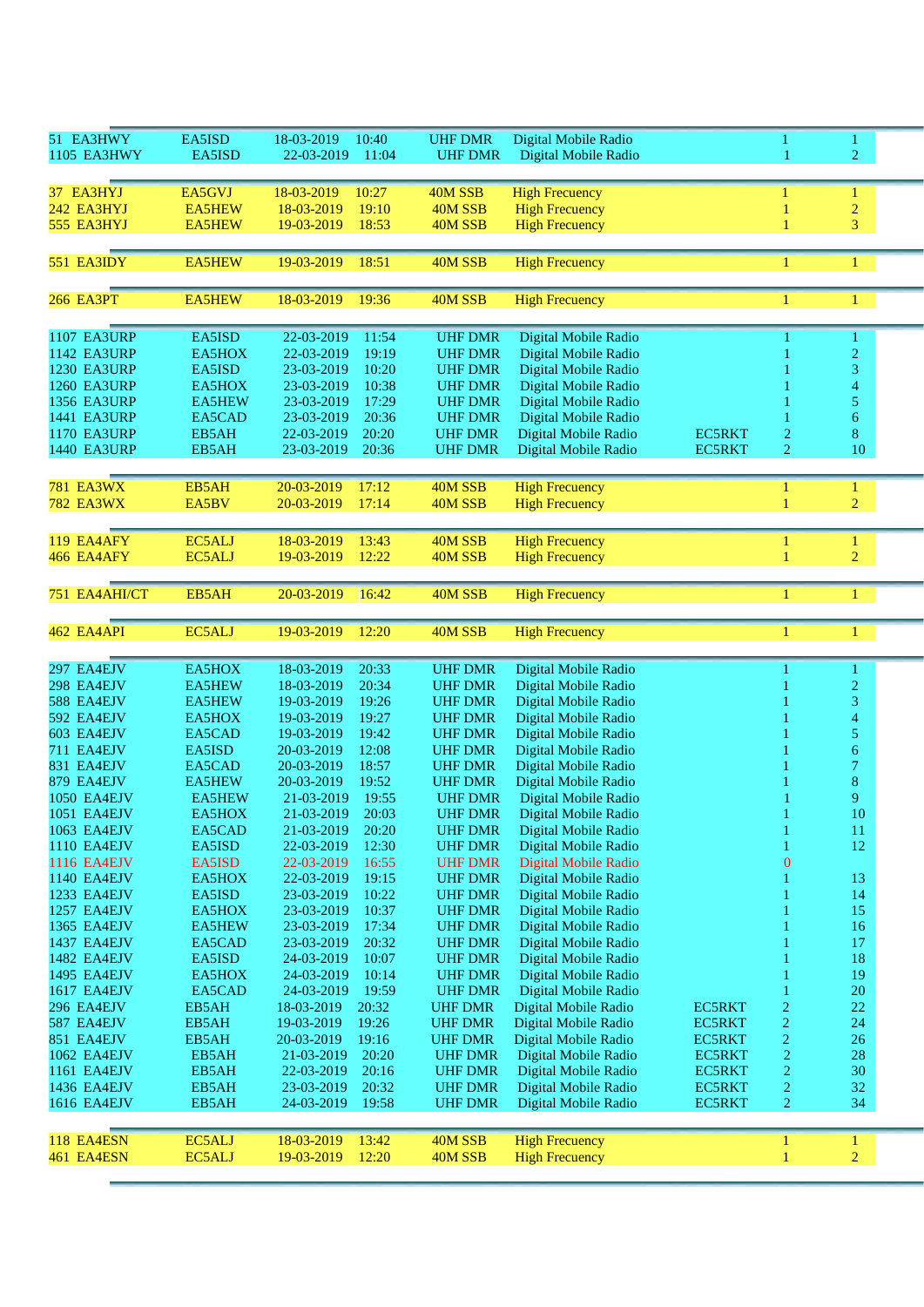| | | | | | | | | |
|---|---|---|---|---|---|---|---|---|
| 51 EA3HWY | EA5ISD | 18-03-2019 | 10:40 | UHF DMR | Digital Mobile Radio | | 1 | 1 |
| 1105 EA3HWY | EA5ISD | 22-03-2019 | 11:04 | UHF DMR | Digital Mobile Radio | | 1 | 2 |
| | | | | | | | | |
| 37 EA3HYJ | EA5GVJ | 18-03-2019 | 10:27 | 40M SSB | High Frecuency | | 1 | 1 |
| 242 EA3HYJ | EA5HEW | 18-03-2019 | 19:10 | 40M SSB | High Frecuency | | 1 | 2 |
| 555 EA3HYJ | EA5HEW | 19-03-2019 | 18:53 | 40M SSB | High Frecuency | | 1 | 3 |
| | | | | | | | | |
| 551 EA3IDY | EA5HEW | 19-03-2019 | 18:51 | 40M SSB | High Frecuency | | 1 | 1 |
| | | | | | | | | |
| 266 EA3PT | EA5HEW | 18-03-2019 | 19:36 | 40M SSB | High Frecuency | | 1 | 1 |
| | | | | | | | | |
| 1107 EA3URP | EA5ISD | 22-03-2019 | 11:54 | UHF DMR | Digital Mobile Radio | | 1 | 1 |
| 1142 EA3URP | EA5HOX | 22-03-2019 | 19:19 | UHF DMR | Digital Mobile Radio | | 1 | 2 |
| 1230 EA3URP | EA5ISD | 23-03-2019 | 10:20 | UHF DMR | Digital Mobile Radio | | 1 | 3 |
| 1260 EA3URP | EA5HOX | 23-03-2019 | 10:38 | UHF DMR | Digital Mobile Radio | | 1 | 4 |
| 1356 EA3URP | EA5HEW | 23-03-2019 | 17:29 | UHF DMR | Digital Mobile Radio | | 1 | 5 |
| 1441 EA3URP | EA5CAD | 23-03-2019 | 20:36 | UHF DMR | Digital Mobile Radio | | 1 | 6 |
| 1170 EA3URP | EB5AH | 22-03-2019 | 20:20 | UHF DMR | Digital Mobile Radio | EC5RKT | 2 | 8 |
| 1440 EA3URP | EB5AH | 23-03-2019 | 20:36 | UHF DMR | Digital Mobile Radio | EC5RKT | 2 | 10 |
| | | | | | | | | |
| 781 EA3WX | EB5AH | 20-03-2019 | 17:12 | 40M SSB | High Frecuency | | 1 | 1 |
| 782 EA3WX | EA5BV | 20-03-2019 | 17:14 | 40M SSB | High Frecuency | | 1 | 2 |
| | | | | | | | | |
| 119 EA4AFY | EC5ALJ | 18-03-2019 | 13:43 | 40M SSB | High Frecuency | | 1 | 1 |
| 466 EA4AFY | EC5ALJ | 19-03-2019 | 12:22 | 40M SSB | High Frecuency | | 1 | 2 |
| | | | | | | | | |
| 751 EA4AHI/CT | EB5AH | 20-03-2019 | 16:42 | 40M SSB | High Frecuency | | 1 | 1 |
| | | | | | | | | |
| 462 EA4API | EC5ALJ | 19-03-2019 | 12:20 | 40M SSB | High Frecuency | | 1 | 1 |
| | | | | | | | | |
| 297 EA4EJV | EA5HOX | 18-03-2019 | 20:33 | UHF DMR | Digital Mobile Radio | | 1 | 1 |
| 298 EA4EJV | EA5HEW | 18-03-2019 | 20:34 | UHF DMR | Digital Mobile Radio | | 1 | 2 |
| 588 EA4EJV | EA5HEW | 19-03-2019 | 19:26 | UHF DMR | Digital Mobile Radio | | 1 | 3 |
| 592 EA4EJV | EA5HOX | 19-03-2019 | 19:27 | UHF DMR | Digital Mobile Radio | | 1 | 4 |
| 603 EA4EJV | EA5CAD | 19-03-2019 | 19:42 | UHF DMR | Digital Mobile Radio | | 1 | 5 |
| 711 EA4EJV | EA5ISD | 20-03-2019 | 12:08 | UHF DMR | Digital Mobile Radio | | 1 | 6 |
| 831 EA4EJV | EA5CAD | 20-03-2019 | 18:57 | UHF DMR | Digital Mobile Radio | | 1 | 7 |
| 879 EA4EJV | EA5HEW | 20-03-2019 | 19:52 | UHF DMR | Digital Mobile Radio | | 1 | 8 |
| 1050 EA4EJV | EA5HEW | 21-03-2019 | 19:55 | UHF DMR | Digital Mobile Radio | | 1 | 9 |
| 1051 EA4EJV | EA5HOX | 21-03-2019 | 20:03 | UHF DMR | Digital Mobile Radio | | 1 | 10 |
| 1063 EA4EJV | EA5CAD | 21-03-2019 | 20:20 | UHF DMR | Digital Mobile Radio | | 1 | 11 |
| 1110 EA4EJV | EA5ISD | 22-03-2019 | 12:30 | UHF DMR | Digital Mobile Radio | | 1 | 12 |
| 1116 EA4EJV | EA5ISD | 22-03-2019 | 16:55 | UHF DMR | Digital Mobile Radio | | 0 | |
| 1140 EA4EJV | EA5HOX | 22-03-2019 | 19:15 | UHF DMR | Digital Mobile Radio | | 1 | 13 |
| 1233 EA4EJV | EA5ISD | 23-03-2019 | 10:22 | UHF DMR | Digital Mobile Radio | | 1 | 14 |
| 1257 EA4EJV | EA5HOX | 23-03-2019 | 10:37 | UHF DMR | Digital Mobile Radio | | 1 | 15 |
| 1365 EA4EJV | EA5HEW | 23-03-2019 | 17:34 | UHF DMR | Digital Mobile Radio | | 1 | 16 |
| 1437 EA4EJV | EA5CAD | 23-03-2019 | 20:32 | UHF DMR | Digital Mobile Radio | | 1 | 17 |
| 1482 EA4EJV | EA5ISD | 24-03-2019 | 10:07 | UHF DMR | Digital Mobile Radio | | 1 | 18 |
| 1495 EA4EJV | EA5HOX | 24-03-2019 | 10:14 | UHF DMR | Digital Mobile Radio | | 1 | 19 |
| 1617 EA4EJV | EA5CAD | 24-03-2019 | 19:59 | UHF DMR | Digital Mobile Radio | | 1 | 20 |
| 296 EA4EJV | EB5AH | 18-03-2019 | 20:32 | UHF DMR | Digital Mobile Radio | EC5RKT | 2 | 22 |
| 587 EA4EJV | EB5AH | 19-03-2019 | 19:26 | UHF DMR | Digital Mobile Radio | EC5RKT | 2 | 24 |
| 851 EA4EJV | EB5AH | 20-03-2019 | 19:16 | UHF DMR | Digital Mobile Radio | EC5RKT | 2 | 26 |
| 1062 EA4EJV | EB5AH | 21-03-2019 | 20:20 | UHF DMR | Digital Mobile Radio | EC5RKT | 2 | 28 |
| 1161 EA4EJV | EB5AH | 22-03-2019 | 20:16 | UHF DMR | Digital Mobile Radio | EC5RKT | 2 | 30 |
| 1436 EA4EJV | EB5AH | 23-03-2019 | 20:32 | UHF DMR | Digital Mobile Radio | EC5RKT | 2 | 32 |
| 1616 EA4EJV | EB5AH | 24-03-2019 | 19:58 | UHF DMR | Digital Mobile Radio | EC5RKT | 2 | 34 |
| | | | | | | | | |
| 118 EA4ESN | EC5ALJ | 18-03-2019 | 13:42 | 40M SSB | High Frecuency | | 1 | 1 |
| 461 EA4ESN | EC5ALJ | 19-03-2019 | 12:20 | 40M SSB | High Frecuency | | 1 | 2 |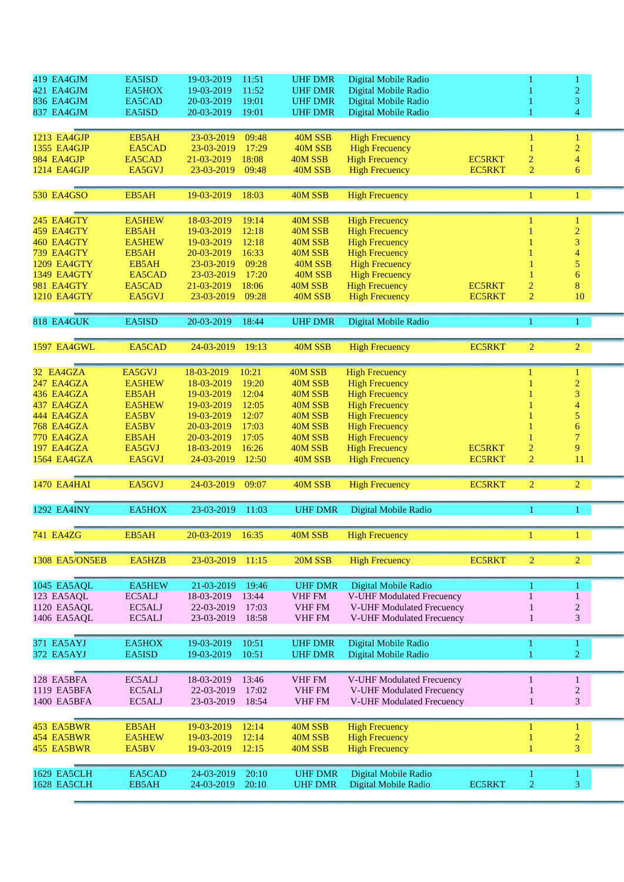| | | | | | | | | |
|---|---|---|---|---|---|---|---|---|
| 419 EA4GJM | EA5ISD | 19-03-2019 | 11:51 | UHF DMR | Digital Mobile Radio | | 1 | 1 |
| 421 EA4GJM | EA5HOX | 19-03-2019 | 11:52 | UHF DMR | Digital Mobile Radio | | 1 | 2 |
| 836 EA4GJM | EA5CAD | 20-03-2019 | 19:01 | UHF DMR | Digital Mobile Radio | | 1 | 3 |
| 837 EA4GJM | EA5ISD | 20-03-2019 | 19:01 | UHF DMR | Digital Mobile Radio | | 1 | 4 |
| 1213 EA4GJP | EB5AH | 23-03-2019 | 09:48 | 40M SSB | High Frecuency | | 1 | 1 |
| 1355 EA4GJP | EA5CAD | 23-03-2019 | 17:29 | 40M SSB | High Frecuency | | 1 | 2 |
| 984 EA4GJP | EA5CAD | 21-03-2019 | 18:08 | 40M SSB | High Frecuency | EC5RKT | 2 | 4 |
| 1214 EA4GJP | EA5GVJ | 23-03-2019 | 09:48 | 40M SSB | High Frecuency | EC5RKT | 2 | 6 |
| 530 EA4GSO | EB5AH | 19-03-2019 | 18:03 | 40M SSB | High Frecuency | | 1 | 1 |
| 245 EA4GTY | EA5HEW | 18-03-2019 | 19:14 | 40M SSB | High Frecuency | | 1 | 1 |
| 459 EA4GTY | EB5AH | 19-03-2019 | 12:18 | 40M SSB | High Frecuency | | 1 | 2 |
| 460 EA4GTY | EA5HEW | 19-03-2019 | 12:18 | 40M SSB | High Frecuency | | 1 | 3 |
| 739 EA4GTY | EB5AH | 20-03-2019 | 16:33 | 40M SSB | High Frecuency | | 1 | 4 |
| 1209 EA4GTY | EB5AH | 23-03-2019 | 09:28 | 40M SSB | High Frecuency | | 1 | 5 |
| 1349 EA4GTY | EA5CAD | 23-03-2019 | 17:20 | 40M SSB | High Frecuency | | 1 | 6 |
| 981 EA4GTY | EA5CAD | 21-03-2019 | 18:06 | 40M SSB | High Frecuency | EC5RKT | 2 | 8 |
| 1210 EA4GTY | EA5GVJ | 23-03-2019 | 09:28 | 40M SSB | High Frecuency | EC5RKT | 2 | 10 |
| 818 EA4GUK | EA5ISD | 20-03-2019 | 18:44 | UHF DMR | Digital Mobile Radio | | 1 | 1 |
| 1597 EA4GWL | EA5CAD | 24-03-2019 | 19:13 | 40M SSB | High Frecuency | EC5RKT | 2 | 2 |
| 32 EA4GZA | EA5GVJ | 18-03-2019 | 10:21 | 40M SSB | High Frecuency | | 1 | 1 |
| 247 EA4GZA | EA5HEW | 18-03-2019 | 19:20 | 40M SSB | High Frecuency | | 1 | 2 |
| 436 EA4GZA | EB5AH | 19-03-2019 | 12:04 | 40M SSB | High Frecuency | | 1 | 3 |
| 437 EA4GZA | EA5HEW | 19-03-2019 | 12:05 | 40M SSB | High Frecuency | | 1 | 4 |
| 444 EA4GZA | EA5BV | 19-03-2019 | 12:07 | 40M SSB | High Frecuency | | 1 | 5 |
| 768 EA4GZA | EA5BV | 20-03-2019 | 17:03 | 40M SSB | High Frecuency | | 1 | 6 |
| 770 EA4GZA | EB5AH | 20-03-2019 | 17:05 | 40M SSB | High Frecuency | | 1 | 7 |
| 197 EA4GZA | EA5GVJ | 18-03-2019 | 16:26 | 40M SSB | High Frecuency | EC5RKT | 2 | 9 |
| 1564 EA4GZA | EA5GVJ | 24-03-2019 | 12:50 | 40M SSB | High Frecuency | EC5RKT | 2 | 11 |
| 1470 EA4HAI | EA5GVJ | 24-03-2019 | 09:07 | 40M SSB | High Frecuency | EC5RKT | 2 | 2 |
| 1292 EA4INY | EA5HOX | 23-03-2019 | 11:03 | UHF DMR | Digital Mobile Radio | | 1 | 1 |
| 741 EA4ZG | EB5AH | 20-03-2019 | 16:35 | 40M SSB | High Frecuency | | 1 | 1 |
| 1308 EA5/ON5EB | EA5HZB | 23-03-2019 | 11:15 | 20M SSB | High Frecuency | EC5RKT | 2 | 2 |
| 1045 EA5AQL | EA5HEW | 21-03-2019 | 19:46 | UHF DMR | Digital Mobile Radio | | 1 | 1 |
| 123 EA5AQL | EC5ALJ | 18-03-2019 | 13:44 | VHF FM | V-UHF Modulated Frecuency | | 1 | 1 |
| 1120 EA5AQL | EC5ALJ | 22-03-2019 | 17:03 | VHF FM | V-UHF Modulated Frecuency | | 1 | 2 |
| 1406 EA5AQL | EC5ALJ | 23-03-2019 | 18:58 | VHF FM | V-UHF Modulated Frecuency | | 1 | 3 |
| 371 EA5AYJ | EA5HOX | 19-03-2019 | 10:51 | UHF DMR | Digital Mobile Radio | | 1 | 1 |
| 372 EA5AYJ | EA5ISD | 19-03-2019 | 10:51 | UHF DMR | Digital Mobile Radio | | 1 | 2 |
| 128 EA5BFA | EC5ALJ | 18-03-2019 | 13:46 | VHF FM | V-UHF Modulated Frecuency | | 1 | 1 |
| 1119 EA5BFA | EC5ALJ | 22-03-2019 | 17:02 | VHF FM | V-UHF Modulated Frecuency | | 1 | 2 |
| 1400 EA5BFA | EC5ALJ | 23-03-2019 | 18:54 | VHF FM | V-UHF Modulated Frecuency | | 1 | 3 |
| 453 EA5BWR | EB5AH | 19-03-2019 | 12:14 | 40M SSB | High Frecuency | | 1 | 1 |
| 454 EA5BWR | EA5HEW | 19-03-2019 | 12:14 | 40M SSB | High Frecuency | | 1 | 2 |
| 455 EA5BWR | EA5BV | 19-03-2019 | 12:15 | 40M SSB | High Frecuency | | 1 | 3 |
| 1629 EA5CLH | EA5CAD | 24-03-2019 | 20:10 | UHF DMR | Digital Mobile Radio | | 1 | 1 |
| 1628 EA5CLH | EB5AH | 24-03-2019 | 20:10 | UHF DMR | Digital Mobile Radio | EC5RKT | 2 | 3 |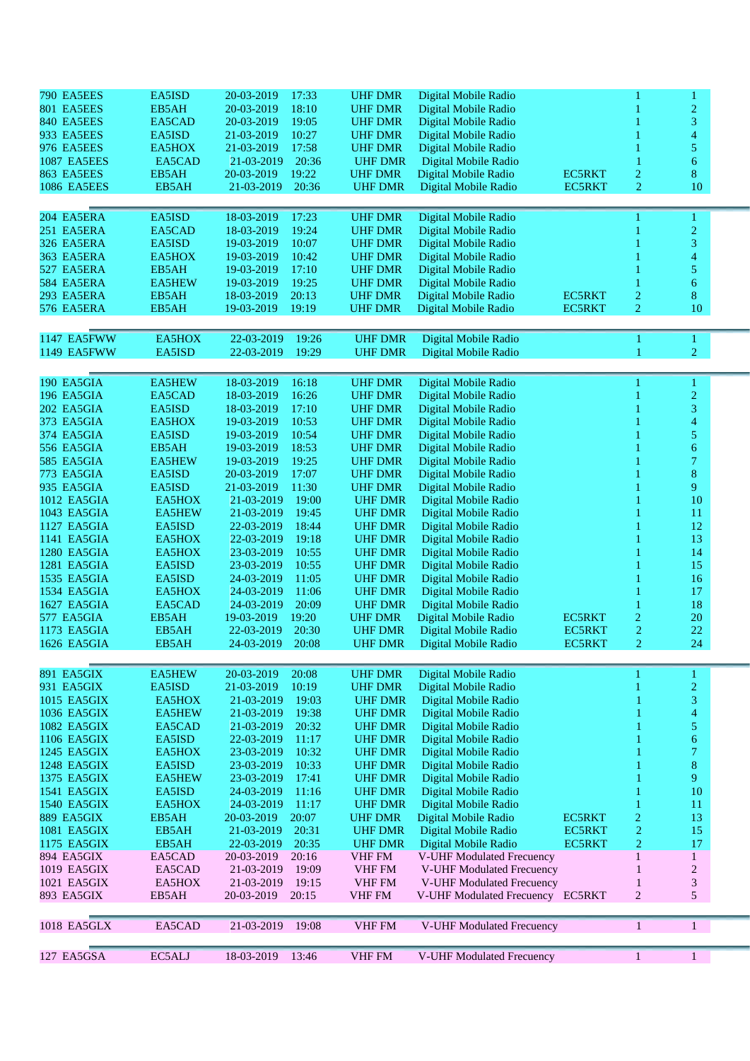| | | | | | | | | |
|---|---|---|---|---|---|---|---|---|
| 790 | EA5EES | EA5ISD | 20-03-2019 | 17:33 | UHF DMR | Digital Mobile Radio | | 1 | 1 |
| 801 | EA5EES | EB5AH | 20-03-2019 | 18:10 | UHF DMR | Digital Mobile Radio | | 1 | 2 |
| 840 | EA5EES | EA5CAD | 20-03-2019 | 19:05 | UHF DMR | Digital Mobile Radio | | 1 | 3 |
| 933 | EA5EES | EA5ISD | 21-03-2019 | 10:27 | UHF DMR | Digital Mobile Radio | | 1 | 4 |
| 976 | EA5EES | EA5HOX | 21-03-2019 | 17:58 | UHF DMR | Digital Mobile Radio | | 1 | 5 |
| 1087 | EA5EES | EA5CAD | 21-03-2019 | 20:36 | UHF DMR | Digital Mobile Radio | | 1 | 6 |
| 863 | EA5EES | EB5AH | 20-03-2019 | 19:22 | UHF DMR | Digital Mobile Radio | EC5RKT | 2 | 8 |
| 1086 | EA5EES | EB5AH | 21-03-2019 | 20:36 | UHF DMR | Digital Mobile Radio | EC5RKT | 2 | 10 |
| | | | | | | | | | |
| 204 | EA5ERA | EA5ISD | 18-03-2019 | 17:23 | UHF DMR | Digital Mobile Radio | | 1 | 1 |
| 251 | EA5ERA | EA5CAD | 18-03-2019 | 19:24 | UHF DMR | Digital Mobile Radio | | 1 | 2 |
| 326 | EA5ERA | EA5ISD | 19-03-2019 | 10:07 | UHF DMR | Digital Mobile Radio | | 1 | 3 |
| 363 | EA5ERA | EA5HOX | 19-03-2019 | 10:42 | UHF DMR | Digital Mobile Radio | | 1 | 4 |
| 527 | EA5ERA | EB5AH | 19-03-2019 | 17:10 | UHF DMR | Digital Mobile Radio | | 1 | 5 |
| 584 | EA5ERA | EA5HEW | 19-03-2019 | 19:25 | UHF DMR | Digital Mobile Radio | | 1 | 6 |
| 293 | EA5ERA | EB5AH | 18-03-2019 | 20:13 | UHF DMR | Digital Mobile Radio | EC5RKT | 2 | 8 |
| 576 | EA5ERA | EB5AH | 19-03-2019 | 19:19 | UHF DMR | Digital Mobile Radio | EC5RKT | 2 | 10 |
| | | | | | | | | | |
| 1147 | EA5FWW | EA5HOX | 22-03-2019 | 19:26 | UHF DMR | Digital Mobile Radio | | 1 | 1 |
| 1149 | EA5FWW | EA5ISD | 22-03-2019 | 19:29 | UHF DMR | Digital Mobile Radio | | 1 | 2 |
| | | | | | | | | | |
| 190 | EA5GIA | EA5HEW | 18-03-2019 | 16:18 | UHF DMR | Digital Mobile Radio | | 1 | 1 |
| 196 | EA5GIA | EA5CAD | 18-03-2019 | 16:26 | UHF DMR | Digital Mobile Radio | | 1 | 2 |
| 202 | EA5GIA | EA5ISD | 18-03-2019 | 17:10 | UHF DMR | Digital Mobile Radio | | 1 | 3 |
| 373 | EA5GIA | EA5HOX | 19-03-2019 | 10:53 | UHF DMR | Digital Mobile Radio | | 1 | 4 |
| 374 | EA5GIA | EA5ISD | 19-03-2019 | 10:54 | UHF DMR | Digital Mobile Radio | | 1 | 5 |
| 556 | EA5GIA | EB5AH | 19-03-2019 | 18:53 | UHF DMR | Digital Mobile Radio | | 1 | 6 |
| 585 | EA5GIA | EA5HEW | 19-03-2019 | 19:25 | UHF DMR | Digital Mobile Radio | | 1 | 7 |
| 773 | EA5GIA | EA5ISD | 20-03-2019 | 17:07 | UHF DMR | Digital Mobile Radio | | 1 | 8 |
| 935 | EA5GIA | EA5ISD | 21-03-2019 | 11:30 | UHF DMR | Digital Mobile Radio | | 1 | 9 |
| 1012 | EA5GIA | EA5HOX | 21-03-2019 | 19:00 | UHF DMR | Digital Mobile Radio | | 1 | 10 |
| 1043 | EA5GIA | EA5HEW | 21-03-2019 | 19:45 | UHF DMR | Digital Mobile Radio | | 1 | 11 |
| 1127 | EA5GIA | EA5ISD | 22-03-2019 | 18:44 | UHF DMR | Digital Mobile Radio | | 1 | 12 |
| 1141 | EA5GIA | EA5HOX | 22-03-2019 | 19:18 | UHF DMR | Digital Mobile Radio | | 1 | 13 |
| 1280 | EA5GIA | EA5HOX | 23-03-2019 | 10:55 | UHF DMR | Digital Mobile Radio | | 1 | 14 |
| 1281 | EA5GIA | EA5ISD | 23-03-2019 | 10:55 | UHF DMR | Digital Mobile Radio | | 1 | 15 |
| 1535 | EA5GIA | EA5ISD | 24-03-2019 | 11:05 | UHF DMR | Digital Mobile Radio | | 1 | 16 |
| 1534 | EA5GIA | EA5HOX | 24-03-2019 | 11:06 | UHF DMR | Digital Mobile Radio | | 1 | 17 |
| 1627 | EA5GIA | EA5CAD | 24-03-2019 | 20:09 | UHF DMR | Digital Mobile Radio | | 1 | 18 |
| 577 | EA5GIA | EB5AH | 19-03-2019 | 19:20 | UHF DMR | Digital Mobile Radio | EC5RKT | 2 | 20 |
| 1173 | EA5GIA | EB5AH | 22-03-2019 | 20:30 | UHF DMR | Digital Mobile Radio | EC5RKT | 2 | 22 |
| 1626 | EA5GIA | EB5AH | 24-03-2019 | 20:08 | UHF DMR | Digital Mobile Radio | EC5RKT | 2 | 24 |
| | | | | | | | | | |
| 891 | EA5GIX | EA5HEW | 20-03-2019 | 20:08 | UHF DMR | Digital Mobile Radio | | 1 | 1 |
| 931 | EA5GIX | EA5ISD | 21-03-2019 | 10:19 | UHF DMR | Digital Mobile Radio | | 1 | 2 |
| 1015 | EA5GIX | EA5HOX | 21-03-2019 | 19:03 | UHF DMR | Digital Mobile Radio | | 1 | 3 |
| 1036 | EA5GIX | EA5HEW | 21-03-2019 | 19:38 | UHF DMR | Digital Mobile Radio | | 1 | 4 |
| 1082 | EA5GIX | EA5CAD | 21-03-2019 | 20:32 | UHF DMR | Digital Mobile Radio | | 1 | 5 |
| 1106 | EA5GIX | EA5ISD | 22-03-2019 | 11:17 | UHF DMR | Digital Mobile Radio | | 1 | 6 |
| 1245 | EA5GIX | EA5HOX | 23-03-2019 | 10:32 | UHF DMR | Digital Mobile Radio | | 1 | 7 |
| 1248 | EA5GIX | EA5ISD | 23-03-2019 | 10:33 | UHF DMR | Digital Mobile Radio | | 1 | 8 |
| 1375 | EA5GIX | EA5HEW | 23-03-2019 | 17:41 | UHF DMR | Digital Mobile Radio | | 1 | 9 |
| 1541 | EA5GIX | EA5ISD | 24-03-2019 | 11:16 | UHF DMR | Digital Mobile Radio | | 1 | 10 |
| 1540 | EA5GIX | EA5HOX | 24-03-2019 | 11:17 | UHF DMR | Digital Mobile Radio | | 1 | 11 |
| 889 | EA5GIX | EB5AH | 20-03-2019 | 20:07 | UHF DMR | Digital Mobile Radio | EC5RKT | 2 | 13 |
| 1081 | EA5GIX | EB5AH | 21-03-2019 | 20:31 | UHF DMR | Digital Mobile Radio | EC5RKT | 2 | 15 |
| 1175 | EA5GIX | EB5AH | 22-03-2019 | 20:35 | UHF DMR | Digital Mobile Radio | EC5RKT | 2 | 17 |
| 894 | EA5GIX | EA5CAD | 20-03-2019 | 20:16 | VHF FM | V-UHF Modulated Frecuency | | 1 | 1 |
| 1019 | EA5GIX | EA5CAD | 21-03-2019 | 19:09 | VHF FM | V-UHF Modulated Frecuency | | 1 | 2 |
| 1021 | EA5GIX | EA5HOX | 21-03-2019 | 19:15 | VHF FM | V-UHF Modulated Frecuency | | 1 | 3 |
| 893 | EA5GIX | EB5AH | 20-03-2019 | 20:15 | VHF FM | V-UHF Modulated Frecuency | EC5RKT | 2 | 5 |
| | | | | | | | | | |
| 1018 | EA5GLX | EA5CAD | 21-03-2019 | 19:08 | VHF FM | V-UHF Modulated Frecuency | | 1 | 1 |
| | | | | | | | | | |
| 127 | EA5GSA | EC5ALJ | 18-03-2019 | 13:46 | VHF FM | V-UHF Modulated Frecuency | | 1 | 1 |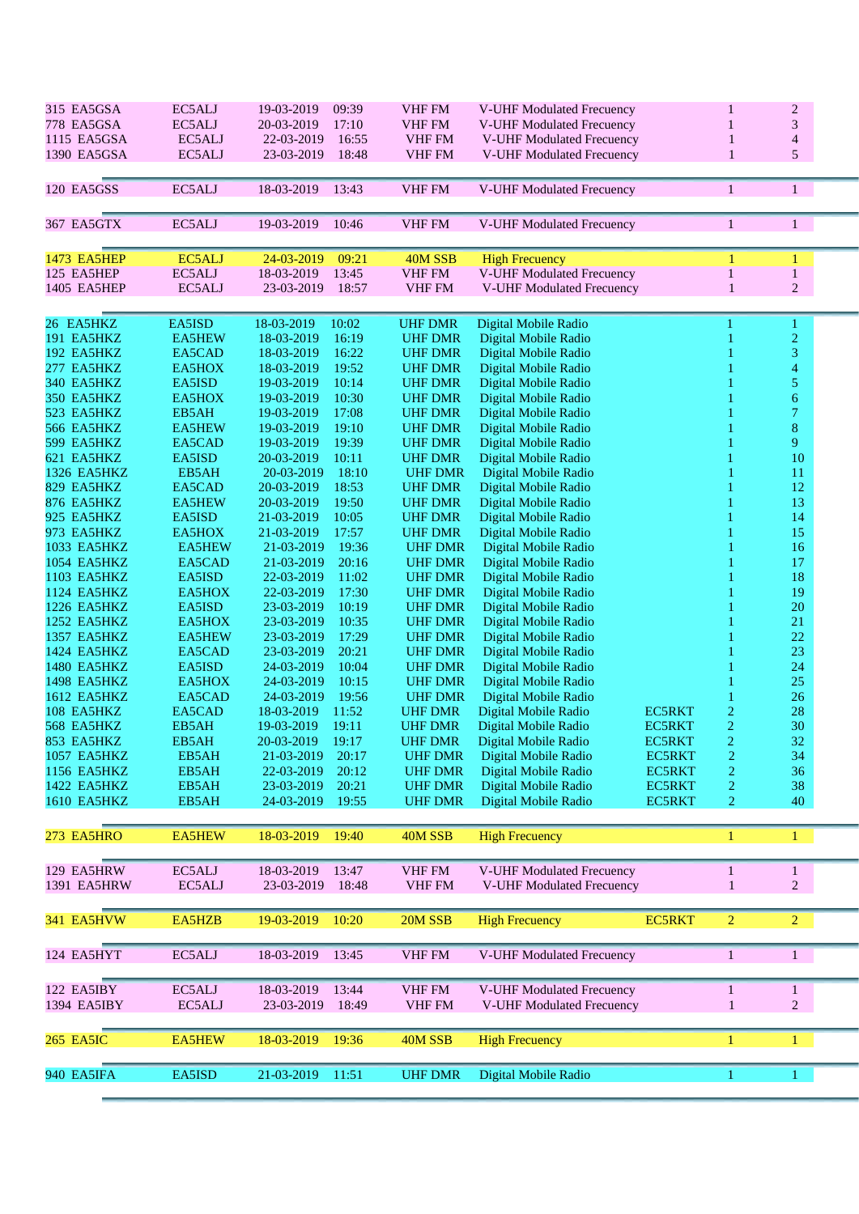| | | | | | | | | |
|---|---|---|---|---|---|---|---|---|
| 315 EA5GSA | EC5ALJ | 19-03-2019 | 09:39 | VHF FM | V-UHF Modulated Frecuency | | 1 | 2 |
| 778 EA5GSA | EC5ALJ | 20-03-2019 | 17:10 | VHF FM | V-UHF Modulated Frecuency | | 1 | 3 |
| 1115 EA5GSA | EC5ALJ | 22-03-2019 | 16:55 | VHF FM | V-UHF Modulated Frecuency | | 1 | 4 |
| 1390 EA5GSA | EC5ALJ | 23-03-2019 | 18:48 | VHF FM | V-UHF Modulated Frecuency | | 1 | 5 |
| 120 EA5GSS | EC5ALJ | 18-03-2019 | 13:43 | VHF FM | V-UHF Modulated Frecuency | | 1 | 1 |
| 367 EA5GTX | EC5ALJ | 19-03-2019 | 10:46 | VHF FM | V-UHF Modulated Frecuency | | 1 | 1 |
| 1473 EA5HEP | EC5ALJ | 24-03-2019 | 09:21 | 40M SSB | High Frecuency | | 1 | 1 |
| 125 EA5HEP | EC5ALJ | 18-03-2019 | 13:45 | VHF FM | V-UHF Modulated Frecuency | | 1 | 1 |
| 1405 EA5HEP | EC5ALJ | 23-03-2019 | 18:57 | VHF FM | V-UHF Modulated Frecuency | | 1 | 2 |
| 26 EA5HKZ | EA5ISD | 18-03-2019 | 10:02 | UHF DMR | Digital Mobile Radio | | 1 | 1 |
| 191 EA5HKZ | EA5HEW | 18-03-2019 | 16:19 | UHF DMR | Digital Mobile Radio | | 1 | 2 |
| 192 EA5HKZ | EA5CAD | 18-03-2019 | 16:22 | UHF DMR | Digital Mobile Radio | | 1 | 3 |
| 277 EA5HKZ | EA5HOX | 18-03-2019 | 19:52 | UHF DMR | Digital Mobile Radio | | 1 | 4 |
| 340 EA5HKZ | EA5ISD | 19-03-2019 | 10:14 | UHF DMR | Digital Mobile Radio | | 1 | 5 |
| 350 EA5HKZ | EA5HOX | 19-03-2019 | 10:30 | UHF DMR | Digital Mobile Radio | | 1 | 6 |
| 523 EA5HKZ | EB5AH | 19-03-2019 | 17:08 | UHF DMR | Digital Mobile Radio | | 1 | 7 |
| 566 EA5HKZ | EA5HEW | 19-03-2019 | 19:10 | UHF DMR | Digital Mobile Radio | | 1 | 8 |
| 599 EA5HKZ | EA5CAD | 19-03-2019 | 19:39 | UHF DMR | Digital Mobile Radio | | 1 | 9 |
| 621 EA5HKZ | EA5ISD | 20-03-2019 | 10:11 | UHF DMR | Digital Mobile Radio | | 1 | 10 |
| 1326 EA5HKZ | EB5AH | 20-03-2019 | 18:10 | UHF DMR | Digital Mobile Radio | | 1 | 11 |
| 829 EA5HKZ | EA5CAD | 20-03-2019 | 18:53 | UHF DMR | Digital Mobile Radio | | 1 | 12 |
| 876 EA5HKZ | EA5HEW | 20-03-2019 | 19:50 | UHF DMR | Digital Mobile Radio | | 1 | 13 |
| 925 EA5HKZ | EA5ISD | 21-03-2019 | 10:05 | UHF DMR | Digital Mobile Radio | | 1 | 14 |
| 973 EA5HKZ | EA5HOX | 21-03-2019 | 17:57 | UHF DMR | Digital Mobile Radio | | 1 | 15 |
| 1033 EA5HKZ | EA5HEW | 21-03-2019 | 19:36 | UHF DMR | Digital Mobile Radio | | 1 | 16 |
| 1054 EA5HKZ | EA5CAD | 21-03-2019 | 20:16 | UHF DMR | Digital Mobile Radio | | 1 | 17 |
| 1103 EA5HKZ | EA5ISD | 22-03-2019 | 11:02 | UHF DMR | Digital Mobile Radio | | 1 | 18 |
| 1124 EA5HKZ | EA5HOX | 22-03-2019 | 17:30 | UHF DMR | Digital Mobile Radio | | 1 | 19 |
| 1226 EA5HKZ | EA5ISD | 23-03-2019 | 10:19 | UHF DMR | Digital Mobile Radio | | 1 | 20 |
| 1252 EA5HKZ | EA5HOX | 23-03-2019 | 10:35 | UHF DMR | Digital Mobile Radio | | 1 | 21 |
| 1357 EA5HKZ | EA5HEW | 23-03-2019 | 17:29 | UHF DMR | Digital Mobile Radio | | 1 | 22 |
| 1424 EA5HKZ | EA5CAD | 23-03-2019 | 20:21 | UHF DMR | Digital Mobile Radio | | 1 | 23 |
| 1480 EA5HKZ | EA5ISD | 24-03-2019 | 10:04 | UHF DMR | Digital Mobile Radio | | 1 | 24 |
| 1498 EA5HKZ | EA5HOX | 24-03-2019 | 10:15 | UHF DMR | Digital Mobile Radio | | 1 | 25 |
| 1612 EA5HKZ | EA5CAD | 24-03-2019 | 19:56 | UHF DMR | Digital Mobile Radio | | 1 | 26 |
| 108 EA5HKZ | EA5CAD | 18-03-2019 | 11:52 | UHF DMR | Digital Mobile Radio | EC5RKT | 2 | 28 |
| 568 EA5HKZ | EB5AH | 19-03-2019 | 19:11 | UHF DMR | Digital Mobile Radio | EC5RKT | 2 | 30 |
| 853 EA5HKZ | EB5AH | 20-03-2019 | 19:17 | UHF DMR | Digital Mobile Radio | EC5RKT | 2 | 32 |
| 1057 EA5HKZ | EB5AH | 21-03-2019 | 20:17 | UHF DMR | Digital Mobile Radio | EC5RKT | 2 | 34 |
| 1156 EA5HKZ | EB5AH | 22-03-2019 | 20:12 | UHF DMR | Digital Mobile Radio | EC5RKT | 2 | 36 |
| 1422 EA5HKZ | EB5AH | 23-03-2019 | 20:21 | UHF DMR | Digital Mobile Radio | EC5RKT | 2 | 38 |
| 1610 EA5HKZ | EB5AH | 24-03-2019 | 19:55 | UHF DMR | Digital Mobile Radio | EC5RKT | 2 | 40 |
| 273 EA5HRO | EA5HEW | 18-03-2019 | 19:40 | 40M SSB | High Frecuency | | 1 | 1 |
| 129 EA5HRW | EC5ALJ | 18-03-2019 | 13:47 | VHF FM | V-UHF Modulated Frecuency | | 1 | 1 |
| 1391 EA5HRW | EC5ALJ | 23-03-2019 | 18:48 | VHF FM | V-UHF Modulated Frecuency | | 1 | 2 |
| 341 EA5HVW | EA5HZB | 19-03-2019 | 10:20 | 20M SSB | High Frecuency | EC5RKT | 2 | 2 |
| 124 EA5HYT | EC5ALJ | 18-03-2019 | 13:45 | VHF FM | V-UHF Modulated Frecuency | | 1 | 1 |
| 122 EA5IBY | EC5ALJ | 18-03-2019 | 13:44 | VHF FM | V-UHF Modulated Frecuency | | 1 | 1 |
| 1394 EA5IBY | EC5ALJ | 23-03-2019 | 18:49 | VHF FM | V-UHF Modulated Frecuency | | 1 | 2 |
| 265 EA5IC | EA5HEW | 18-03-2019 | 19:36 | 40M SSB | High Frecuency | | 1 | 1 |
| 940 EA5IFA | EA5ISD | 21-03-2019 | 11:51 | UHF DMR | Digital Mobile Radio | | 1 | 1 |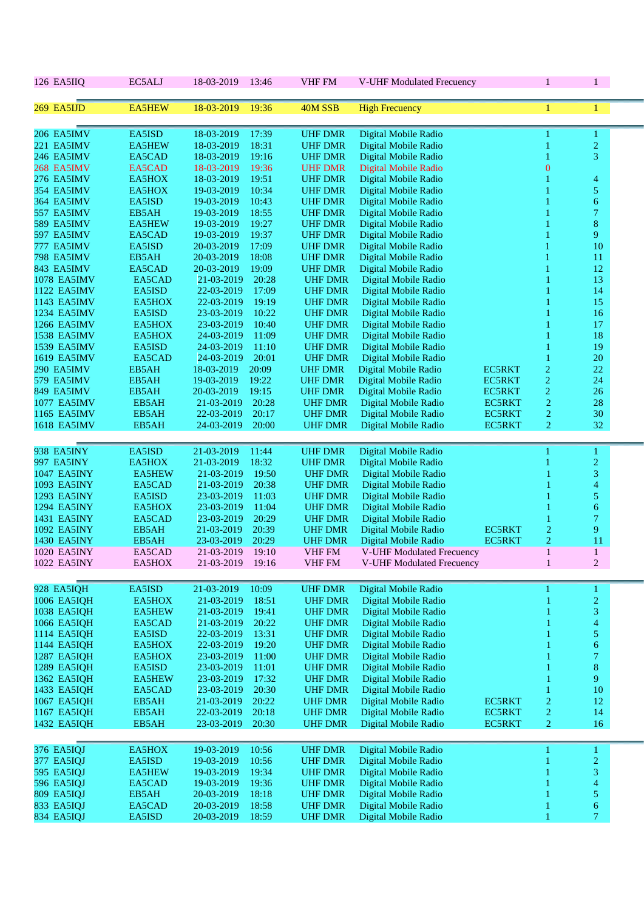| | | | | | | | | |
|---|---|---|---|---|---|---|---|---|
| 126 EA5IIQ | EC5ALJ | 18-03-2019 | 13:46 | VHF FM | V-UHF Modulated Frecuency | | 1 | 1 |

| | | | | | | | | |
|---|---|---|---|---|---|---|---|---|
| 269 EA5IJD | EA5HEW | 18-03-2019 | 19:36 | 40M SSB | High Frecuency | | 1 | 1 |

| | | | | | | | | |
|---|---|---|---|---|---|---|---|---|
| 206 EA5IMV | EA5ISD | 18-03-2019 | 17:39 | UHF DMR | Digital Mobile Radio | | 1 | 1 |
| 221 EA5IMV | EA5HEW | 18-03-2019 | 18:31 | UHF DMR | Digital Mobile Radio | | 1 | 2 |
| 246 EA5IMV | EA5CAD | 18-03-2019 | 19:16 | UHF DMR | Digital Mobile Radio | | 1 | 3 |
| 268 EA5IMV | EA5CAD | 18-03-2019 | 19:36 | UHF DMR | Digital Mobile Radio | | 0 | |
| 276 EA5IMV | EA5HOX | 18-03-2019 | 19:51 | UHF DMR | Digital Mobile Radio | | 1 | 4 |
| 354 EA5IMV | EA5HOX | 19-03-2019 | 10:34 | UHF DMR | Digital Mobile Radio | | 1 | 5 |
| 364 EA5IMV | EA5ISD | 19-03-2019 | 10:43 | UHF DMR | Digital Mobile Radio | | 1 | 6 |
| 557 EA5IMV | EB5AH | 19-03-2019 | 18:55 | UHF DMR | Digital Mobile Radio | | 1 | 7 |
| 589 EA5IMV | EA5HEW | 19-03-2019 | 19:27 | UHF DMR | Digital Mobile Radio | | 1 | 8 |
| 597 EA5IMV | EA5CAD | 19-03-2019 | 19:37 | UHF DMR | Digital Mobile Radio | | 1 | 9 |
| 777 EA5IMV | EA5ISD | 20-03-2019 | 17:09 | UHF DMR | Digital Mobile Radio | | 1 | 10 |
| 798 EA5IMV | EB5AH | 20-03-2019 | 18:08 | UHF DMR | Digital Mobile Radio | | 1 | 11 |
| 843 EA5IMV | EA5CAD | 20-03-2019 | 19:09 | UHF DMR | Digital Mobile Radio | | 1 | 12 |
| 1078 EA5IMV | EA5CAD | 21-03-2019 | 20:28 | UHF DMR | Digital Mobile Radio | | 1 | 13 |
| 1122 EA5IMV | EA5ISD | 22-03-2019 | 17:09 | UHF DMR | Digital Mobile Radio | | 1 | 14 |
| 1143 EA5IMV | EA5HOX | 22-03-2019 | 19:19 | UHF DMR | Digital Mobile Radio | | 1 | 15 |
| 1234 EA5IMV | EA5ISD | 23-03-2019 | 10:22 | UHF DMR | Digital Mobile Radio | | 1 | 16 |
| 1266 EA5IMV | EA5HOX | 23-03-2019 | 10:40 | UHF DMR | Digital Mobile Radio | | 1 | 17 |
| 1538 EA5IMV | EA5HOX | 24-03-2019 | 11:09 | UHF DMR | Digital Mobile Radio | | 1 | 18 |
| 1539 EA5IMV | EA5ISD | 24-03-2019 | 11:10 | UHF DMR | Digital Mobile Radio | | 1 | 19 |
| 1619 EA5IMV | EA5CAD | 24-03-2019 | 20:01 | UHF DMR | Digital Mobile Radio | | 1 | 20 |
| 290 EA5IMV | EB5AH | 18-03-2019 | 20:09 | UHF DMR | Digital Mobile Radio | EC5RKT | 2 | 22 |
| 579 EA5IMV | EB5AH | 19-03-2019 | 19:22 | UHF DMR | Digital Mobile Radio | EC5RKT | 2 | 24 |
| 849 EA5IMV | EB5AH | 20-03-2019 | 19:15 | UHF DMR | Digital Mobile Radio | EC5RKT | 2 | 26 |
| 1077 EA5IMV | EB5AH | 21-03-2019 | 20:28 | UHF DMR | Digital Mobile Radio | EC5RKT | 2 | 28 |
| 1165 EA5IMV | EB5AH | 22-03-2019 | 20:17 | UHF DMR | Digital Mobile Radio | EC5RKT | 2 | 30 |
| 1618 EA5IMV | EB5AH | 24-03-2019 | 20:00 | UHF DMR | Digital Mobile Radio | EC5RKT | 2 | 32 |

| | | | | | | | | |
|---|---|---|---|---|---|---|---|---|
| 938 EA5INY | EA5ISD | 21-03-2019 | 11:44 | UHF DMR | Digital Mobile Radio | | 1 | 1 |
| 997 EA5INY | EA5HOX | 21-03-2019 | 18:32 | UHF DMR | Digital Mobile Radio | | 1 | 2 |
| 1047 EA5INY | EA5HEW | 21-03-2019 | 19:50 | UHF DMR | Digital Mobile Radio | | 1 | 3 |
| 1093 EA5INY | EA5CAD | 21-03-2019 | 20:38 | UHF DMR | Digital Mobile Radio | | 1 | 4 |
| 1293 EA5INY | EA5ISD | 23-03-2019 | 11:03 | UHF DMR | Digital Mobile Radio | | 1 | 5 |
| 1294 EA5INY | EA5HOX | 23-03-2019 | 11:04 | UHF DMR | Digital Mobile Radio | | 1 | 6 |
| 1431 EA5INY | EA5CAD | 23-03-2019 | 20:29 | UHF DMR | Digital Mobile Radio | | 1 | 7 |
| 1092 EA5INY | EB5AH | 21-03-2019 | 20:39 | UHF DMR | Digital Mobile Radio | EC5RKT | 2 | 9 |
| 1430 EA5INY | EB5AH | 23-03-2019 | 20:29 | UHF DMR | Digital Mobile Radio | EC5RKT | 2 | 11 |
| 1020 EA5INY | EA5CAD | 21-03-2019 | 19:10 | VHF FM | V-UHF Modulated Frecuency | | 1 | 1 |
| 1022 EA5INY | EA5HOX | 21-03-2019 | 19:16 | VHF FM | V-UHF Modulated Frecuency | | 1 | 2 |

| | | | | | | | | |
|---|---|---|---|---|---|---|---|---|
| 928 EA5IQH | EA5ISD | 21-03-2019 | 10:09 | UHF DMR | Digital Mobile Radio | | 1 | 1 |
| 1006 EA5IQH | EA5HOX | 21-03-2019 | 18:51 | UHF DMR | Digital Mobile Radio | | 1 | 2 |
| 1038 EA5IQH | EA5HEW | 21-03-2019 | 19:41 | UHF DMR | Digital Mobile Radio | | 1 | 3 |
| 1066 EA5IQH | EA5CAD | 21-03-2019 | 20:22 | UHF DMR | Digital Mobile Radio | | 1 | 4 |
| 1114 EA5IQH | EA5ISD | 22-03-2019 | 13:31 | UHF DMR | Digital Mobile Radio | | 1 | 5 |
| 1144 EA5IQH | EA5HOX | 22-03-2019 | 19:20 | UHF DMR | Digital Mobile Radio | | 1 | 6 |
| 1287 EA5IQH | EA5HOX | 23-03-2019 | 11:00 | UHF DMR | Digital Mobile Radio | | 1 | 7 |
| 1289 EA5IQH | EA5ISD | 23-03-2019 | 11:01 | UHF DMR | Digital Mobile Radio | | 1 | 8 |
| 1362 EA5IQH | EA5HEW | 23-03-2019 | 17:32 | UHF DMR | Digital Mobile Radio | | 1 | 9 |
| 1433 EA5IQH | EA5CAD | 23-03-2019 | 20:30 | UHF DMR | Digital Mobile Radio | | 1 | 10 |
| 1067 EA5IQH | EB5AH | 21-03-2019 | 20:22 | UHF DMR | Digital Mobile Radio | EC5RKT | 2 | 12 |
| 1167 EA5IQH | EB5AH | 22-03-2019 | 20:18 | UHF DMR | Digital Mobile Radio | EC5RKT | 2 | 14 |
| 1432 EA5IQH | EB5AH | 23-03-2019 | 20:30 | UHF DMR | Digital Mobile Radio | EC5RKT | 2 | 16 |

| | | | | | | | | |
|---|---|---|---|---|---|---|---|---|
| 376 EA5IQJ | EA5HOX | 19-03-2019 | 10:56 | UHF DMR | Digital Mobile Radio | | 1 | 1 |
| 377 EA5IQJ | EA5ISD | 19-03-2019 | 10:56 | UHF DMR | Digital Mobile Radio | | 1 | 2 |
| 595 EA5IQJ | EA5HEW | 19-03-2019 | 19:34 | UHF DMR | Digital Mobile Radio | | 1 | 3 |
| 596 EA5IQJ | EA5CAD | 19-03-2019 | 19:36 | UHF DMR | Digital Mobile Radio | | 1 | 4 |
| 809 EA5IQJ | EB5AH | 20-03-2019 | 18:18 | UHF DMR | Digital Mobile Radio | | 1 | 5 |
| 833 EA5IQJ | EA5CAD | 20-03-2019 | 18:58 | UHF DMR | Digital Mobile Radio | | 1 | 6 |
| 834 EA5IQJ | EA5ISD | 20-03-2019 | 18:59 | UHF DMR | Digital Mobile Radio | | 1 | 7 |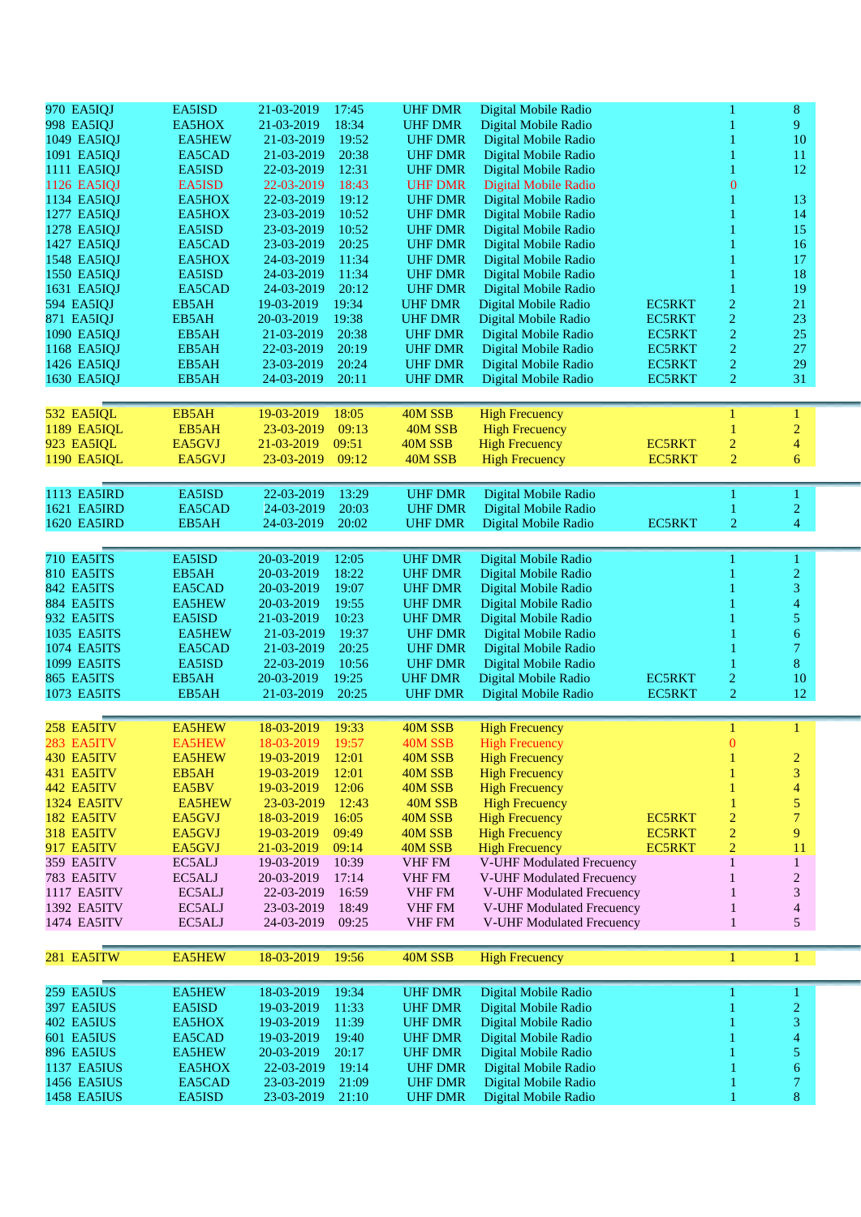| | | | | | | | | |
|---|---|---|---|---|---|---|---|---|
| 970 EA5IQJ | EA5ISD | 21-03-2019 | 17:45 | UHF DMR | Digital Mobile Radio | | 1 | 8 |
| 998 EA5IQJ | EA5HOX | 21-03-2019 | 18:34 | UHF DMR | Digital Mobile Radio | | 1 | 9 |
| 1049 EA5IQJ | EA5HEW | 21-03-2019 | 19:52 | UHF DMR | Digital Mobile Radio | | 1 | 10 |
| 1091 EA5IQJ | EA5CAD | 21-03-2019 | 20:38 | UHF DMR | Digital Mobile Radio | | 1 | 11 |
| 1111 EA5IQJ | EA5ISD | 22-03-2019 | 12:31 | UHF DMR | Digital Mobile Radio | | 1 | 12 |
| 1126 EA5IQJ | EA5ISD | 22-03-2019 | 18:43 | UHF DMR | Digital Mobile Radio | | 0 | |
| 1134 EA5IQJ | EA5HOX | 22-03-2019 | 19:12 | UHF DMR | Digital Mobile Radio | | 1 | 13 |
| 1277 EA5IQJ | EA5HOX | 23-03-2019 | 10:52 | UHF DMR | Digital Mobile Radio | | 1 | 14 |
| 1278 EA5IQJ | EA5ISD | 23-03-2019 | 10:52 | UHF DMR | Digital Mobile Radio | | 1 | 15 |
| 1427 EA5IQJ | EA5CAD | 23-03-2019 | 20:25 | UHF DMR | Digital Mobile Radio | | 1 | 16 |
| 1548 EA5IQJ | EA5HOX | 24-03-2019 | 11:34 | UHF DMR | Digital Mobile Radio | | 1 | 17 |
| 1550 EA5IQJ | EA5ISD | 24-03-2019 | 11:34 | UHF DMR | Digital Mobile Radio | | 1 | 18 |
| 1631 EA5IQJ | EA5CAD | 24-03-2019 | 20:12 | UHF DMR | Digital Mobile Radio | | 1 | 19 |
| 594 EA5IQJ | EB5AH | 19-03-2019 | 19:34 | UHF DMR | Digital Mobile Radio | EC5RKT | 2 | 21 |
| 871 EA5IQJ | EB5AH | 20-03-2019 | 19:38 | UHF DMR | Digital Mobile Radio | EC5RKT | 2 | 23 |
| 1090 EA5IQJ | EB5AH | 21-03-2019 | 20:38 | UHF DMR | Digital Mobile Radio | EC5RKT | 2 | 25 |
| 1168 EA5IQJ | EB5AH | 22-03-2019 | 20:19 | UHF DMR | Digital Mobile Radio | EC5RKT | 2 | 27 |
| 1426 EA5IQJ | EB5AH | 23-03-2019 | 20:24 | UHF DMR | Digital Mobile Radio | EC5RKT | 2 | 29 |
| 1630 EA5IQJ | EB5AH | 24-03-2019 | 20:11 | UHF DMR | Digital Mobile Radio | EC5RKT | 2 | 31 |
| | | | | | | | | |
| 532 EA5IQL | EB5AH | 19-03-2019 | 18:05 | 40M SSB | High Frecuency | | 1 | 1 |
| 1189 EA5IQL | EB5AH | 23-03-2019 | 09:13 | 40M SSB | High Frecuency | | 1 | 2 |
| 923 EA5IQL | EA5GVJ | 21-03-2019 | 09:51 | 40M SSB | High Frecuency | EC5RKT | 2 | 4 |
| 1190 EA5IQL | EA5GVJ | 23-03-2019 | 09:12 | 40M SSB | High Frecuency | EC5RKT | 2 | 6 |
| | | | | | | | | |
| 1113 EA5IRD | EA5ISD | 22-03-2019 | 13:29 | UHF DMR | Digital Mobile Radio | | 1 | 1 |
| 1621 EA5IRD | EA5CAD | 24-03-2019 | 20:03 | UHF DMR | Digital Mobile Radio | | 1 | 2 |
| 1620 EA5IRD | EB5AH | 24-03-2019 | 20:02 | UHF DMR | Digital Mobile Radio | EC5RKT | 2 | 4 |
| | | | | | | | | |
| 710 EA5ITS | EA5ISD | 20-03-2019 | 12:05 | UHF DMR | Digital Mobile Radio | | 1 | 1 |
| 810 EA5ITS | EB5AH | 20-03-2019 | 18:22 | UHF DMR | Digital Mobile Radio | | 1 | 2 |
| 842 EA5ITS | EA5CAD | 20-03-2019 | 19:07 | UHF DMR | Digital Mobile Radio | | 1 | 3 |
| 884 EA5ITS | EA5HEW | 20-03-2019 | 19:55 | UHF DMR | Digital Mobile Radio | | 1 | 4 |
| 932 EA5ITS | EA5ISD | 21-03-2019 | 10:23 | UHF DMR | Digital Mobile Radio | | 1 | 5 |
| 1035 EA5ITS | EA5HEW | 21-03-2019 | 19:37 | UHF DMR | Digital Mobile Radio | | 1 | 6 |
| 1074 EA5ITS | EA5CAD | 21-03-2019 | 20:25 | UHF DMR | Digital Mobile Radio | | 1 | 7 |
| 1099 EA5ITS | EA5ISD | 22-03-2019 | 10:56 | UHF DMR | Digital Mobile Radio | | 1 | 8 |
| 865 EA5ITS | EB5AH | 20-03-2019 | 19:25 | UHF DMR | Digital Mobile Radio | EC5RKT | 2 | 10 |
| 1073 EA5ITS | EB5AH | 21-03-2019 | 20:25 | UHF DMR | Digital Mobile Radio | EC5RKT | 2 | 12 |
| | | | | | | | | |
| 258 EA5ITV | EA5HEW | 18-03-2019 | 19:33 | 40M SSB | High Frecuency | | 1 | 1 |
| 283 EA5ITV | EA5HEW | 18-03-2019 | 19:57 | 40M SSB | High Frecuency | | 0 | |
| 430 EA5ITV | EA5HEW | 19-03-2019 | 12:01 | 40M SSB | High Frecuency | | 1 | 2 |
| 431 EA5ITV | EB5AH | 19-03-2019 | 12:01 | 40M SSB | High Frecuency | | 1 | 3 |
| 442 EA5ITV | EA5BV | 19-03-2019 | 12:06 | 40M SSB | High Frecuency | | 1 | 4 |
| 1324 EA5ITV | EA5HEW | 23-03-2019 | 12:43 | 40M SSB | High Frecuency | | 1 | 5 |
| 182 EA5ITV | EA5GVJ | 18-03-2019 | 16:05 | 40M SSB | High Frecuency | EC5RKT | 2 | 7 |
| 318 EA5ITV | EA5GVJ | 19-03-2019 | 09:49 | 40M SSB | High Frecuency | EC5RKT | 2 | 9 |
| 917 EA5ITV | EA5GVJ | 21-03-2019 | 09:14 | 40M SSB | High Frecuency | EC5RKT | 2 | 11 |
| 359 EA5ITV | EC5ALJ | 19-03-2019 | 10:39 | VHF FM | V-UHF Modulated Frecuency | | 1 | 1 |
| 783 EA5ITV | EC5ALJ | 20-03-2019 | 17:14 | VHF FM | V-UHF Modulated Frecuency | | 1 | 2 |
| 1117 EA5ITV | EC5ALJ | 22-03-2019 | 16:59 | VHF FM | V-UHF Modulated Frecuency | | 1 | 3 |
| 1392 EA5ITV | EC5ALJ | 23-03-2019 | 18:49 | VHF FM | V-UHF Modulated Frecuency | | 1 | 4 |
| 1474 EA5ITV | EC5ALJ | 24-03-2019 | 09:25 | VHF FM | V-UHF Modulated Frecuency | | 1 | 5 |
| | | | | | | | | |
| 281 EA5ITW | EA5HEW | 18-03-2019 | 19:56 | 40M SSB | High Frecuency | | 1 | 1 |
| | | | | | | | | |
| 259 EA5IUS | EA5HEW | 18-03-2019 | 19:34 | UHF DMR | Digital Mobile Radio | | 1 | 1 |
| 397 EA5IUS | EA5ISD | 19-03-2019 | 11:33 | UHF DMR | Digital Mobile Radio | | 1 | 2 |
| 402 EA5IUS | EA5HOX | 19-03-2019 | 11:39 | UHF DMR | Digital Mobile Radio | | 1 | 3 |
| 601 EA5IUS | EA5CAD | 19-03-2019 | 19:40 | UHF DMR | Digital Mobile Radio | | 1 | 4 |
| 896 EA5IUS | EA5HEW | 20-03-2019 | 20:17 | UHF DMR | Digital Mobile Radio | | 1 | 5 |
| 1137 EA5IUS | EA5HOX | 22-03-2019 | 19:14 | UHF DMR | Digital Mobile Radio | | 1 | 6 |
| 1456 EA5IUS | EA5CAD | 23-03-2019 | 21:09 | UHF DMR | Digital Mobile Radio | | 1 | 7 |
| 1458 EA5IUS | EA5ISD | 23-03-2019 | 21:10 | UHF DMR | Digital Mobile Radio | | 1 | 8 |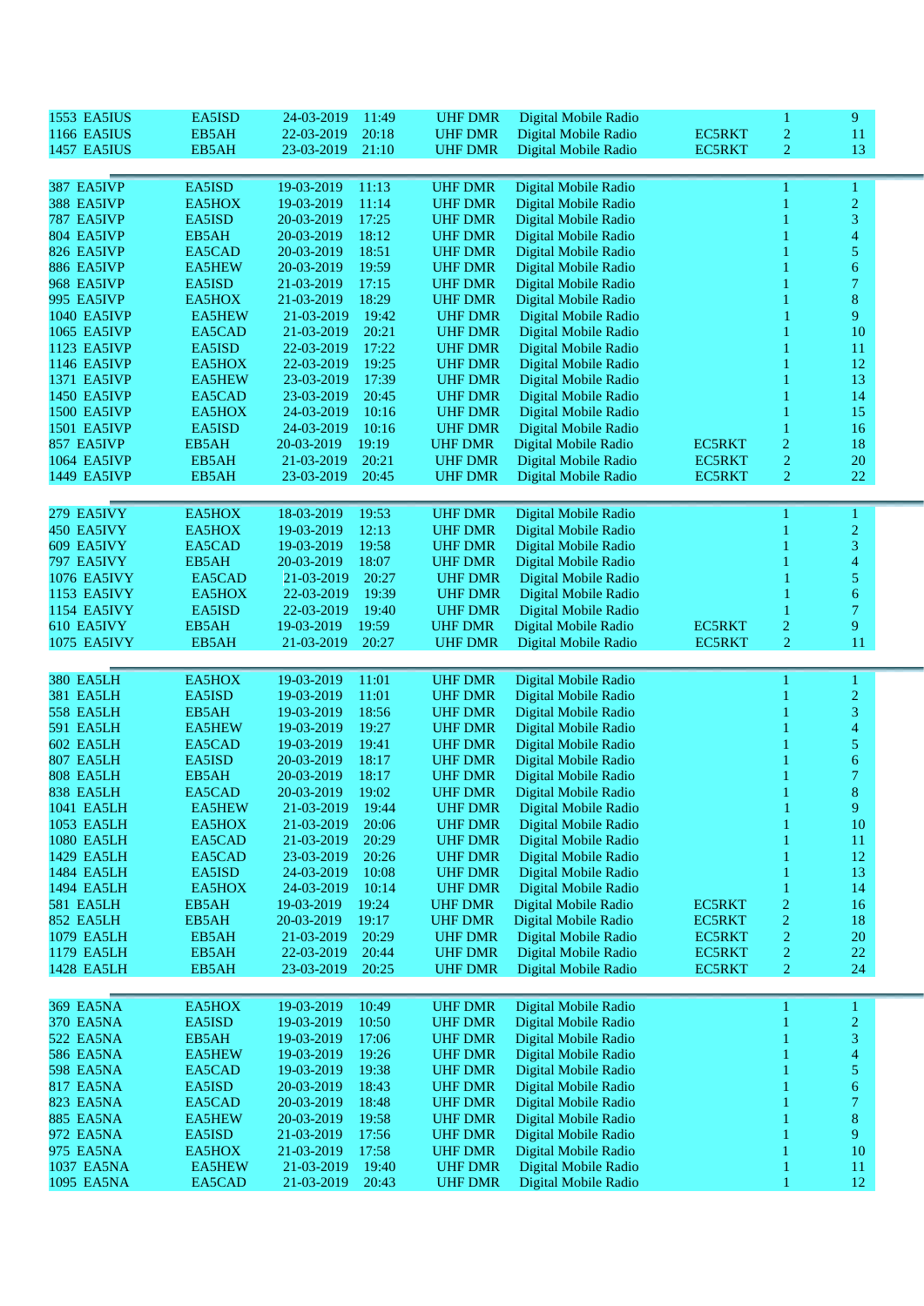| | | | | | | | | |
|---|---|---|---|---|---|---|---|---|
| 1553 EA5IUS | EA5ISD | 24-03-2019 | 11:49 | UHF DMR | Digital Mobile Radio | | 1 | 9 |
| 1166 EA5IUS | EB5AH | 22-03-2019 | 20:18 | UHF DMR | Digital Mobile Radio | EC5RKT | 2 | 11 |
| 1457 EA5IUS | EB5AH | 23-03-2019 | 21:10 | UHF DMR | Digital Mobile Radio | EC5RKT | 2 | 13 |

| | | | | | | | | |
|---|---|---|---|---|---|---|---|---|
| 387 EA5IVP | EA5ISD | 19-03-2019 | 11:13 | UHF DMR | Digital Mobile Radio | | 1 | 1 |
| 388 EA5IVP | EA5HOX | 19-03-2019 | 11:14 | UHF DMR | Digital Mobile Radio | | 1 | 2 |
| 787 EA5IVP | EA5ISD | 20-03-2019 | 17:25 | UHF DMR | Digital Mobile Radio | | 1 | 3 |
| 804 EA5IVP | EB5AH | 20-03-2019 | 18:12 | UHF DMR | Digital Mobile Radio | | 1 | 4 |
| 826 EA5IVP | EA5CAD | 20-03-2019 | 18:51 | UHF DMR | Digital Mobile Radio | | 1 | 5 |
| 886 EA5IVP | EA5HEW | 20-03-2019 | 19:59 | UHF DMR | Digital Mobile Radio | | 1 | 6 |
| 968 EA5IVP | EA5ISD | 21-03-2019 | 17:15 | UHF DMR | Digital Mobile Radio | | 1 | 7 |
| 995 EA5IVP | EA5HOX | 21-03-2019 | 18:29 | UHF DMR | Digital Mobile Radio | | 1 | 8 |
| 1040 EA5IVP | EA5HEW | 21-03-2019 | 19:42 | UHF DMR | Digital Mobile Radio | | 1 | 9 |
| 1065 EA5IVP | EA5CAD | 21-03-2019 | 20:21 | UHF DMR | Digital Mobile Radio | | 1 | 10 |
| 1123 EA5IVP | EA5ISD | 22-03-2019 | 17:22 | UHF DMR | Digital Mobile Radio | | 1 | 11 |
| 1146 EA5IVP | EA5HOX | 22-03-2019 | 19:25 | UHF DMR | Digital Mobile Radio | | 1 | 12 |
| 1371 EA5IVP | EA5HEW | 23-03-2019 | 17:39 | UHF DMR | Digital Mobile Radio | | 1 | 13 |
| 1450 EA5IVP | EA5CAD | 23-03-2019 | 20:45 | UHF DMR | Digital Mobile Radio | | 1 | 14 |
| 1500 EA5IVP | EA5HOX | 24-03-2019 | 10:16 | UHF DMR | Digital Mobile Radio | | 1 | 15 |
| 1501 EA5IVP | EA5ISD | 24-03-2019 | 10:16 | UHF DMR | Digital Mobile Radio | | 1 | 16 |
| 857 EA5IVP | EB5AH | 20-03-2019 | 19:19 | UHF DMR | Digital Mobile Radio | EC5RKT | 2 | 18 |
| 1064 EA5IVP | EB5AH | 21-03-2019 | 20:21 | UHF DMR | Digital Mobile Radio | EC5RKT | 2 | 20 |
| 1449 EA5IVP | EB5AH | 23-03-2019 | 20:45 | UHF DMR | Digital Mobile Radio | EC5RKT | 2 | 22 |

| | | | | | | | | |
|---|---|---|---|---|---|---|---|---|
| 279 EA5IVY | EA5HOX | 18-03-2019 | 19:53 | UHF DMR | Digital Mobile Radio | | 1 | 1 |
| 450 EA5IVY | EA5HOX | 19-03-2019 | 12:13 | UHF DMR | Digital Mobile Radio | | 1 | 2 |
| 609 EA5IVY | EA5CAD | 19-03-2019 | 19:58 | UHF DMR | Digital Mobile Radio | | 1 | 3 |
| 797 EA5IVY | EB5AH | 20-03-2019 | 18:07 | UHF DMR | Digital Mobile Radio | | 1 | 4 |
| 1076 EA5IVY | EA5CAD | 21-03-2019 | 20:27 | UHF DMR | Digital Mobile Radio | | 1 | 5 |
| 1153 EA5IVY | EA5HOX | 22-03-2019 | 19:39 | UHF DMR | Digital Mobile Radio | | 1 | 6 |
| 1154 EA5IVY | EA5ISD | 22-03-2019 | 19:40 | UHF DMR | Digital Mobile Radio | | 1 | 7 |
| 610 EA5IVY | EB5AH | 19-03-2019 | 19:59 | UHF DMR | Digital Mobile Radio | EC5RKT | 2 | 9 |
| 1075 EA5IVY | EB5AH | 21-03-2019 | 20:27 | UHF DMR | Digital Mobile Radio | EC5RKT | 2 | 11 |

| | | | | | | | | |
|---|---|---|---|---|---|---|---|---|
| 380 EA5LH | EA5HOX | 19-03-2019 | 11:01 | UHF DMR | Digital Mobile Radio | | 1 | 1 |
| 381 EA5LH | EA5ISD | 19-03-2019 | 11:01 | UHF DMR | Digital Mobile Radio | | 1 | 2 |
| 558 EA5LH | EB5AH | 19-03-2019 | 18:56 | UHF DMR | Digital Mobile Radio | | 1 | 3 |
| 591 EA5LH | EA5HEW | 19-03-2019 | 19:27 | UHF DMR | Digital Mobile Radio | | 1 | 4 |
| 602 EA5LH | EA5CAD | 19-03-2019 | 19:41 | UHF DMR | Digital Mobile Radio | | 1 | 5 |
| 807 EA5LH | EA5ISD | 20-03-2019 | 18:17 | UHF DMR | Digital Mobile Radio | | 1 | 6 |
| 808 EA5LH | EB5AH | 20-03-2019 | 18:17 | UHF DMR | Digital Mobile Radio | | 1 | 7 |
| 838 EA5LH | EA5CAD | 20-03-2019 | 19:02 | UHF DMR | Digital Mobile Radio | | 1 | 8 |
| 1041 EA5LH | EA5HEW | 21-03-2019 | 19:44 | UHF DMR | Digital Mobile Radio | | 1 | 9 |
| 1053 EA5LH | EA5HOX | 21-03-2019 | 20:06 | UHF DMR | Digital Mobile Radio | | 1 | 10 |
| 1080 EA5LH | EA5CAD | 21-03-2019 | 20:29 | UHF DMR | Digital Mobile Radio | | 1 | 11 |
| 1429 EA5LH | EA5CAD | 23-03-2019 | 20:26 | UHF DMR | Digital Mobile Radio | | 1 | 12 |
| 1484 EA5LH | EA5ISD | 24-03-2019 | 10:08 | UHF DMR | Digital Mobile Radio | | 1 | 13 |
| 1494 EA5LH | EA5HOX | 24-03-2019 | 10:14 | UHF DMR | Digital Mobile Radio | | 1 | 14 |
| 581 EA5LH | EB5AH | 19-03-2019 | 19:24 | UHF DMR | Digital Mobile Radio | EC5RKT | 2 | 16 |
| 852 EA5LH | EB5AH | 20-03-2019 | 19:17 | UHF DMR | Digital Mobile Radio | EC5RKT | 2 | 18 |
| 1079 EA5LH | EB5AH | 21-03-2019 | 20:29 | UHF DMR | Digital Mobile Radio | EC5RKT | 2 | 20 |
| 1179 EA5LH | EB5AH | 22-03-2019 | 20:44 | UHF DMR | Digital Mobile Radio | EC5RKT | 2 | 22 |
| 1428 EA5LH | EB5AH | 23-03-2019 | 20:25 | UHF DMR | Digital Mobile Radio | EC5RKT | 2 | 24 |

| | | | | | | | | |
|---|---|---|---|---|---|---|---|---|
| 369 EA5NA | EA5HOX | 19-03-2019 | 10:49 | UHF DMR | Digital Mobile Radio | | 1 | 1 |
| 370 EA5NA | EA5ISD | 19-03-2019 | 10:50 | UHF DMR | Digital Mobile Radio | | 1 | 2 |
| 522 EA5NA | EB5AH | 19-03-2019 | 17:06 | UHF DMR | Digital Mobile Radio | | 1 | 3 |
| 586 EA5NA | EA5HEW | 19-03-2019 | 19:26 | UHF DMR | Digital Mobile Radio | | 1 | 4 |
| 598 EA5NA | EA5CAD | 19-03-2019 | 19:38 | UHF DMR | Digital Mobile Radio | | 1 | 5 |
| 817 EA5NA | EA5ISD | 20-03-2019 | 18:43 | UHF DMR | Digital Mobile Radio | | 1 | 6 |
| 823 EA5NA | EA5CAD | 20-03-2019 | 18:48 | UHF DMR | Digital Mobile Radio | | 1 | 7 |
| 885 EA5NA | EA5HEW | 20-03-2019 | 19:58 | UHF DMR | Digital Mobile Radio | | 1 | 8 |
| 972 EA5NA | EA5ISD | 21-03-2019 | 17:56 | UHF DMR | Digital Mobile Radio | | 1 | 9 |
| 975 EA5NA | EA5HOX | 21-03-2019 | 17:58 | UHF DMR | Digital Mobile Radio | | 1 | 10 |
| 1037 EA5NA | EA5HEW | 21-03-2019 | 19:40 | UHF DMR | Digital Mobile Radio | | 1 | 11 |
| 1095 EA5NA | EA5CAD | 21-03-2019 | 20:43 | UHF DMR | Digital Mobile Radio | | 1 | 12 |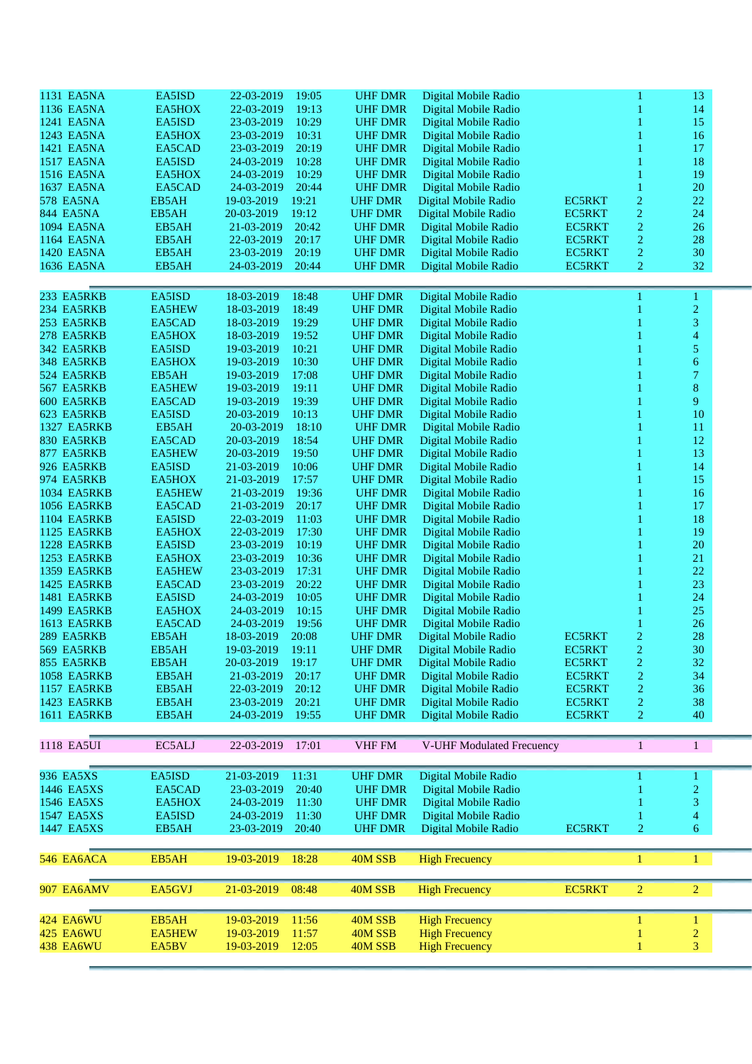| | | | | | | | | |
|---|---|---|---|---|---|---|---|---|
| 1131 EA5NA | EA5ISD | 22-03-2019 | 19:05 | UHF DMR | Digital Mobile Radio | | 1 | 13 |
| 1136 EA5NA | EA5HOX | 22-03-2019 | 19:13 | UHF DMR | Digital Mobile Radio | | 1 | 14 |
| 1241 EA5NA | EA5ISD | 23-03-2019 | 10:29 | UHF DMR | Digital Mobile Radio | | 1 | 15 |
| 1243 EA5NA | EA5HOX | 23-03-2019 | 10:31 | UHF DMR | Digital Mobile Radio | | 1 | 16 |
| 1421 EA5NA | EA5CAD | 23-03-2019 | 20:19 | UHF DMR | Digital Mobile Radio | | 1 | 17 |
| 1517 EA5NA | EA5ISD | 24-03-2019 | 10:28 | UHF DMR | Digital Mobile Radio | | 1 | 18 |
| 1516 EA5NA | EA5HOX | 24-03-2019 | 10:29 | UHF DMR | Digital Mobile Radio | | 1 | 19 |
| 1637 EA5NA | EA5CAD | 24-03-2019 | 20:44 | UHF DMR | Digital Mobile Radio | | 1 | 20 |
| 578 EA5NA | EB5AH | 19-03-2019 | 19:21 | UHF DMR | Digital Mobile Radio | EC5RKT | 2 | 22 |
| 844 EA5NA | EB5AH | 20-03-2019 | 19:12 | UHF DMR | Digital Mobile Radio | EC5RKT | 2 | 24 |
| 1094 EA5NA | EB5AH | 21-03-2019 | 20:42 | UHF DMR | Digital Mobile Radio | EC5RKT | 2 | 26 |
| 1164 EA5NA | EB5AH | 22-03-2019 | 20:17 | UHF DMR | Digital Mobile Radio | EC5RKT | 2 | 28 |
| 1420 EA5NA | EB5AH | 23-03-2019 | 20:19 | UHF DMR | Digital Mobile Radio | EC5RKT | 2 | 30 |
| 1636 EA5NA | EB5AH | 24-03-2019 | 20:44 | UHF DMR | Digital Mobile Radio | EC5RKT | 2 | 32 |

| | | | | | | | | |
|---|---|---|---|---|---|---|---|---|
| 233 EA5RKB | EA5ISD | 18-03-2019 | 18:48 | UHF DMR | Digital Mobile Radio | | 1 | 1 |
| 234 EA5RKB | EA5HEW | 18-03-2019 | 18:49 | UHF DMR | Digital Mobile Radio | | 1 | 2 |
| 253 EA5RKB | EA5CAD | 18-03-2019 | 19:29 | UHF DMR | Digital Mobile Radio | | 1 | 3 |
| 278 EA5RKB | EA5HOX | 18-03-2019 | 19:52 | UHF DMR | Digital Mobile Radio | | 1 | 4 |
| 342 EA5RKB | EA5ISD | 19-03-2019 | 10:21 | UHF DMR | Digital Mobile Radio | | 1 | 5 |
| 348 EA5RKB | EA5HOX | 19-03-2019 | 10:30 | UHF DMR | Digital Mobile Radio | | 1 | 6 |
| 524 EA5RKB | EB5AH | 19-03-2019 | 17:08 | UHF DMR | Digital Mobile Radio | | 1 | 7 |
| 567 EA5RKB | EA5HEW | 19-03-2019 | 19:11 | UHF DMR | Digital Mobile Radio | | 1 | 8 |
| 600 EA5RKB | EA5CAD | 19-03-2019 | 19:39 | UHF DMR | Digital Mobile Radio | | 1 | 9 |
| 623 EA5RKB | EA5ISD | 20-03-2019 | 10:13 | UHF DMR | Digital Mobile Radio | | 1 | 10 |
| 1327 EA5RKB | EB5AH | 20-03-2019 | 18:10 | UHF DMR | Digital Mobile Radio | | 1 | 11 |
| 830 EA5RKB | EA5CAD | 20-03-2019 | 18:54 | UHF DMR | Digital Mobile Radio | | 1 | 12 |
| 877 EA5RKB | EA5HEW | 20-03-2019 | 19:50 | UHF DMR | Digital Mobile Radio | | 1 | 13 |
| 926 EA5RKB | EA5ISD | 21-03-2019 | 10:06 | UHF DMR | Digital Mobile Radio | | 1 | 14 |
| 974 EA5RKB | EA5HOX | 21-03-2019 | 17:57 | UHF DMR | Digital Mobile Radio | | 1 | 15 |
| 1034 EA5RKB | EA5HEW | 21-03-2019 | 19:36 | UHF DMR | Digital Mobile Radio | | 1 | 16 |
| 1056 EA5RKB | EA5CAD | 21-03-2019 | 20:17 | UHF DMR | Digital Mobile Radio | | 1 | 17 |
| 1104 EA5RKB | EA5ISD | 22-03-2019 | 11:03 | UHF DMR | Digital Mobile Radio | | 1 | 18 |
| 1125 EA5RKB | EA5HOX | 22-03-2019 | 17:30 | UHF DMR | Digital Mobile Radio | | 1 | 19 |
| 1228 EA5RKB | EA5ISD | 23-03-2019 | 10:19 | UHF DMR | Digital Mobile Radio | | 1 | 20 |
| 1253 EA5RKB | EA5HOX | 23-03-2019 | 10:36 | UHF DMR | Digital Mobile Radio | | 1 | 21 |
| 1359 EA5RKB | EA5HEW | 23-03-2019 | 17:31 | UHF DMR | Digital Mobile Radio | | 1 | 22 |
| 1425 EA5RKB | EA5CAD | 23-03-2019 | 20:22 | UHF DMR | Digital Mobile Radio | | 1 | 23 |
| 1481 EA5RKB | EA5ISD | 24-03-2019 | 10:05 | UHF DMR | Digital Mobile Radio | | 1 | 24 |
| 1499 EA5RKB | EA5HOX | 24-03-2019 | 10:15 | UHF DMR | Digital Mobile Radio | | 1 | 25 |
| 1613 EA5RKB | EA5CAD | 24-03-2019 | 19:56 | UHF DMR | Digital Mobile Radio | | 1 | 26 |
| 289 EA5RKB | EB5AH | 18-03-2019 | 20:08 | UHF DMR | Digital Mobile Radio | EC5RKT | 2 | 28 |
| 569 EA5RKB | EB5AH | 19-03-2019 | 19:11 | UHF DMR | Digital Mobile Radio | EC5RKT | 2 | 30 |
| 855 EA5RKB | EB5AH | 20-03-2019 | 19:17 | UHF DMR | Digital Mobile Radio | EC5RKT | 2 | 32 |
| 1058 EA5RKB | EB5AH | 21-03-2019 | 20:17 | UHF DMR | Digital Mobile Radio | EC5RKT | 2 | 34 |
| 1157 EA5RKB | EB5AH | 22-03-2019 | 20:12 | UHF DMR | Digital Mobile Radio | EC5RKT | 2 | 36 |
| 1423 EA5RKB | EB5AH | 23-03-2019 | 20:21 | UHF DMR | Digital Mobile Radio | EC5RKT | 2 | 38 |
| 1611 EA5RKB | EB5AH | 24-03-2019 | 19:55 | UHF DMR | Digital Mobile Radio | EC5RKT | 2 | 40 |

| | | | | | | | | |
|---|---|---|---|---|---|---|---|---|
| 1118 EA5UI | EC5ALJ | 22-03-2019 | 17:01 | VHF FM | V-UHF Modulated Frecuency | | 1 | 1 |

| | | | | | | | | |
|---|---|---|---|---|---|---|---|---|
| 936 EA5XS | EA5ISD | 21-03-2019 | 11:31 | UHF DMR | Digital Mobile Radio | | 1 | 1 |
| 1446 EA5XS | EA5CAD | 23-03-2019 | 20:40 | UHF DMR | Digital Mobile Radio | | 1 | 2 |
| 1546 EA5XS | EA5HOX | 24-03-2019 | 11:30 | UHF DMR | Digital Mobile Radio | | 1 | 3 |
| 1547 EA5XS | EA5ISD | 24-03-2019 | 11:30 | UHF DMR | Digital Mobile Radio | | 1 | 4 |
| 1447 EA5XS | EB5AH | 23-03-2019 | 20:40 | UHF DMR | Digital Mobile Radio | EC5RKT | 2 | 6 |

| | | | | | | | | |
|---|---|---|---|---|---|---|---|---|
| 546 EA6ACA | EB5AH | 19-03-2019 | 18:28 | 40M SSB | High Frecuency | | 1 | 1 |

| | | | | | | | | |
|---|---|---|---|---|---|---|---|---|
| 907 EA6AMV | EA5GVJ | 21-03-2019 | 08:48 | 40M SSB | High Frecuency | EC5RKT | 2 | 2 |

| | | | | | | | | |
|---|---|---|---|---|---|---|---|---|
| 424 EA6WU | EB5AH | 19-03-2019 | 11:56 | 40M SSB | High Frecuency | | 1 | 1 |
| 425 EA6WU | EA5HEW | 19-03-2019 | 11:57 | 40M SSB | High Frecuency | | 1 | 2 |
| 438 EA6WU | EA5BV | 19-03-2019 | 12:05 | 40M SSB | High Frecuency | | 1 | 3 |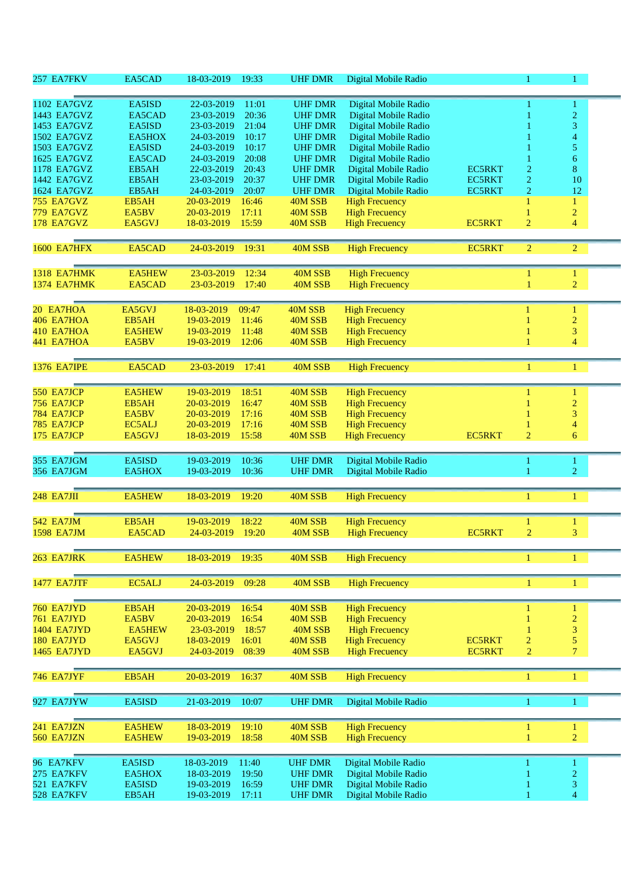| | | | | | | | | |
|---|---|---|---|---|---|---|---|---|
| 257 EA7FKV | EA5CAD | 18-03-2019 | 19:33 | UHF DMR | Digital Mobile Radio | | 1 | 1 |
| | | | | | | | | |
| 1102 EA7GVZ | EA5ISD | 22-03-2019 | 11:01 | UHF DMR | Digital Mobile Radio | | 1 | 1 |
| 1443 EA7GVZ | EA5CAD | 23-03-2019 | 20:36 | UHF DMR | Digital Mobile Radio | | 1 | 2 |
| 1453 EA7GVZ | EA5ISD | 23-03-2019 | 21:04 | UHF DMR | Digital Mobile Radio | | 1 | 3 |
| 1502 EA7GVZ | EA5HOX | 24-03-2019 | 10:17 | UHF DMR | Digital Mobile Radio | | 1 | 4 |
| 1503 EA7GVZ | EA5ISD | 24-03-2019 | 10:17 | UHF DMR | Digital Mobile Radio | | 1 | 5 |
| 1625 EA7GVZ | EA5CAD | 24-03-2019 | 20:08 | UHF DMR | Digital Mobile Radio | | 1 | 6 |
| 1178 EA7GVZ | EB5AH | 22-03-2019 | 20:43 | UHF DMR | Digital Mobile Radio | EC5RKT | 2 | 8 |
| 1442 EA7GVZ | EB5AH | 23-03-2019 | 20:37 | UHF DMR | Digital Mobile Radio | EC5RKT | 2 | 10 |
| 1624 EA7GVZ | EB5AH | 24-03-2019 | 20:07 | UHF DMR | Digital Mobile Radio | EC5RKT | 2 | 12 |
| 755 EA7GVZ | EB5AH | 20-03-2019 | 16:46 | 40M SSB | High Frecuency | | 1 | 1 |
| 779 EA7GVZ | EA5BV | 20-03-2019 | 17:11 | 40M SSB | High Frecuency | | 1 | 2 |
| 178 EA7GVZ | EA5GVJ | 18-03-2019 | 15:59 | 40M SSB | High Frecuency | EC5RKT | 2 | 4 |
| | | | | | | | | |
| 1600 EA7HFX | EA5CAD | 24-03-2019 | 19:31 | 40M SSB | High Frecuency | EC5RKT | 2 | 2 |
| | | | | | | | | |
| 1318 EA7HMK | EA5HEW | 23-03-2019 | 12:34 | 40M SSB | High Frecuency | | 1 | 1 |
| 1374 EA7HMK | EA5CAD | 23-03-2019 | 17:40 | 40M SSB | High Frecuency | | 1 | 2 |
| | | | | | | | | |
| 20 EA7HOA | EA5GVJ | 18-03-2019 | 09:47 | 40M SSB | High Frecuency | | 1 | 1 |
| 406 EA7HOA | EB5AH | 19-03-2019 | 11:46 | 40M SSB | High Frecuency | | 1 | 2 |
| 410 EA7HOA | EA5HEW | 19-03-2019 | 11:48 | 40M SSB | High Frecuency | | 1 | 3 |
| 441 EA7HOA | EA5BV | 19-03-2019 | 12:06 | 40M SSB | High Frecuency | | 1 | 4 |
| | | | | | | | | |
| 1376 EA7IPE | EA5CAD | 23-03-2019 | 17:41 | 40M SSB | High Frecuency | | 1 | 1 |
| | | | | | | | | |
| 550 EA7JCP | EA5HEW | 19-03-2019 | 18:51 | 40M SSB | High Frecuency | | 1 | 1 |
| 756 EA7JCP | EB5AH | 20-03-2019 | 16:47 | 40M SSB | High Frecuency | | 1 | 2 |
| 784 EA7JCP | EA5BV | 20-03-2019 | 17:16 | 40M SSB | High Frecuency | | 1 | 3 |
| 785 EA7JCP | EC5ALJ | 20-03-2019 | 17:16 | 40M SSB | High Frecuency | | 1 | 4 |
| 175 EA7JCP | EA5GVJ | 18-03-2019 | 15:58 | 40M SSB | High Frecuency | EC5RKT | 2 | 6 |
| | | | | | | | | |
| 355 EA7JGM | EA5ISD | 19-03-2019 | 10:36 | UHF DMR | Digital Mobile Radio | | 1 | 1 |
| 356 EA7JGM | EA5HOX | 19-03-2019 | 10:36 | UHF DMR | Digital Mobile Radio | | 1 | 2 |
| | | | | | | | | |
| 248 EA7JII | EA5HEW | 18-03-2019 | 19:20 | 40M SSB | High Frecuency | | 1 | 1 |
| | | | | | | | | |
| 542 EA7JM | EB5AH | 19-03-2019 | 18:22 | 40M SSB | High Frecuency | | 1 | 1 |
| 1598 EA7JM | EA5CAD | 24-03-2019 | 19:20 | 40M SSB | High Frecuency | EC5RKT | 2 | 3 |
| | | | | | | | | |
| 263 EA7JRK | EA5HEW | 18-03-2019 | 19:35 | 40M SSB | High Frecuency | | 1 | 1 |
| | | | | | | | | |
| 1477 EA7JTF | EC5ALJ | 24-03-2019 | 09:28 | 40M SSB | High Frecuency | | 1 | 1 |
| | | | | | | | | |
| 760 EA7JYD | EB5AH | 20-03-2019 | 16:54 | 40M SSB | High Frecuency | | 1 | 1 |
| 761 EA7JYD | EA5BV | 20-03-2019 | 16:54 | 40M SSB | High Frecuency | | 1 | 2 |
| 1404 EA7JYD | EA5HEW | 23-03-2019 | 18:57 | 40M SSB | High Frecuency | | 1 | 3 |
| 180 EA7JYD | EA5GVJ | 18-03-2019 | 16:01 | 40M SSB | High Frecuency | EC5RKT | 2 | 5 |
| 1465 EA7JYD | EA5GVJ | 24-03-2019 | 08:39 | 40M SSB | High Frecuency | EC5RKT | 2 | 7 |
| | | | | | | | | |
| 746 EA7JYF | EB5AH | 20-03-2019 | 16:37 | 40M SSB | High Frecuency | | 1 | 1 |
| | | | | | | | | |
| 927 EA7JYW | EA5ISD | 21-03-2019 | 10:07 | UHF DMR | Digital Mobile Radio | | 1 | 1 |
| | | | | | | | | |
| 241 EA7JZN | EA5HEW | 18-03-2019 | 19:10 | 40M SSB | High Frecuency | | 1 | 1 |
| 560 EA7JZN | EA5HEW | 19-03-2019 | 18:58 | 40M SSB | High Frecuency | | 1 | 2 |
| | | | | | | | | |
| 96 EA7KFV | EA5ISD | 18-03-2019 | 11:40 | UHF DMR | Digital Mobile Radio | | 1 | 1 |
| 275 EA7KFV | EA5HOX | 18-03-2019 | 19:50 | UHF DMR | Digital Mobile Radio | | 1 | 2 |
| 521 EA7KFV | EA5ISD | 19-03-2019 | 16:59 | UHF DMR | Digital Mobile Radio | | 1 | 3 |
| 528 EA7KFV | EB5AH | 19-03-2019 | 17:11 | UHF DMR | Digital Mobile Radio | | 1 | 4 |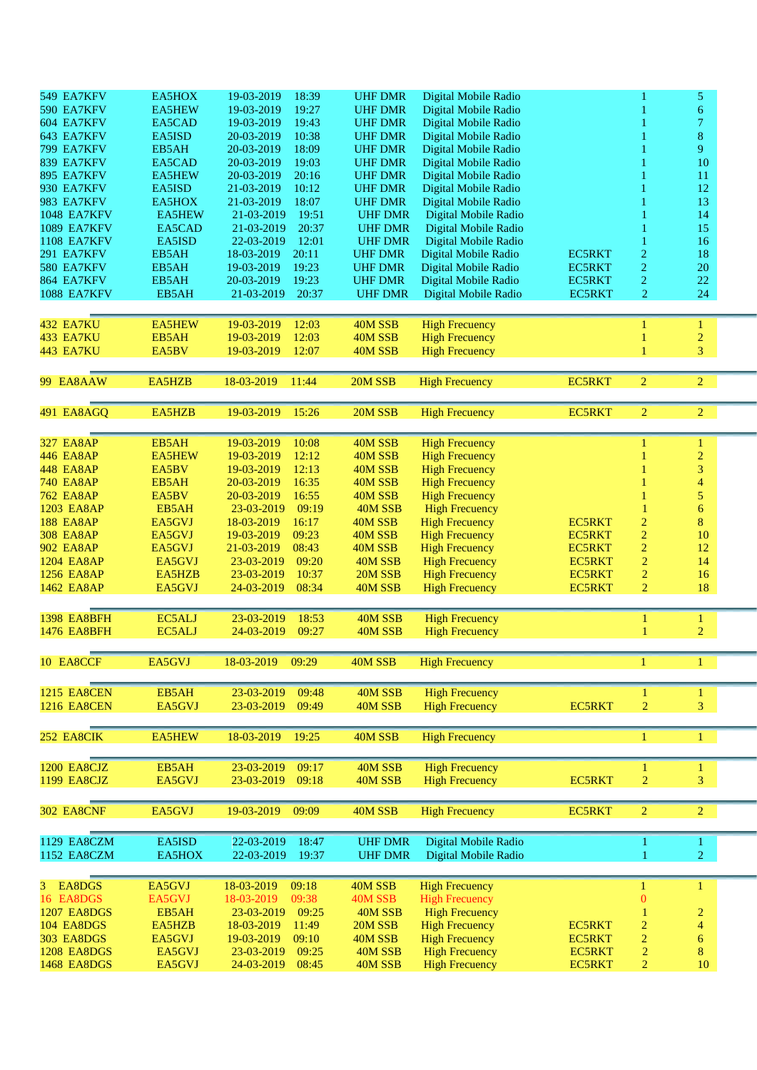| | | | | | | | | |
|---|---|---|---|---|---|---|---|---|
| 549 | EA7KFV | EA5HOX | 19-03-2019 | 18:39 | UHF DMR | Digital Mobile Radio | | 1 | 5 |
| 590 | EA7KFV | EA5HEW | 19-03-2019 | 19:27 | UHF DMR | Digital Mobile Radio | | 1 | 6 |
| 604 | EA7KFV | EA5CAD | 19-03-2019 | 19:43 | UHF DMR | Digital Mobile Radio | | 1 | 7 |
| 643 | EA7KFV | EA5ISD | 20-03-2019 | 10:38 | UHF DMR | Digital Mobile Radio | | 1 | 8 |
| 799 | EA7KFV | EB5AH | 20-03-2019 | 18:09 | UHF DMR | Digital Mobile Radio | | 1 | 9 |
| 839 | EA7KFV | EA5CAD | 20-03-2019 | 19:03 | UHF DMR | Digital Mobile Radio | | 1 | 10 |
| 895 | EA7KFV | EA5HEW | 20-03-2019 | 20:16 | UHF DMR | Digital Mobile Radio | | 1 | 11 |
| 930 | EA7KFV | EA5ISD | 21-03-2019 | 10:12 | UHF DMR | Digital Mobile Radio | | 1 | 12 |
| 983 | EA7KFV | EA5HOX | 21-03-2019 | 18:07 | UHF DMR | Digital Mobile Radio | | 1 | 13 |
| 1048 | EA7KFV | EA5HEW | 21-03-2019 | 19:51 | UHF DMR | Digital Mobile Radio | | 1 | 14 |
| 1089 | EA7KFV | EA5CAD | 21-03-2019 | 20:37 | UHF DMR | Digital Mobile Radio | | 1 | 15 |
| 1108 | EA7KFV | EA5ISD | 22-03-2019 | 12:01 | UHF DMR | Digital Mobile Radio | | 1 | 16 |
| 291 | EA7KFV | EB5AH | 18-03-2019 | 20:11 | UHF DMR | Digital Mobile Radio | EC5RKT | 2 | 18 |
| 580 | EA7KFV | EB5AH | 19-03-2019 | 19:23 | UHF DMR | Digital Mobile Radio | EC5RKT | 2 | 20 |
| 864 | EA7KFV | EB5AH | 20-03-2019 | 19:23 | UHF DMR | Digital Mobile Radio | EC5RKT | 2 | 22 |
| 1088 | EA7KFV | EB5AH | 21-03-2019 | 20:37 | UHF DMR | Digital Mobile Radio | EC5RKT | 2 | 24 |
| | | | | | | | | | |
| 432 | EA7KU | EA5HEW | 19-03-2019 | 12:03 | 40M SSB | High Frecuency | | 1 | 1 |
| 433 | EA7KU | EB5AH | 19-03-2019 | 12:03 | 40M SSB | High Frecuency | | 1 | 2 |
| 443 | EA7KU | EA5BV | 19-03-2019 | 12:07 | 40M SSB | High Frecuency | | 1 | 3 |
| | | | | | | | | | |
| 99 | EA8AAW | EA5HZB | 18-03-2019 | 11:44 | 20M SSB | High Frecuency | EC5RKT | 2 | 2 |
| | | | | | | | | | |
| 491 | EA8AGQ | EA5HZB | 19-03-2019 | 15:26 | 20M SSB | High Frecuency | EC5RKT | 2 | 2 |
| | | | | | | | | | |
| 327 | EA8AP | EB5AH | 19-03-2019 | 10:08 | 40M SSB | High Frecuency | | 1 | 1 |
| 446 | EA8AP | EA5HEW | 19-03-2019 | 12:12 | 40M SSB | High Frecuency | | 1 | 2 |
| 448 | EA8AP | EA5BV | 19-03-2019 | 12:13 | 40M SSB | High Frecuency | | 1 | 3 |
| 740 | EA8AP | EB5AH | 20-03-2019 | 16:35 | 40M SSB | High Frecuency | | 1 | 4 |
| 762 | EA8AP | EA5BV | 20-03-2019 | 16:55 | 40M SSB | High Frecuency | | 1 | 5 |
| 1203 | EA8AP | EB5AH | 23-03-2019 | 09:19 | 40M SSB | High Frecuency | | 1 | 6 |
| 188 | EA8AP | EA5GVJ | 18-03-2019 | 16:17 | 40M SSB | High Frecuency | EC5RKT | 2 | 8 |
| 308 | EA8AP | EA5GVJ | 19-03-2019 | 09:23 | 40M SSB | High Frecuency | EC5RKT | 2 | 10 |
| 902 | EA8AP | EA5GVJ | 21-03-2019 | 08:43 | 40M SSB | High Frecuency | EC5RKT | 2 | 12 |
| 1204 | EA8AP | EA5GVJ | 23-03-2019 | 09:20 | 40M SSB | High Frecuency | EC5RKT | 2 | 14 |
| 1256 | EA8AP | EA5HZB | 23-03-2019 | 10:37 | 20M SSB | High Frecuency | EC5RKT | 2 | 16 |
| 1462 | EA8AP | EA5GVJ | 24-03-2019 | 08:34 | 40M SSB | High Frecuency | EC5RKT | 2 | 18 |
| | | | | | | | | | |
| 1398 | EA8BFH | EC5ALJ | 23-03-2019 | 18:53 | 40M SSB | High Frecuency | | 1 | 1 |
| 1476 | EA8BFH | EC5ALJ | 24-03-2019 | 09:27 | 40M SSB | High Frecuency | | 1 | 2 |
| | | | | | | | | | |
| 10 | EA8CCF | EA5GVJ | 18-03-2019 | 09:29 | 40M SSB | High Frecuency | | 1 | 1 |
| | | | | | | | | | |
| 1215 | EA8CEN | EB5AH | 23-03-2019 | 09:48 | 40M SSB | High Frecuency | | 1 | 1 |
| 1216 | EA8CEN | EA5GVJ | 23-03-2019 | 09:49 | 40M SSB | High Frecuency | EC5RKT | 2 | 3 |
| | | | | | | | | | |
| 252 | EA8CIK | EA5HEW | 18-03-2019 | 19:25 | 40M SSB | High Frecuency | | 1 | 1 |
| | | | | | | | | | |
| 1200 | EA8CJZ | EB5AH | 23-03-2019 | 09:17 | 40M SSB | High Frecuency | | 1 | 1 |
| 1199 | EA8CJZ | EA5GVJ | 23-03-2019 | 09:18 | 40M SSB | High Frecuency | EC5RKT | 2 | 3 |
| | | | | | | | | | |
| 302 | EA8CNF | EA5GVJ | 19-03-2019 | 09:09 | 40M SSB | High Frecuency | EC5RKT | 2 | 2 |
| | | | | | | | | | |
| 1129 | EA8CZM | EA5ISD | 22-03-2019 | 18:47 | UHF DMR | Digital Mobile Radio | | 1 | 1 |
| 1152 | EA8CZM | EA5HOX | 22-03-2019 | 19:37 | UHF DMR | Digital Mobile Radio | | 1 | 2 |
| | | | | | | | | | |
| 3 | EA8DGS | EA5GVJ | 18-03-2019 | 09:18 | 40M SSB | High Frecuency | | 1 | 1 |
| 16 | EA8DGS | EA5GVJ | 18-03-2019 | 09:38 | 40M SSB | High Frecuency | | 0 | |
| 1207 | EA8DGS | EB5AH | 23-03-2019 | 09:25 | 40M SSB | High Frecuency | | 1 | 2 |
| 104 | EA8DGS | EA5HZB | 18-03-2019 | 11:49 | 20M SSB | High Frecuency | EC5RKT | 2 | 4 |
| 303 | EA8DGS | EA5GVJ | 19-03-2019 | 09:10 | 40M SSB | High Frecuency | EC5RKT | 2 | 6 |
| 1208 | EA8DGS | EA5GVJ | 23-03-2019 | 09:25 | 40M SSB | High Frecuency | EC5RKT | 2 | 8 |
| 1468 | EA8DGS | EA5GVJ | 24-03-2019 | 08:45 | 40M SSB | High Frecuency | EC5RKT | 2 | 10 |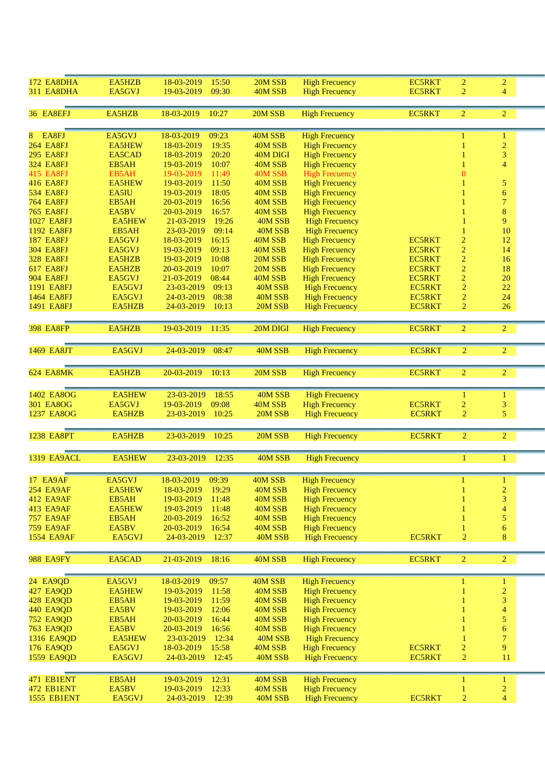| | | | | | | | | |
|---|---|---|---|---|---|---|---|---|
| 172 EA8DHA | EA5HZB | 18-03-2019 | 15:50 | 20M SSB | High Frecuency | EC5RKT | 2 | 2 |
| 311 EA8DHA | EA5GVJ | 19-03-2019 | 09:30 | 40M SSB | High Frecuency | EC5RKT | 2 | 4 |
| | | | | | | | | |
| 36 EA8EFJ | EA5HZB | 18-03-2019 | 10:27 | 20M SSB | High Frecuency | EC5RKT | 2 | 2 |
| | | | | | | | | |
| 8 EA8FJ | EA5GVJ | 18-03-2019 | 09:23 | 40M SSB | High Frecuency | | 1 | 1 |
| 264 EA8FJ | EA5HEW | 18-03-2019 | 19:35 | 40M SSB | High Frecuency | | 1 | 2 |
| 295 EA8FJ | EA5CAD | 18-03-2019 | 20:20 | 40M DIGI | High Frecuency | | 1 | 3 |
| 324 EA8FJ | EB5AH | 19-03-2019 | 10:07 | 40M SSB | High Frecuency | | 1 | 4 |
| 415 EA8FJ | EB5AH | 19-03-2019 | 11:49 | 40M SSB | High Frecuency | | 0 | |
| 416 EA8FJ | EA5HEW | 19-03-2019 | 11:50 | 40M SSB | High Frecuency | | 1 | 5 |
| 534 EA8FJ | EA5IU | 19-03-2019 | 18:05 | 40M SSB | High Frecuency | | 1 | 6 |
| 764 EA8FJ | EB5AH | 20-03-2019 | 16:56 | 40M SSB | High Frecuency | | 1 | 7 |
| 765 EA8FJ | EA5BV | 20-03-2019 | 16:57 | 40M SSB | High Frecuency | | 1 | 8 |
| 1027 EA8FJ | EA5HEW | 21-03-2019 | 19:26 | 40M SSB | High Frecuency | | 1 | 9 |
| 1192 EA8FJ | EB5AH | 23-03-2019 | 09:14 | 40M SSB | High Frecuency | | 1 | 10 |
| 187 EA8FJ | EA5GVJ | 18-03-2019 | 16:15 | 40M SSB | High Frecuency | EC5RKT | 2 | 12 |
| 304 EA8FJ | EA5GVJ | 19-03-2019 | 09:13 | 40M SSB | High Frecuency | EC5RKT | 2 | 14 |
| 328 EA8FJ | EA5HZB | 19-03-2019 | 10:08 | 20M SSB | High Frecuency | EC5RKT | 2 | 16 |
| 617 EA8FJ | EA5HZB | 20-03-2019 | 10:07 | 20M SSB | High Frecuency | EC5RKT | 2 | 18 |
| 904 EA8FJ | EA5GVJ | 21-03-2019 | 08:44 | 40M SSB | High Frecuency | EC5RKT | 2 | 20 |
| 1191 EA8FJ | EA5GVJ | 23-03-2019 | 09:13 | 40M SSB | High Frecuency | EC5RKT | 2 | 22 |
| 1464 EA8FJ | EA5GVJ | 24-03-2019 | 08:38 | 40M SSB | High Frecuency | EC5RKT | 2 | 24 |
| 1491 EA8FJ | EA5HZB | 24-03-2019 | 10:13 | 20M SSB | High Frecuency | EC5RKT | 2 | 26 |
| | | | | | | | | |
| 398 EA8FP | EA5HZB | 19-03-2019 | 11:35 | 20M DIGI | High Frecuency | EC5RKT | 2 | 2 |
| | | | | | | | | |
| 1469 EA8JT | EA5GVJ | 24-03-2019 | 08:47 | 40M SSB | High Frecuency | EC5RKT | 2 | 2 |
| | | | | | | | | |
| 624 EA8MK | EA5HZB | 20-03-2019 | 10:13 | 20M SSB | High Frecuency | EC5RKT | 2 | 2 |
| | | | | | | | | |
| 1402 EA8OG | EA5HEW | 23-03-2019 | 18:55 | 40M SSB | High Frecuency | | 1 | 1 |
| 301 EA8OG | EA5GVJ | 19-03-2019 | 09:08 | 40M SSB | High Frecuency | EC5RKT | 2 | 3 |
| 1237 EA8OG | EA5HZB | 23-03-2019 | 10:25 | 20M SSB | High Frecuency | EC5RKT | 2 | 5 |
| | | | | | | | | |
| 1238 EA8PT | EA5HZB | 23-03-2019 | 10:25 | 20M SSB | High Frecuency | EC5RKT | 2 | 2 |
| | | | | | | | | |
| 1319 EA9ACL | EA5HEW | 23-03-2019 | 12:35 | 40M SSB | High Frecuency | | 1 | 1 |
| | | | | | | | | |
| 17 EA9AF | EA5GVJ | 18-03-2019 | 09:39 | 40M SSB | High Frecuency | | 1 | 1 |
| 254 EA9AF | EA5HEW | 18-03-2019 | 19:29 | 40M SSB | High Frecuency | | 1 | 2 |
| 412 EA9AF | EB5AH | 19-03-2019 | 11:48 | 40M SSB | High Frecuency | | 1 | 3 |
| 413 EA9AF | EA5HEW | 19-03-2019 | 11:48 | 40M SSB | High Frecuency | | 1 | 4 |
| 757 EA9AF | EB5AH | 20-03-2019 | 16:52 | 40M SSB | High Frecuency | | 1 | 5 |
| 759 EA9AF | EA5BV | 20-03-2019 | 16:54 | 40M SSB | High Frecuency | | 1 | 6 |
| 1554 EA9AF | EA5GVJ | 24-03-2019 | 12:37 | 40M SSB | High Frecuency | EC5RKT | 2 | 8 |
| | | | | | | | | |
| 988 EA9FY | EA5CAD | 21-03-2019 | 18:16 | 40M SSB | High Frecuency | EC5RKT | 2 | 2 |
| | | | | | | | | |
| 24 EA9QD | EA5GVJ | 18-03-2019 | 09:57 | 40M SSB | High Frecuency | | 1 | 1 |
| 427 EA9QD | EA5HEW | 19-03-2019 | 11:58 | 40M SSB | High Frecuency | | 1 | 2 |
| 428 EA9QD | EB5AH | 19-03-2019 | 11:59 | 40M SSB | High Frecuency | | 1 | 3 |
| 440 EA9QD | EA5BV | 19-03-2019 | 12:06 | 40M SSB | High Frecuency | | 1 | 4 |
| 752 EA9QD | EB5AH | 20-03-2019 | 16:44 | 40M SSB | High Frecuency | | 1 | 5 |
| 763 EA9QD | EA5BV | 20-03-2019 | 16:56 | 40M SSB | High Frecuency | | 1 | 6 |
| 1316 EA9QD | EA5HEW | 23-03-2019 | 12:34 | 40M SSB | High Frecuency | | 1 | 7 |
| 176 EA9QD | EA5GVJ | 18-03-2019 | 15:58 | 40M SSB | High Frecuency | EC5RKT | 2 | 9 |
| 1559 EA9QD | EA5GVJ | 24-03-2019 | 12:45 | 40M SSB | High Frecuency | EC5RKT | 2 | 11 |
| | | | | | | | | |
| 471 EB1ENT | EB5AH | 19-03-2019 | 12:31 | 40M SSB | High Frecuency | | 1 | 1 |
| 472 EB1ENT | EA5BV | 19-03-2019 | 12:33 | 40M SSB | High Frecuency | | 1 | 2 |
| 1555 EB1ENT | EA5GVJ | 24-03-2019 | 12:39 | 40M SSB | High Frecuency | EC5RKT | 2 | 4 |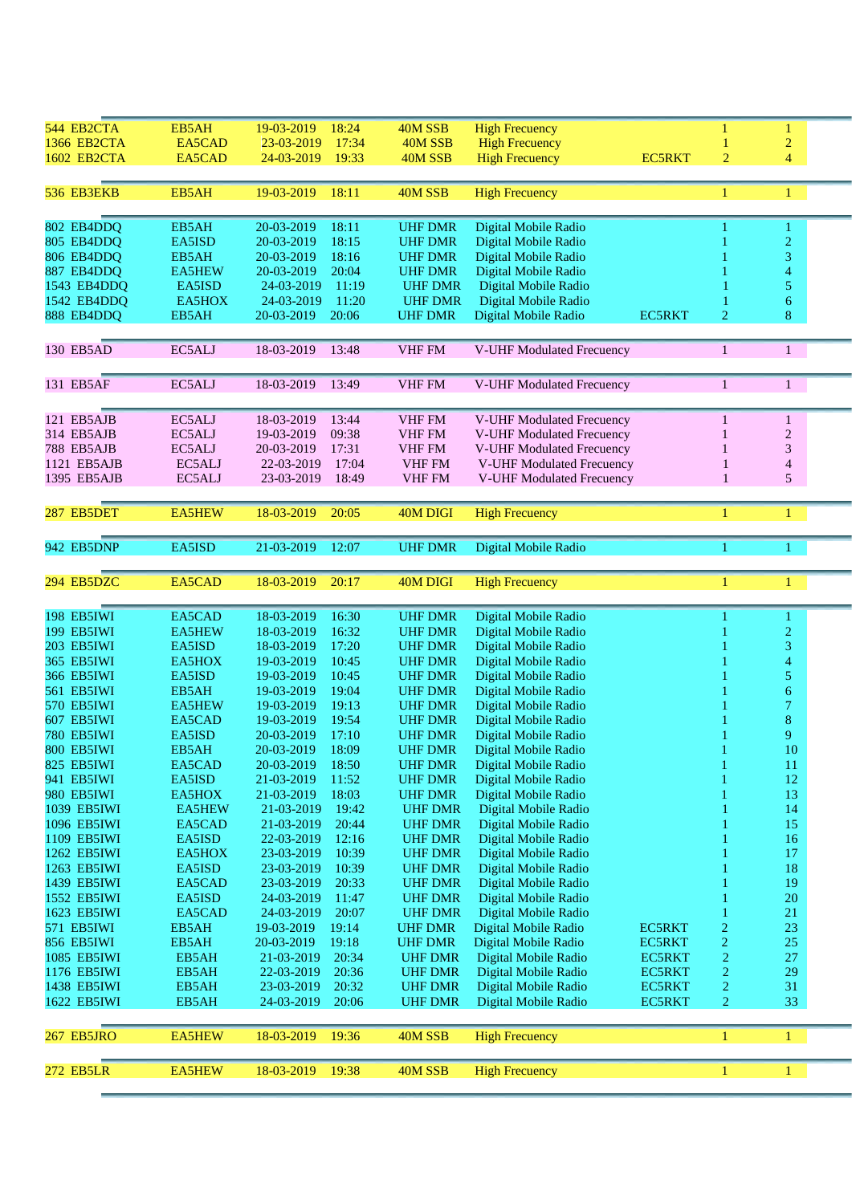| | | | | | | | | | |
|---|---|---|---|---|---|---|---|---|---|
| 544 | EB2CTA | EB5AH | 19-03-2019 | 18:24 | 40M SSB | High Frecuency | | 1 | 1 |
| 1366 | EB2CTA | EA5CAD | 23-03-2019 | 17:34 | 40M SSB | High Frecuency | | 1 | 2 |
| 1602 | EB2CTA | EA5CAD | 24-03-2019 | 19:33 | 40M SSB | High Frecuency | EC5RKT | 2 | 4 |
| | | | | | | | | | |
| 536 | EB3EKB | EB5AH | 19-03-2019 | 18:11 | 40M SSB | High Frecuency | | 1 | 1 |
| | | | | | | | | | |
| 802 | EB4DDQ | EB5AH | 20-03-2019 | 18:11 | UHF DMR | Digital Mobile Radio | | 1 | 1 |
| 805 | EB4DDQ | EA5ISD | 20-03-2019 | 18:15 | UHF DMR | Digital Mobile Radio | | 1 | 2 |
| 806 | EB4DDQ | EB5AH | 20-03-2019 | 18:16 | UHF DMR | Digital Mobile Radio | | 1 | 3 |
| 887 | EB4DDQ | EA5HEW | 20-03-2019 | 20:04 | UHF DMR | Digital Mobile Radio | | 1 | 4 |
| 1543 | EB4DDQ | EA5ISD | 24-03-2019 | 11:19 | UHF DMR | Digital Mobile Radio | | 1 | 5 |
| 1542 | EB4DDQ | EA5HOX | 24-03-2019 | 11:20 | UHF DMR | Digital Mobile Radio | | 1 | 6 |
| 888 | EB4DDQ | EB5AH | 20-03-2019 | 20:06 | UHF DMR | Digital Mobile Radio | EC5RKT | 2 | 8 |
| | | | | | | | | | |
| 130 | EB5AD | EC5ALJ | 18-03-2019 | 13:48 | VHF FM | V-UHF Modulated Frecuency | | 1 | 1 |
| | | | | | | | | | |
| 131 | EB5AF | EC5ALJ | 18-03-2019 | 13:49 | VHF FM | V-UHF Modulated Frecuency | | 1 | 1 |
| | | | | | | | | | |
| 121 | EB5AJB | EC5ALJ | 18-03-2019 | 13:44 | VHF FM | V-UHF Modulated Frecuency | | 1 | 1 |
| 314 | EB5AJB | EC5ALJ | 19-03-2019 | 09:38 | VHF FM | V-UHF Modulated Frecuency | | 1 | 2 |
| 788 | EB5AJB | EC5ALJ | 20-03-2019 | 17:31 | VHF FM | V-UHF Modulated Frecuency | | 1 | 3 |
| 1121 | EB5AJB | EC5ALJ | 22-03-2019 | 17:04 | VHF FM | V-UHF Modulated Frecuency | | 1 | 4 |
| 1395 | EB5AJB | EC5ALJ | 23-03-2019 | 18:49 | VHF FM | V-UHF Modulated Frecuency | | 1 | 5 |
| | | | | | | | | | |
| 287 | EB5DET | EA5HEW | 18-03-2019 | 20:05 | 40M DIGI | High Frecuency | | 1 | 1 |
| | | | | | | | | | |
| 942 | EB5DNP | EA5ISD | 21-03-2019 | 12:07 | UHF DMR | Digital Mobile Radio | | 1 | 1 |
| | | | | | | | | | |
| 294 | EB5DZC | EA5CAD | 18-03-2019 | 20:17 | 40M DIGI | High Frecuency | | 1 | 1 |
| | | | | | | | | | |
| 198 | EB5IWI | EA5CAD | 18-03-2019 | 16:30 | UHF DMR | Digital Mobile Radio | | 1 | 1 |
| 199 | EB5IWI | EA5HEW | 18-03-2019 | 16:32 | UHF DMR | Digital Mobile Radio | | 1 | 2 |
| 203 | EB5IWI | EA5ISD | 18-03-2019 | 17:20 | UHF DMR | Digital Mobile Radio | | 1 | 3 |
| 365 | EB5IWI | EA5HOX | 19-03-2019 | 10:45 | UHF DMR | Digital Mobile Radio | | 1 | 4 |
| 366 | EB5IWI | EA5ISD | 19-03-2019 | 10:45 | UHF DMR | Digital Mobile Radio | | 1 | 5 |
| 561 | EB5IWI | EB5AH | 19-03-2019 | 19:04 | UHF DMR | Digital Mobile Radio | | 1 | 6 |
| 570 | EB5IWI | EA5HEW | 19-03-2019 | 19:13 | UHF DMR | Digital Mobile Radio | | 1 | 7 |
| 607 | EB5IWI | EA5CAD | 19-03-2019 | 19:54 | UHF DMR | Digital Mobile Radio | | 1 | 8 |
| 780 | EB5IWI | EA5ISD | 20-03-2019 | 17:10 | UHF DMR | Digital Mobile Radio | | 1 | 9 |
| 800 | EB5IWI | EB5AH | 20-03-2019 | 18:09 | UHF DMR | Digital Mobile Radio | | 1 | 10 |
| 825 | EB5IWI | EA5CAD | 20-03-2019 | 18:50 | UHF DMR | Digital Mobile Radio | | 1 | 11 |
| 941 | EB5IWI | EA5ISD | 21-03-2019 | 11:52 | UHF DMR | Digital Mobile Radio | | 1 | 12 |
| 980 | EB5IWI | EA5HOX | 21-03-2019 | 18:03 | UHF DMR | Digital Mobile Radio | | 1 | 13 |
| 1039 | EB5IWI | EA5HEW | 21-03-2019 | 19:42 | UHF DMR | Digital Mobile Radio | | 1 | 14 |
| 1096 | EB5IWI | EA5CAD | 21-03-2019 | 20:44 | UHF DMR | Digital Mobile Radio | | 1 | 15 |
| 1109 | EB5IWI | EA5ISD | 22-03-2019 | 12:16 | UHF DMR | Digital Mobile Radio | | 1 | 16 |
| 1262 | EB5IWI | EA5HOX | 23-03-2019 | 10:39 | UHF DMR | Digital Mobile Radio | | 1 | 17 |
| 1263 | EB5IWI | EA5ISD | 23-03-2019 | 10:39 | UHF DMR | Digital Mobile Radio | | 1 | 18 |
| 1439 | EB5IWI | EA5CAD | 23-03-2019 | 20:33 | UHF DMR | Digital Mobile Radio | | 1 | 19 |
| 1552 | EB5IWI | EA5ISD | 24-03-2019 | 11:47 | UHF DMR | Digital Mobile Radio | | 1 | 20 |
| 1623 | EB5IWI | EA5CAD | 24-03-2019 | 20:07 | UHF DMR | Digital Mobile Radio | | 1 | 21 |
| 571 | EB5IWI | EB5AH | 19-03-2019 | 19:14 | UHF DMR | Digital Mobile Radio | EC5RKT | 2 | 23 |
| 856 | EB5IWI | EB5AH | 20-03-2019 | 19:18 | UHF DMR | Digital Mobile Radio | EC5RKT | 2 | 25 |
| 1085 | EB5IWI | EB5AH | 21-03-2019 | 20:34 | UHF DMR | Digital Mobile Radio | EC5RKT | 2 | 27 |
| 1176 | EB5IWI | EB5AH | 22-03-2019 | 20:36 | UHF DMR | Digital Mobile Radio | EC5RKT | 2 | 29 |
| 1438 | EB5IWI | EB5AH | 23-03-2019 | 20:32 | UHF DMR | Digital Mobile Radio | EC5RKT | 2 | 31 |
| 1622 | EB5IWI | EB5AH | 24-03-2019 | 20:06 | UHF DMR | Digital Mobile Radio | EC5RKT | 2 | 33 |
| | | | | | | | | | |
| 267 | EB5JRO | EA5HEW | 18-03-2019 | 19:36 | 40M SSB | High Frecuency | | 1 | 1 |
| | | | | | | | | | |
| 272 | EB5LR | EA5HEW | 18-03-2019 | 19:38 | 40M SSB | High Frecuency | | 1 | 1 |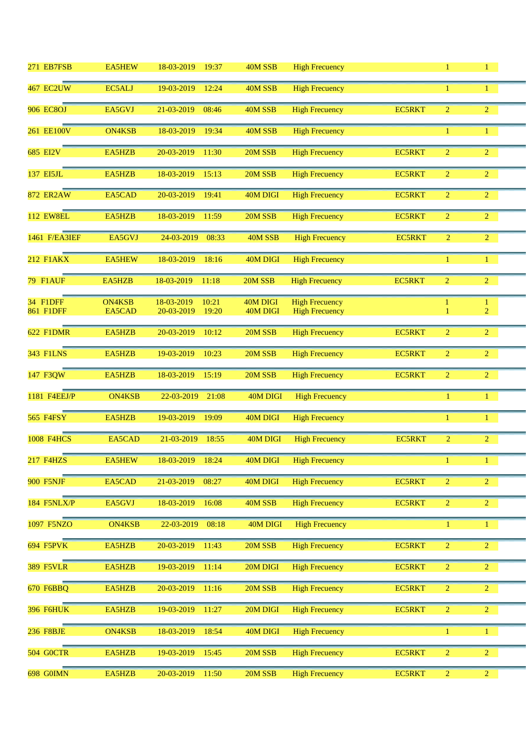| | | | | | | | | |
|---|---|---|---|---|---|---|---|---|
| 271 EB7FSB | EA5HEW | 18-03-2019 | 19:37 | 40M SSB | High Frecuency | | 1 | 1 |
| 467 EC2UW | EC5ALJ | 19-03-2019 | 12:24 | 40M SSB | High Frecuency | | 1 | 1 |
| 906 EC8OJ | EA5GVJ | 21-03-2019 | 08:46 | 40M SSB | High Frecuency | EC5RKT | 2 | 2 |
| 261 EE100V | ON4KSB | 18-03-2019 | 19:34 | 40M SSB | High Frecuency | | 1 | 1 |
| 685 EI2V | EA5HZB | 20-03-2019 | 11:30 | 20M SSB | High Frecuency | EC5RKT | 2 | 2 |
| 137 EI5JL | EA5HZB | 18-03-2019 | 15:13 | 20M SSB | High Frecuency | EC5RKT | 2 | 2 |
| 872 ER2AW | EA5CAD | 20-03-2019 | 19:41 | 40M DIGI | High Frecuency | EC5RKT | 2 | 2 |
| 112 EW8EL | EA5HZB | 18-03-2019 | 11:59 | 20M SSB | High Frecuency | EC5RKT | 2 | 2 |
| 1461 F/EA3IEF | EA5GVJ | 24-03-2019 | 08:33 | 40M SSB | High Frecuency | EC5RKT | 2 | 2 |
| 212 F1AKX | EA5HEW | 18-03-2019 | 18:16 | 40M DIGI | High Frecuency | | 1 | 1 |
| 79 F1AUF | EA5HZB | 18-03-2019 | 11:18 | 20M SSB | High Frecuency | EC5RKT | 2 | 2 |
| 34 F1DFF | ON4KSB | 18-03-2019 | 10:21 | 40M DIGI | High Frecuency | | 1 | 1 |
| 861 F1DFF | EA5CAD | 20-03-2019 | 19:20 | 40M DIGI | High Frecuency | | 1 | 2 |
| 622 F1DMR | EA5HZB | 20-03-2019 | 10:12 | 20M SSB | High Frecuency | EC5RKT | 2 | 2 |
| 343 F1LNS | EA5HZB | 19-03-2019 | 10:23 | 20M SSB | High Frecuency | EC5RKT | 2 | 2 |
| 147 F3QW | EA5HZB | 18-03-2019 | 15:19 | 20M SSB | High Frecuency | EC5RKT | 2 | 2 |
| 1181 F4EEJ/P | ON4KSB | 22-03-2019 | 21:08 | 40M DIGI | High Frecuency | | 1 | 1 |
| 565 F4FSY | EA5HZB | 19-03-2019 | 19:09 | 40M DIGI | High Frecuency | | 1 | 1 |
| 1008 F4HCS | EA5CAD | 21-03-2019 | 18:55 | 40M DIGI | High Frecuency | EC5RKT | 2 | 2 |
| 217 F4HZS | EA5HEW | 18-03-2019 | 18:24 | 40M DIGI | High Frecuency | | 1 | 1 |
| 900 F5NJF | EA5CAD | 21-03-2019 | 08:27 | 40M DIGI | High Frecuency | EC5RKT | 2 | 2 |
| 184 F5NLX/P | EA5GVJ | 18-03-2019 | 16:08 | 40M SSB | High Frecuency | EC5RKT | 2 | 2 |
| 1097 F5NZO | ON4KSB | 22-03-2019 | 08:18 | 40M DIGI | High Frecuency | | 1 | 1 |
| 694 F5PVK | EA5HZB | 20-03-2019 | 11:43 | 20M SSB | High Frecuency | EC5RKT | 2 | 2 |
| 389 F5VLR | EA5HZB | 19-03-2019 | 11:14 | 20M DIGI | High Frecuency | EC5RKT | 2 | 2 |
| 670 F6BBQ | EA5HZB | 20-03-2019 | 11:16 | 20M SSB | High Frecuency | EC5RKT | 2 | 2 |
| 396 F6HUK | EA5HZB | 19-03-2019 | 11:27 | 20M DIGI | High Frecuency | EC5RKT | 2 | 2 |
| 236 F8BJE | ON4KSB | 18-03-2019 | 18:54 | 40M DIGI | High Frecuency | | 1 | 1 |
| 504 G0CTR | EA5HZB | 19-03-2019 | 15:45 | 20M SSB | High Frecuency | EC5RKT | 2 | 2 |
| 698 G0IMN | EA5HZB | 20-03-2019 | 11:50 | 20M SSB | High Frecuency | EC5RKT | 2 | 2 |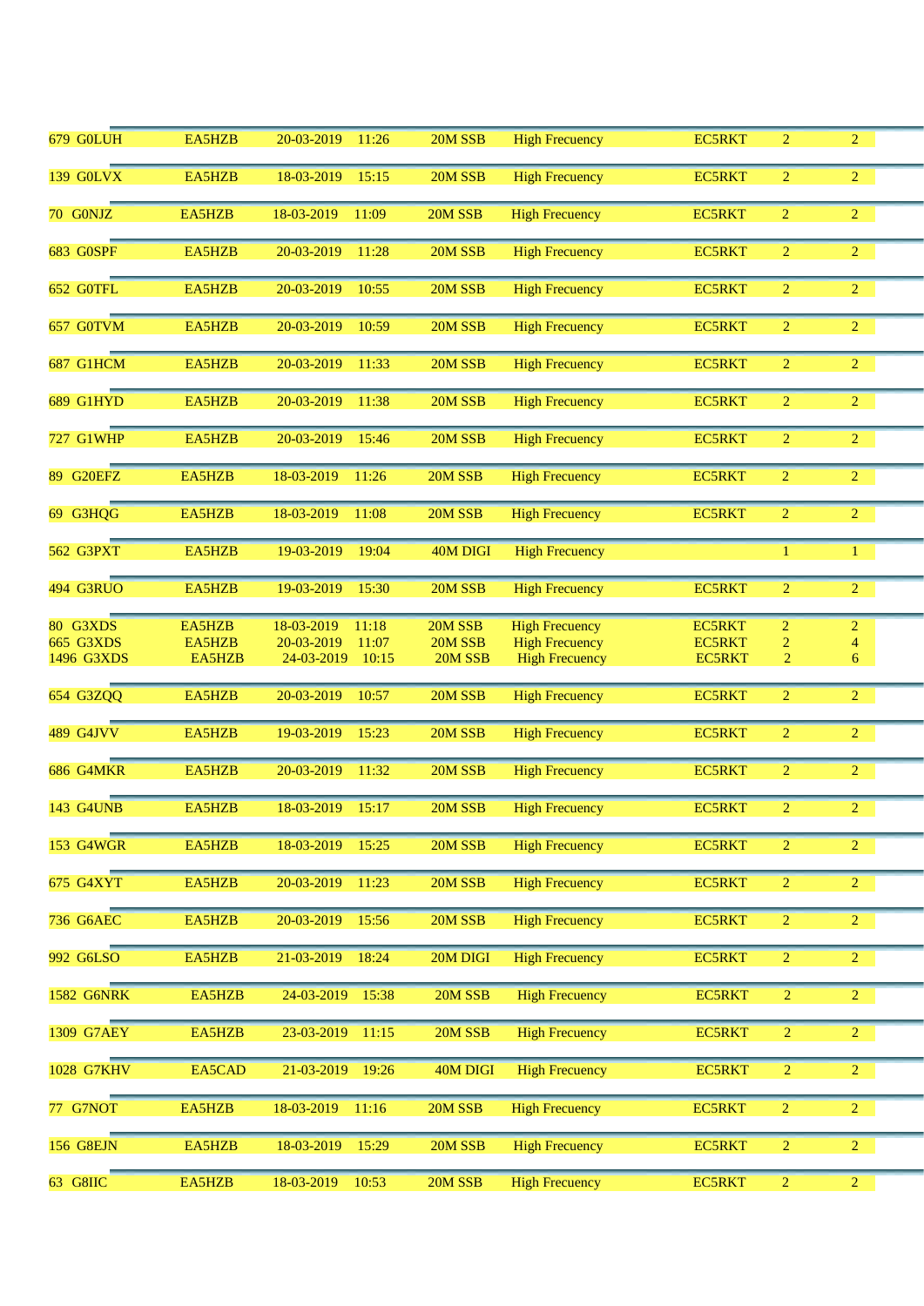| | | | | | | | | |
|---|---|---|---|---|---|---|---|---|
| 679 G0LUH | EA5HZB | 20-03-2019 | 11:26 | 20M SSB | High Frecuency | EC5RKT | 2 | 2 |
| 139 G0LVX | EA5HZB | 18-03-2019 | 15:15 | 20M SSB | High Frecuency | EC5RKT | 2 | 2 |
| 70 G0NJZ | EA5HZB | 18-03-2019 | 11:09 | 20M SSB | High Frecuency | EC5RKT | 2 | 2 |
| 683 G0SPF | EA5HZB | 20-03-2019 | 11:28 | 20M SSB | High Frecuency | EC5RKT | 2 | 2 |
| 652 G0TFL | EA5HZB | 20-03-2019 | 10:55 | 20M SSB | High Frecuency | EC5RKT | 2 | 2 |
| 657 G0TVM | EA5HZB | 20-03-2019 | 10:59 | 20M SSB | High Frecuency | EC5RKT | 2 | 2 |
| 687 G1HCM | EA5HZB | 20-03-2019 | 11:33 | 20M SSB | High Frecuency | EC5RKT | 2 | 2 |
| 689 G1HYD | EA5HZB | 20-03-2019 | 11:38 | 20M SSB | High Frecuency | EC5RKT | 2 | 2 |
| 727 G1WHP | EA5HZB | 20-03-2019 | 15:46 | 20M SSB | High Frecuency | EC5RKT | 2 | 2 |
| 89 G20EFZ | EA5HZB | 18-03-2019 | 11:26 | 20M SSB | High Frecuency | EC5RKT | 2 | 2 |
| 69 G3HQG | EA5HZB | 18-03-2019 | 11:08 | 20M SSB | High Frecuency | EC5RKT | 2 | 2 |
| 562 G3PXT | EA5HZB | 19-03-2019 | 19:04 | 40M DIGI | High Frecuency | | 1 | 1 |
| 494 G3RUO | EA5HZB | 19-03-2019 | 15:30 | 20M SSB | High Frecuency | EC5RKT | 2 | 2 |
| 80 G3XDS | EA5HZB | 18-03-2019 | 11:18 | 20M SSB | High Frecuency | EC5RKT | 2 | 2 |
| 665 G3XDS | EA5HZB | 20-03-2019 | 11:07 | 20M SSB | High Frecuency | EC5RKT | 2 | 4 |
| 1496 G3XDS | EA5HZB | 24-03-2019 | 10:15 | 20M SSB | High Frecuency | EC5RKT | 2 | 6 |
| 654 G3ZQQ | EA5HZB | 20-03-2019 | 10:57 | 20M SSB | High Frecuency | EC5RKT | 2 | 2 |
| 489 G4JVV | EA5HZB | 19-03-2019 | 15:23 | 20M SSB | High Frecuency | EC5RKT | 2 | 2 |
| 686 G4MKR | EA5HZB | 20-03-2019 | 11:32 | 20M SSB | High Frecuency | EC5RKT | 2 | 2 |
| 143 G4UNB | EA5HZB | 18-03-2019 | 15:17 | 20M SSB | High Frecuency | EC5RKT | 2 | 2 |
| 153 G4WGR | EA5HZB | 18-03-2019 | 15:25 | 20M SSB | High Frecuency | EC5RKT | 2 | 2 |
| 675 G4XYT | EA5HZB | 20-03-2019 | 11:23 | 20M SSB | High Frecuency | EC5RKT | 2 | 2 |
| 736 G6AEC | EA5HZB | 20-03-2019 | 15:56 | 20M SSB | High Frecuency | EC5RKT | 2 | 2 |
| 992 G6LSO | EA5HZB | 21-03-2019 | 18:24 | 20M DIGI | High Frecuency | EC5RKT | 2 | 2 |
| 1582 G6NRK | EA5HZB | 24-03-2019 | 15:38 | 20M SSB | High Frecuency | EC5RKT | 2 | 2 |
| 1309 G7AEY | EA5HZB | 23-03-2019 | 11:15 | 20M SSB | High Frecuency | EC5RKT | 2 | 2 |
| 1028 G7KHV | EA5CAD | 21-03-2019 | 19:26 | 40M DIGI | High Frecuency | EC5RKT | 2 | 2 |
| 77 G7NOT | EA5HZB | 18-03-2019 | 11:16 | 20M SSB | High Frecuency | EC5RKT | 2 | 2 |
| 156 G8EJN | EA5HZB | 18-03-2019 | 15:29 | 20M SSB | High Frecuency | EC5RKT | 2 | 2 |
| 63 G8IIC | EA5HZB | 18-03-2019 | 10:53 | 20M SSB | High Frecuency | EC5RKT | 2 | 2 |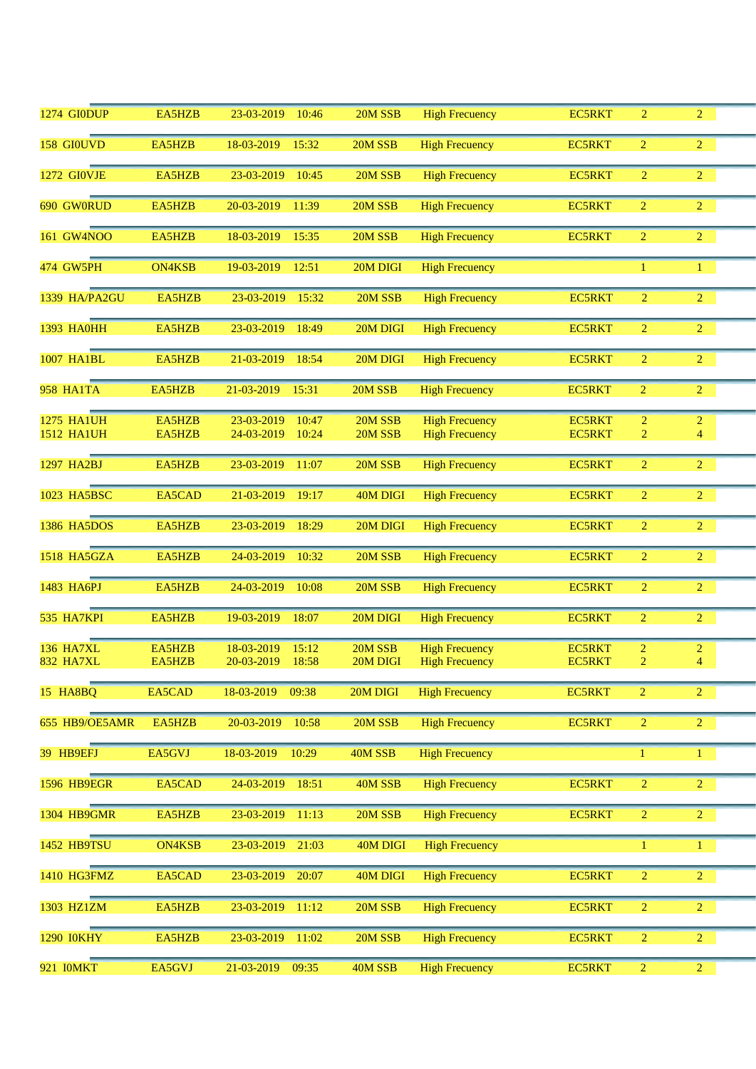| | | | | | | | | |
|---|---|---|---|---|---|---|---|---|
| 1274 GI0DUP | EA5HZB | 23-03-2019 | 10:46 | 20M SSB | High Frecuency | EC5RKT | 2 | 2 |
| 158 GI0UVD | EA5HZB | 18-03-2019 | 15:32 | 20M SSB | High Frecuency | EC5RKT | 2 | 2 |
| 1272 GI0VJE | EA5HZB | 23-03-2019 | 10:45 | 20M SSB | High Frecuency | EC5RKT | 2 | 2 |
| 690 GW0RUD | EA5HZB | 20-03-2019 | 11:39 | 20M SSB | High Frecuency | EC5RKT | 2 | 2 |
| 161 GW4NOO | EA5HZB | 18-03-2019 | 15:35 | 20M SSB | High Frecuency | EC5RKT | 2 | 2 |
| 474 GW5PH | ON4KSB | 19-03-2019 | 12:51 | 20M DIGI | High Frecuency | | 1 | 1 |
| 1339 HA/PA2GU | EA5HZB | 23-03-2019 | 15:32 | 20M SSB | High Frecuency | EC5RKT | 2 | 2 |
| 1393 HA0HH | EA5HZB | 23-03-2019 | 18:49 | 20M DIGI | High Frecuency | EC5RKT | 2 | 2 |
| 1007 HA1BL | EA5HZB | 21-03-2019 | 18:54 | 20M DIGI | High Frecuency | EC5RKT | 2 | 2 |
| 958 HA1TA | EA5HZB | 21-03-2019 | 15:31 | 20M SSB | High Frecuency | EC5RKT | 2 | 2 |
| 1275 HA1UH | EA5HZB | 23-03-2019 | 10:47 | 20M SSB | High Frecuency | EC5RKT | 2 | 2 |
| 1512 HA1UH | EA5HZB | 24-03-2019 | 10:24 | 20M SSB | High Frecuency | EC5RKT | 2 | 4 |
| 1297 HA2BJ | EA5HZB | 23-03-2019 | 11:07 | 20M SSB | High Frecuency | EC5RKT | 2 | 2 |
| 1023 HA5BSC | EA5CAD | 21-03-2019 | 19:17 | 40M DIGI | High Frecuency | EC5RKT | 2 | 2 |
| 1386 HA5DOS | EA5HZB | 23-03-2019 | 18:29 | 20M DIGI | High Frecuency | EC5RKT | 2 | 2 |
| 1518 HA5GZA | EA5HZB | 24-03-2019 | 10:32 | 20M SSB | High Frecuency | EC5RKT | 2 | 2 |
| 1483 HA6PJ | EA5HZB | 24-03-2019 | 10:08 | 20M SSB | High Frecuency | EC5RKT | 2 | 2 |
| 535 HA7KPI | EA5HZB | 19-03-2019 | 18:07 | 20M DIGI | High Frecuency | EC5RKT | 2 | 2 |
| 136 HA7XL | EA5HZB | 18-03-2019 | 15:12 | 20M SSB | High Frecuency | EC5RKT | 2 | 2 |
| 832 HA7XL | EA5HZB | 20-03-2019 | 18:58 | 20M DIGI | High Frecuency | EC5RKT | 2 | 4 |
| 15 HA8BQ | EA5CAD | 18-03-2019 | 09:38 | 20M DIGI | High Frecuency | EC5RKT | 2 | 2 |
| 655 HB9/OE5AMR | EA5HZB | 20-03-2019 | 10:58 | 20M SSB | High Frecuency | EC5RKT | 2 | 2 |
| 39 HB9EFJ | EA5GVJ | 18-03-2019 | 10:29 | 40M SSB | High Frecuency | | 1 | 1 |
| 1596 HB9EGR | EA5CAD | 24-03-2019 | 18:51 | 40M SSB | High Frecuency | EC5RKT | 2 | 2 |
| 1304 HB9GMR | EA5HZB | 23-03-2019 | 11:13 | 20M SSB | High Frecuency | EC5RKT | 2 | 2 |
| 1452 HB9TSU | ON4KSB | 23-03-2019 | 21:03 | 40M DIGI | High Frecuency | | 1 | 1 |
| 1410 HG3FMZ | EA5CAD | 23-03-2019 | 20:07 | 40M DIGI | High Frecuency | EC5RKT | 2 | 2 |
| 1303 HZ1ZM | EA5HZB | 23-03-2019 | 11:12 | 20M SSB | High Frecuency | EC5RKT | 2 | 2 |
| 1290 I0KHY | EA5HZB | 23-03-2019 | 11:02 | 20M SSB | High Frecuency | EC5RKT | 2 | 2 |
| 921 I0MKT | EA5GVJ | 21-03-2019 | 09:35 | 40M SSB | High Frecuency | EC5RKT | 2 | 2 |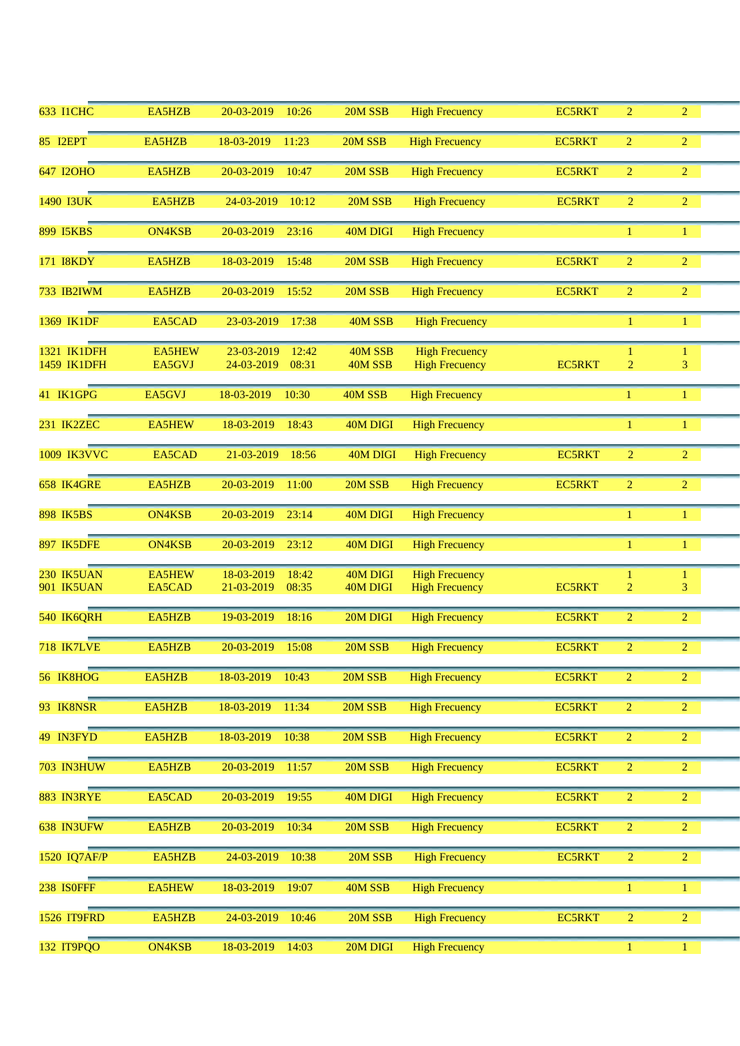| | | | | | | | | |
|---|---|---|---|---|---|---|---|---|
| 633 I1CHC | EA5HZB | 20-03-2019 | 10:26 | 20M SSB | High Frecuency | EC5RKT | 2 | 2 |
| 85 I2EPT | EA5HZB | 18-03-2019 | 11:23 | 20M SSB | High Frecuency | EC5RKT | 2 | 2 |
| 647 I2OHO | EA5HZB | 20-03-2019 | 10:47 | 20M SSB | High Frecuency | EC5RKT | 2 | 2 |
| 1490 I3UK | EA5HZB | 24-03-2019 | 10:12 | 20M SSB | High Frecuency | EC5RKT | 2 | 2 |
| 899 I5KBS | ON4KSB | 20-03-2019 | 23:16 | 40M DIGI | High Frecuency | | 1 | 1 |
| 171 I8KDY | EA5HZB | 18-03-2019 | 15:48 | 20M SSB | High Frecuency | EC5RKT | 2 | 2 |
| 733 IB2IWM | EA5HZB | 20-03-2019 | 15:52 | 20M SSB | High Frecuency | EC5RKT | 2 | 2 |
| 1369 IK1DF | EA5CAD | 23-03-2019 | 17:38 | 40M SSB | High Frecuency | | 1 | 1 |
| 1321 IK1DFH | EA5HEW | 23-03-2019 | 12:42 | 40M SSB | High Frecuency | | 1 | 1 |
| 1459 IK1DFH | EA5GVJ | 24-03-2019 | 08:31 | 40M SSB | High Frecuency | EC5RKT | 2 | 3 |
| 41 IK1GPG | EA5GVJ | 18-03-2019 | 10:30 | 40M SSB | High Frecuency | | 1 | 1 |
| 231 IK2ZEC | EA5HEW | 18-03-2019 | 18:43 | 40M DIGI | High Frecuency | | 1 | 1 |
| 1009 IK3VVC | EA5CAD | 21-03-2019 | 18:56 | 40M DIGI | High Frecuency | EC5RKT | 2 | 2 |
| 658 IK4GRE | EA5HZB | 20-03-2019 | 11:00 | 20M SSB | High Frecuency | EC5RKT | 2 | 2 |
| 898 IK5BS | ON4KSB | 20-03-2019 | 23:14 | 40M DIGI | High Frecuency | | 1 | 1 |
| 897 IK5DFE | ON4KSB | 20-03-2019 | 23:12 | 40M DIGI | High Frecuency | | 1 | 1 |
| 230 IK5UAN | EA5HEW | 18-03-2019 | 18:42 | 40M DIGI | High Frecuency | | 1 | 1 |
| 901 IK5UAN | EA5CAD | 21-03-2019 | 08:35 | 40M DIGI | High Frecuency | EC5RKT | 2 | 3 |
| 540 IK6QRH | EA5HZB | 19-03-2019 | 18:16 | 20M DIGI | High Frecuency | EC5RKT | 2 | 2 |
| 718 IK7LVE | EA5HZB | 20-03-2019 | 15:08 | 20M SSB | High Frecuency | EC5RKT | 2 | 2 |
| 56 IK8HOG | EA5HZB | 18-03-2019 | 10:43 | 20M SSB | High Frecuency | EC5RKT | 2 | 2 |
| 93 IK8NSR | EA5HZB | 18-03-2019 | 11:34 | 20M SSB | High Frecuency | EC5RKT | 2 | 2 |
| 49 IN3FYD | EA5HZB | 18-03-2019 | 10:38 | 20M SSB | High Frecuency | EC5RKT | 2 | 2 |
| 703 IN3HUW | EA5HZB | 20-03-2019 | 11:57 | 20M SSB | High Frecuency | EC5RKT | 2 | 2 |
| 883 IN3RYE | EA5CAD | 20-03-2019 | 19:55 | 40M DIGI | High Frecuency | EC5RKT | 2 | 2 |
| 638 IN3UFW | EA5HZB | 20-03-2019 | 10:34 | 20M SSB | High Frecuency | EC5RKT | 2 | 2 |
| 1520 IQ7AF/P | EA5HZB | 24-03-2019 | 10:38 | 20M SSB | High Frecuency | EC5RKT | 2 | 2 |
| 238 IS0FFF | EA5HEW | 18-03-2019 | 19:07 | 40M SSB | High Frecuency | | 1 | 1 |
| 1526 IT9FRD | EA5HZB | 24-03-2019 | 10:46 | 20M SSB | High Frecuency | EC5RKT | 2 | 2 |
| 132 IT9PQO | ON4KSB | 18-03-2019 | 14:03 | 20M DIGI | High Frecuency | | 1 | 1 |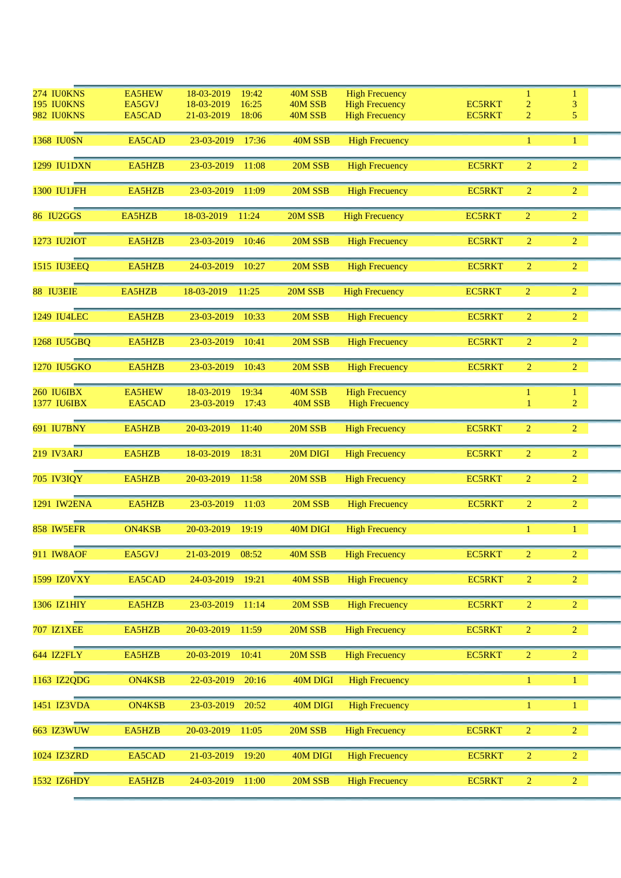| | | | | | | | | |
|---|---|---|---|---|---|---|---|---|
| 274 IU0KNS | EA5HEW | 18-03-2019 | 19:42 | 40M SSB | High Frecuency | | 1 | 1 |
| 195 IU0KNS | EA5GVJ | 18-03-2019 | 16:25 | 40M SSB | High Frecuency | EC5RKT | 2 | 3 |
| 982 IU0KNS | EA5CAD | 21-03-2019 | 18:06 | 40M SSB | High Frecuency | EC5RKT | 2 | 5 |
| 1368 IU0SN | EA5CAD | 23-03-2019 | 17:36 | 40M SSB | High Frecuency | | 1 | 1 |
| 1299 IU1DXN | EA5HZB | 23-03-2019 | 11:08 | 20M SSB | High Frecuency | EC5RKT | 2 | 2 |
| 1300 IU1JFH | EA5HZB | 23-03-2019 | 11:09 | 20M SSB | High Frecuency | EC5RKT | 2 | 2 |
| 86 IU2GGS | EA5HZB | 18-03-2019 | 11:24 | 20M SSB | High Frecuency | EC5RKT | 2 | 2 |
| 1273 IU2IOT | EA5HZB | 23-03-2019 | 10:46 | 20M SSB | High Frecuency | EC5RKT | 2 | 2 |
| 1515 IU3EEQ | EA5HZB | 24-03-2019 | 10:27 | 20M SSB | High Frecuency | EC5RKT | 2 | 2 |
| 88 IU3EIE | EA5HZB | 18-03-2019 | 11:25 | 20M SSB | High Frecuency | EC5RKT | 2 | 2 |
| 1249 IU4LEC | EA5HZB | 23-03-2019 | 10:33 | 20M SSB | High Frecuency | EC5RKT | 2 | 2 |
| 1268 IU5GBQ | EA5HZB | 23-03-2019 | 10:41 | 20M SSB | High Frecuency | EC5RKT | 2 | 2 |
| 1270 IU5GKO | EA5HZB | 23-03-2019 | 10:43 | 20M SSB | High Frecuency | EC5RKT | 2 | 2 |
| 260 IU6IBX | EA5HEW | 18-03-2019 | 19:34 | 40M SSB | High Frecuency | | 1 | 1 |
| 1377 IU6IBX | EA5CAD | 23-03-2019 | 17:43 | 40M SSB | High Frecuency | | 1 | 2 |
| 691 IU7BNY | EA5HZB | 20-03-2019 | 11:40 | 20M SSB | High Frecuency | EC5RKT | 2 | 2 |
| 219 IV3ARJ | EA5HZB | 18-03-2019 | 18:31 | 20M DIGI | High Frecuency | EC5RKT | 2 | 2 |
| 705 IV3IQY | EA5HZB | 20-03-2019 | 11:58 | 20M SSB | High Frecuency | EC5RKT | 2 | 2 |
| 1291 IW2ENA | EA5HZB | 23-03-2019 | 11:03 | 20M SSB | High Frecuency | EC5RKT | 2 | 2 |
| 858 IW5EFR | ON4KSB | 20-03-2019 | 19:19 | 40M DIGI | High Frecuency | | 1 | 1 |
| 911 IW8AOF | EA5GVJ | 21-03-2019 | 08:52 | 40M SSB | High Frecuency | EC5RKT | 2 | 2 |
| 1599 IZ0VXY | EA5CAD | 24-03-2019 | 19:21 | 40M SSB | High Frecuency | EC5RKT | 2 | 2 |
| 1306 IZ1HIY | EA5HZB | 23-03-2019 | 11:14 | 20M SSB | High Frecuency | EC5RKT | 2 | 2 |
| 707 IZ1XEE | EA5HZB | 20-03-2019 | 11:59 | 20M SSB | High Frecuency | EC5RKT | 2 | 2 |
| 644 IZ2FLY | EA5HZB | 20-03-2019 | 10:41 | 20M SSB | High Frecuency | EC5RKT | 2 | 2 |
| 1163 IZ2QDG | ON4KSB | 22-03-2019 | 20:16 | 40M DIGI | High Frecuency | | 1 | 1 |
| 1451 IZ3VDA | ON4KSB | 23-03-2019 | 20:52 | 40M DIGI | High Frecuency | | 1 | 1 |
| 663 IZ3WUW | EA5HZB | 20-03-2019 | 11:05 | 20M SSB | High Frecuency | EC5RKT | 2 | 2 |
| 1024 IZ3ZRD | EA5CAD | 21-03-2019 | 19:20 | 40M DIGI | High Frecuency | EC5RKT | 2 | 2 |
| 1532 IZ6HDY | EA5HZB | 24-03-2019 | 11:00 | 20M SSB | High Frecuency | EC5RKT | 2 | 2 |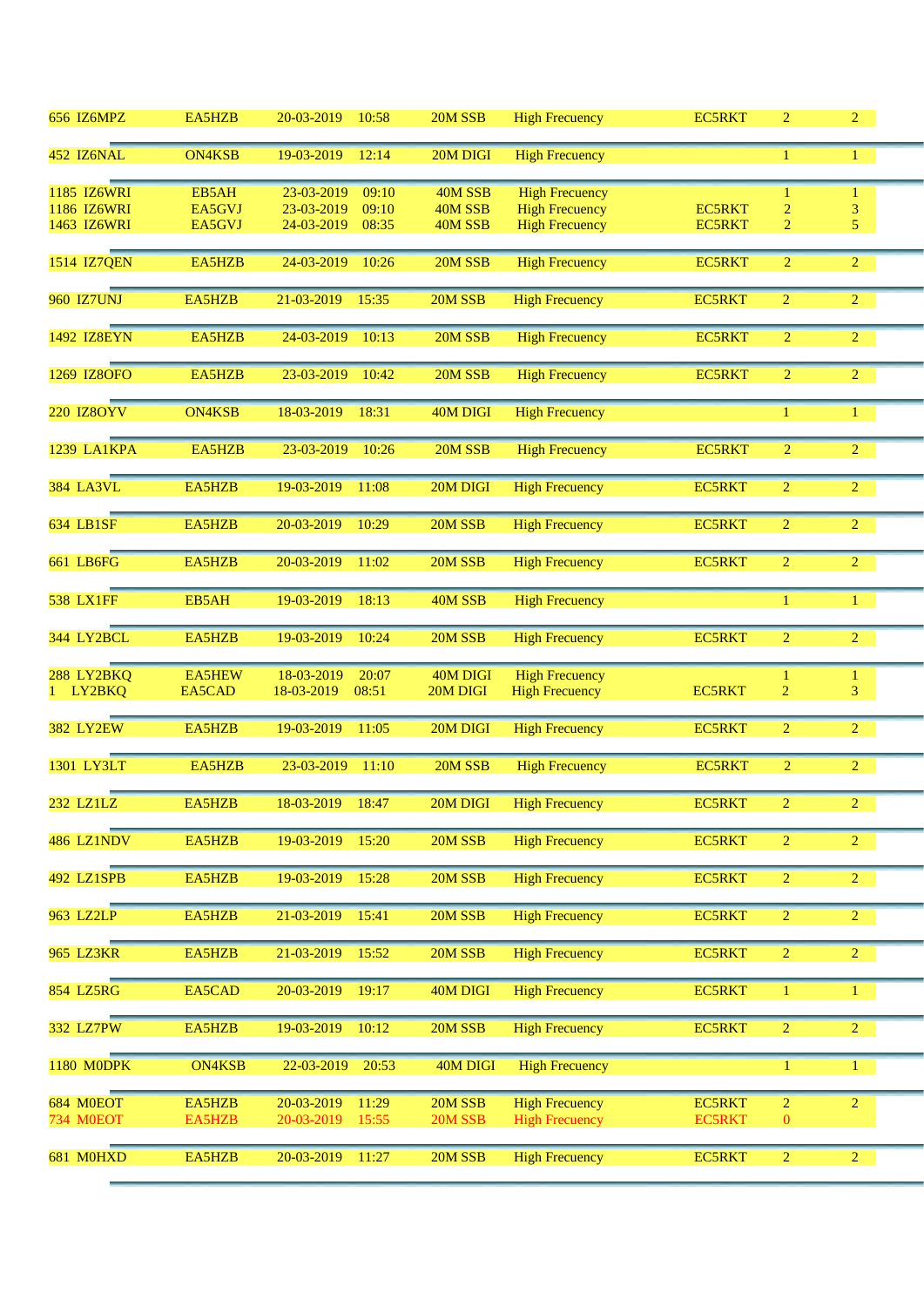| | | | | | | | | | |
|---|---|---|---|---|---|---|---|---|---|
| 656 | IZ6MPZ | EA5HZB | 20-03-2019 | 10:58 | 20M SSB | High Frecuency | EC5RKT | 2 | 2 |
| 452 | IZ6NAL | ON4KSB | 19-03-2019 | 12:14 | 20M DIGI | High Frecuency | | 1 | 1 |
| 1185 | IZ6WRI | EB5AH | 23-03-2019 | 09:10 | 40M SSB | High Frecuency | | 1 | 1 |
| 1186 | IZ6WRI | EA5GVJ | 23-03-2019 | 09:10 | 40M SSB | High Frecuency | EC5RKT | 2 | 3 |
| 1463 | IZ6WRI | EA5GVJ | 24-03-2019 | 08:35 | 40M SSB | High Frecuency | EC5RKT | 2 | 5 |
| 1514 | IZ7QEN | EA5HZB | 24-03-2019 | 10:26 | 20M SSB | High Frecuency | EC5RKT | 2 | 2 |
| 960 | IZ7UNJ | EA5HZB | 21-03-2019 | 15:35 | 20M SSB | High Frecuency | EC5RKT | 2 | 2 |
| 1492 | IZ8EYN | EA5HZB | 24-03-2019 | 10:13 | 20M SSB | High Frecuency | EC5RKT | 2 | 2 |
| 1269 | IZ8OFO | EA5HZB | 23-03-2019 | 10:42 | 20M SSB | High Frecuency | EC5RKT | 2 | 2 |
| 220 | IZ8OYV | ON4KSB | 18-03-2019 | 18:31 | 40M DIGI | High Frecuency | | 1 | 1 |
| 1239 | LA1KPA | EA5HZB | 23-03-2019 | 10:26 | 20M SSB | High Frecuency | EC5RKT | 2 | 2 |
| 384 | LA3VL | EA5HZB | 19-03-2019 | 11:08 | 20M DIGI | High Frecuency | EC5RKT | 2 | 2 |
| 634 | LB1SF | EA5HZB | 20-03-2019 | 10:29 | 20M SSB | High Frecuency | EC5RKT | 2 | 2 |
| 661 | LB6FG | EA5HZB | 20-03-2019 | 11:02 | 20M SSB | High Frecuency | EC5RKT | 2 | 2 |
| 538 | LX1FF | EB5AH | 19-03-2019 | 18:13 | 40M SSB | High Frecuency | | 1 | 1 |
| 344 | LY2BCL | EA5HZB | 19-03-2019 | 10:24 | 20M SSB | High Frecuency | EC5RKT | 2 | 2 |
| 288 | LY2BKQ | EA5HEW | 18-03-2019 | 20:07 | 40M DIGI | High Frecuency | | 1 | 1 |
| 1 | LY2BKQ | EA5CAD | 18-03-2019 | 08:51 | 20M DIGI | High Frecuency | EC5RKT | 2 | 3 |
| 382 | LY2EW | EA5HZB | 19-03-2019 | 11:05 | 20M DIGI | High Frecuency | EC5RKT | 2 | 2 |
| 1301 | LY3LT | EA5HZB | 23-03-2019 | 11:10 | 20M SSB | High Frecuency | EC5RKT | 2 | 2 |
| 232 | LZ1LZ | EA5HZB | 18-03-2019 | 18:47 | 20M DIGI | High Frecuency | EC5RKT | 2 | 2 |
| 486 | LZ1NDV | EA5HZB | 19-03-2019 | 15:20 | 20M SSB | High Frecuency | EC5RKT | 2 | 2 |
| 492 | LZ1SPB | EA5HZB | 19-03-2019 | 15:28 | 20M SSB | High Frecuency | EC5RKT | 2 | 2 |
| 963 | LZ2LP | EA5HZB | 21-03-2019 | 15:41 | 20M SSB | High Frecuency | EC5RKT | 2 | 2 |
| 965 | LZ3KR | EA5HZB | 21-03-2019 | 15:52 | 20M SSB | High Frecuency | EC5RKT | 2 | 2 |
| 854 | LZ5RG | EA5CAD | 20-03-2019 | 19:17 | 40M DIGI | High Frecuency | EC5RKT | 1 | 1 |
| 332 | LZ7PW | EA5HZB | 19-03-2019 | 10:12 | 20M SSB | High Frecuency | EC5RKT | 2 | 2 |
| 1180 | M0DPK | ON4KSB | 22-03-2019 | 20:53 | 40M DIGI | High Frecuency | | 1 | 1 |
| 684 | M0EOT | EA5HZB | 20-03-2019 | 11:29 | 20M SSB | High Frecuency | EC5RKT | 2 | 2 |
| 734 | M0EOT | EA5HZB | 20-03-2019 | 15:55 | 20M SSB | High Frecuency | EC5RKT | 0 | |
| 681 | M0HXD | EA5HZB | 20-03-2019 | 11:27 | 20M SSB | High Frecuency | EC5RKT | 2 | 2 |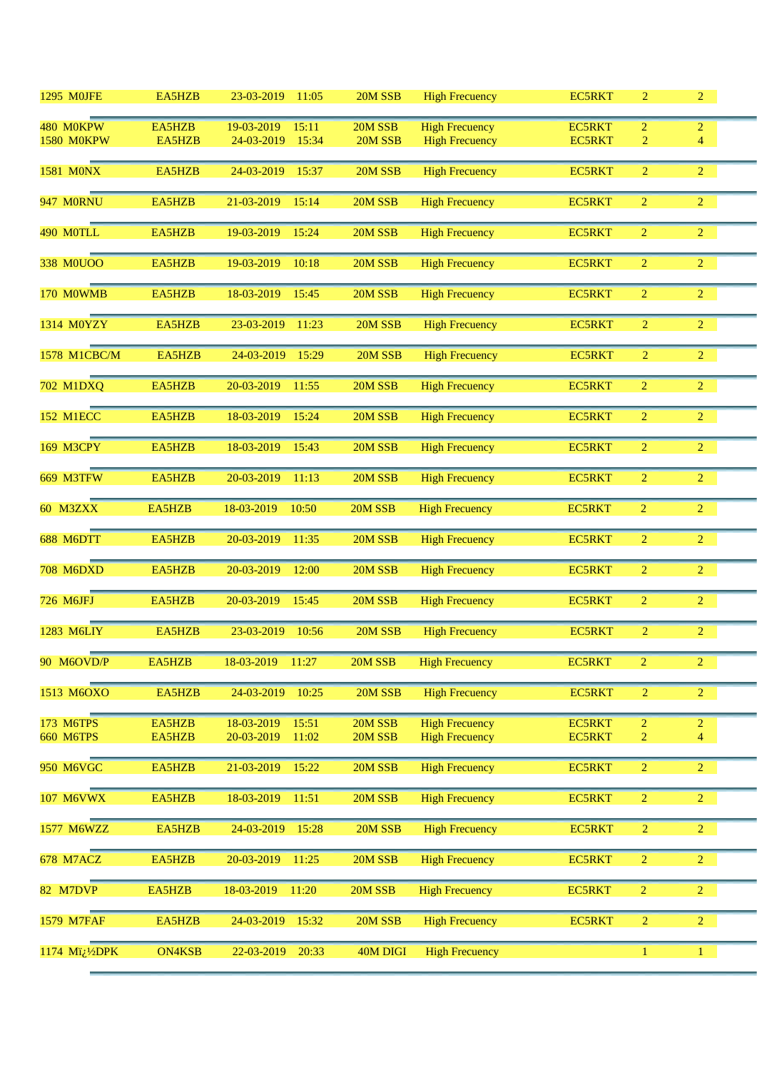| | | | | | | | | |
|---|---|---|---|---|---|---|---|---|
| 1295 M0JFE | EA5HZB | 23-03-2019 | 11:05 | 20M SSB | High Frecuency | EC5RKT | 2 | 2 |
| 480 M0KPW | EA5HZB | 19-03-2019 | 15:11 | 20M SSB | High Frecuency | EC5RKT | 2 | 2 |
| 1580 M0KPW | EA5HZB | 24-03-2019 | 15:34 | 20M SSB | High Frecuency | EC5RKT | 2 | 4 |
| 1581 M0NX | EA5HZB | 24-03-2019 | 15:37 | 20M SSB | High Frecuency | EC5RKT | 2 | 2 |
| 947 M0RNU | EA5HZB | 21-03-2019 | 15:14 | 20M SSB | High Frecuency | EC5RKT | 2 | 2 |
| 490 M0TLL | EA5HZB | 19-03-2019 | 15:24 | 20M SSB | High Frecuency | EC5RKT | 2 | 2 |
| 338 M0UOO | EA5HZB | 19-03-2019 | 10:18 | 20M SSB | High Frecuency | EC5RKT | 2 | 2 |
| 170 M0WMB | EA5HZB | 18-03-2019 | 15:45 | 20M SSB | High Frecuency | EC5RKT | 2 | 2 |
| 1314 M0YZY | EA5HZB | 23-03-2019 | 11:23 | 20M SSB | High Frecuency | EC5RKT | 2 | 2 |
| 1578 M1CBC/M | EA5HZB | 24-03-2019 | 15:29 | 20M SSB | High Frecuency | EC5RKT | 2 | 2 |
| 702 M1DXQ | EA5HZB | 20-03-2019 | 11:55 | 20M SSB | High Frecuency | EC5RKT | 2 | 2 |
| 152 M1ECC | EA5HZB | 18-03-2019 | 15:24 | 20M SSB | High Frecuency | EC5RKT | 2 | 2 |
| 169 M3CPY | EA5HZB | 18-03-2019 | 15:43 | 20M SSB | High Frecuency | EC5RKT | 2 | 2 |
| 669 M3TFW | EA5HZB | 20-03-2019 | 11:13 | 20M SSB | High Frecuency | EC5RKT | 2 | 2 |
| 60 M3ZXX | EA5HZB | 18-03-2019 | 10:50 | 20M SSB | High Frecuency | EC5RKT | 2 | 2 |
| 688 M6DTT | EA5HZB | 20-03-2019 | 11:35 | 20M SSB | High Frecuency | EC5RKT | 2 | 2 |
| 708 M6DXD | EA5HZB | 20-03-2019 | 12:00 | 20M SSB | High Frecuency | EC5RKT | 2 | 2 |
| 726 M6JFJ | EA5HZB | 20-03-2019 | 15:45 | 20M SSB | High Frecuency | EC5RKT | 2 | 2 |
| 1283 M6LIY | EA5HZB | 23-03-2019 | 10:56 | 20M SSB | High Frecuency | EC5RKT | 2 | 2 |
| 90 M6OVD/P | EA5HZB | 18-03-2019 | 11:27 | 20M SSB | High Frecuency | EC5RKT | 2 | 2 |
| 1513 M6OXO | EA5HZB | 24-03-2019 | 10:25 | 20M SSB | High Frecuency | EC5RKT | 2 | 2 |
| 173 M6TPS | EA5HZB | 18-03-2019 | 15:51 | 20M SSB | High Frecuency | EC5RKT | 2 | 2 |
| 660 M6TPS | EA5HZB | 20-03-2019 | 11:02 | 20M SSB | High Frecuency | EC5RKT | 2 | 4 |
| 950 M6VGC | EA5HZB | 21-03-2019 | 15:22 | 20M SSB | High Frecuency | EC5RKT | 2 | 2 |
| 107 M6VWX | EA5HZB | 18-03-2019 | 11:51 | 20M SSB | High Frecuency | EC5RKT | 2 | 2 |
| 1577 M6WZZ | EA5HZB | 24-03-2019 | 15:28 | 20M SSB | High Frecuency | EC5RKT | 2 | 2 |
| 678 M7ACZ | EA5HZB | 20-03-2019 | 11:25 | 20M SSB | High Frecuency | EC5RKT | 2 | 2 |
| 82 M7DVP | EA5HZB | 18-03-2019 | 11:20 | 20M SSB | High Frecuency | EC5RKT | 2 | 2 |
| 1579 M7FAF | EA5HZB | 24-03-2019 | 15:32 | 20M SSB | High Frecuency | EC5RKT | 2 | 2 |
| 1174 Mï¿½DPK | ON4KSB | 22-03-2019 | 20:33 | 40M DIGI | High Frecuency | | 1 | 1 |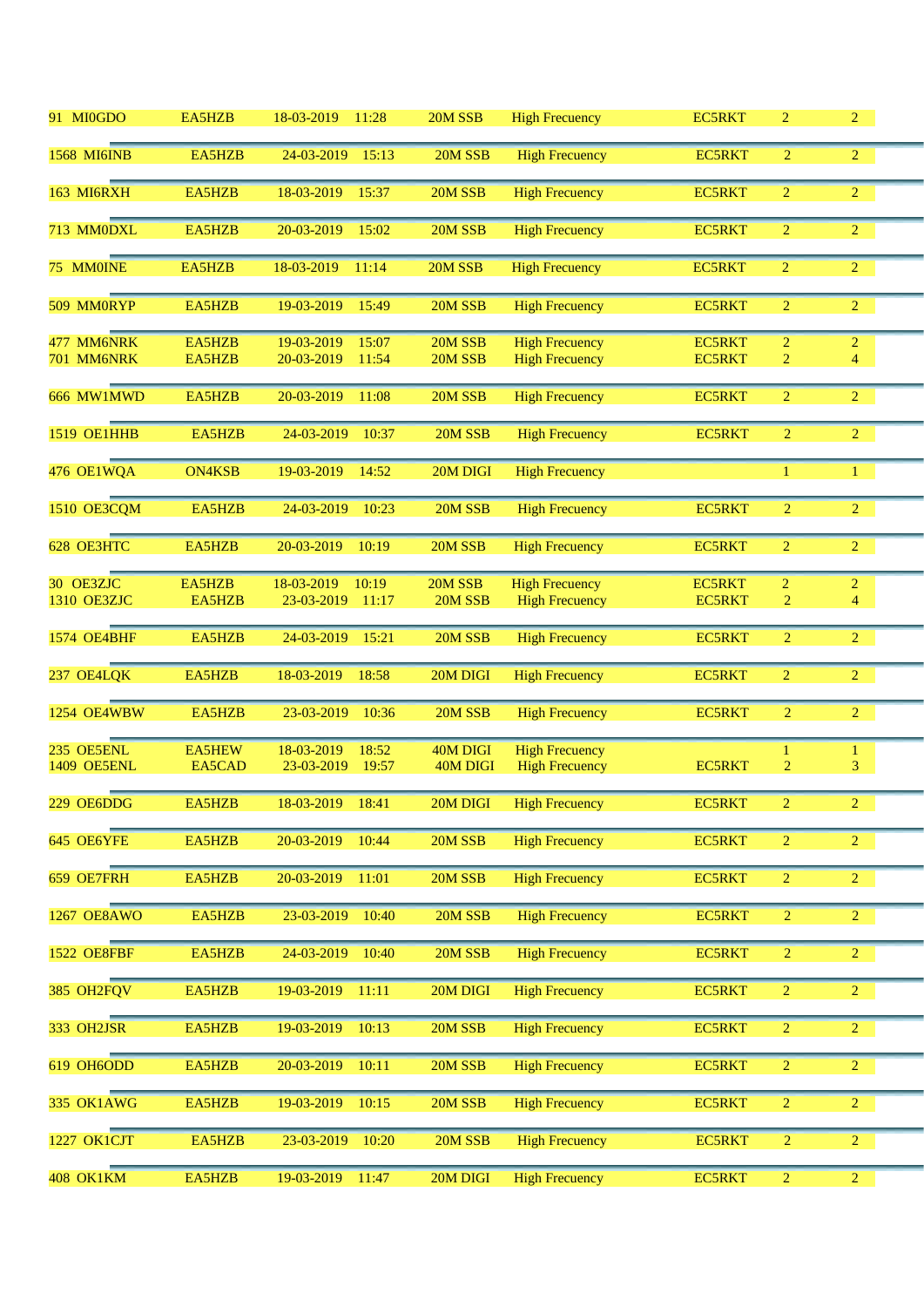| | | | | | | | | |
|---|---|---|---|---|---|---|---|---|
| 91 | MI0GDO | EA5HZB | 18-03-2019 | 11:28 | 20M SSB | High Frecuency | EC5RKT | 2 | 2 |
| 1568 | MI6INB | EA5HZB | 24-03-2019 | 15:13 | 20M SSB | High Frecuency | EC5RKT | 2 | 2 |
| 163 | MI6RXH | EA5HZB | 18-03-2019 | 15:37 | 20M SSB | High Frecuency | EC5RKT | 2 | 2 |
| 713 | MM0DXL | EA5HZB | 20-03-2019 | 15:02 | 20M SSB | High Frecuency | EC5RKT | 2 | 2 |
| 75 | MM0INE | EA5HZB | 18-03-2019 | 11:14 | 20M SSB | High Frecuency | EC5RKT | 2 | 2 |
| 509 | MM0RYP | EA5HZB | 19-03-2019 | 15:49 | 20M SSB | High Frecuency | EC5RKT | 2 | 2 |
| 477 | MM6NRK | EA5HZB | 19-03-2019 | 15:07 | 20M SSB | High Frecuency | EC5RKT | 2 | 2 |
| 701 | MM6NRK | EA5HZB | 20-03-2019 | 11:54 | 20M SSB | High Frecuency | EC5RKT | 2 | 4 |
| 666 | MW1MWD | EA5HZB | 20-03-2019 | 11:08 | 20M SSB | High Frecuency | EC5RKT | 2 | 2 |
| 1519 | OE1HHB | EA5HZB | 24-03-2019 | 10:37 | 20M SSB | High Frecuency | EC5RKT | 2 | 2 |
| 476 | OE1WQA | ON4KSB | 19-03-2019 | 14:52 | 20M DIGI | High Frecuency | | 1 | 1 |
| 1510 | OE3CQM | EA5HZB | 24-03-2019 | 10:23 | 20M SSB | High Frecuency | EC5RKT | 2 | 2 |
| 628 | OE3HTC | EA5HZB | 20-03-2019 | 10:19 | 20M SSB | High Frecuency | EC5RKT | 2 | 2 |
| 30 | OE3ZJC | EA5HZB | 18-03-2019 | 10:19 | 20M SSB | High Frecuency | EC5RKT | 2 | 2 |
| 1310 | OE3ZJC | EA5HZB | 23-03-2019 | 11:17 | 20M SSB | High Frecuency | EC5RKT | 2 | 4 |
| 1574 | OE4BHF | EA5HZB | 24-03-2019 | 15:21 | 20M SSB | High Frecuency | EC5RKT | 2 | 2 |
| 237 | OE4LQK | EA5HZB | 18-03-2019 | 18:58 | 20M DIGI | High Frecuency | EC5RKT | 2 | 2 |
| 1254 | OE4WBW | EA5HZB | 23-03-2019 | 10:36 | 20M SSB | High Frecuency | EC5RKT | 2 | 2 |
| 235 | OE5ENL | EA5HEW | 18-03-2019 | 18:52 | 40M DIGI | High Frecuency | | 1 | 1 |
| 1409 | OE5ENL | EA5CAD | 23-03-2019 | 19:57 | 40M DIGI | High Frecuency | EC5RKT | 2 | 3 |
| 229 | OE6DDG | EA5HZB | 18-03-2019 | 18:41 | 20M DIGI | High Frecuency | EC5RKT | 2 | 2 |
| 645 | OE6YFE | EA5HZB | 20-03-2019 | 10:44 | 20M SSB | High Frecuency | EC5RKT | 2 | 2 |
| 659 | OE7FRH | EA5HZB | 20-03-2019 | 11:01 | 20M SSB | High Frecuency | EC5RKT | 2 | 2 |
| 1267 | OE8AWO | EA5HZB | 23-03-2019 | 10:40 | 20M SSB | High Frecuency | EC5RKT | 2 | 2 |
| 1522 | OE8FBF | EA5HZB | 24-03-2019 | 10:40 | 20M SSB | High Frecuency | EC5RKT | 2 | 2 |
| 385 | OH2FQV | EA5HZB | 19-03-2019 | 11:11 | 20M DIGI | High Frecuency | EC5RKT | 2 | 2 |
| 333 | OH2JSR | EA5HZB | 19-03-2019 | 10:13 | 20M SSB | High Frecuency | EC5RKT | 2 | 2 |
| 619 | OH6ODD | EA5HZB | 20-03-2019 | 10:11 | 20M SSB | High Frecuency | EC5RKT | 2 | 2 |
| 335 | OK1AWG | EA5HZB | 19-03-2019 | 10:15 | 20M SSB | High Frecuency | EC5RKT | 2 | 2 |
| 1227 | OK1CJT | EA5HZB | 23-03-2019 | 10:20 | 20M SSB | High Frecuency | EC5RKT | 2 | 2 |
| 408 | OK1KM | EA5HZB | 19-03-2019 | 11:47 | 20M DIGI | High Frecuency | EC5RKT | 2 | 2 |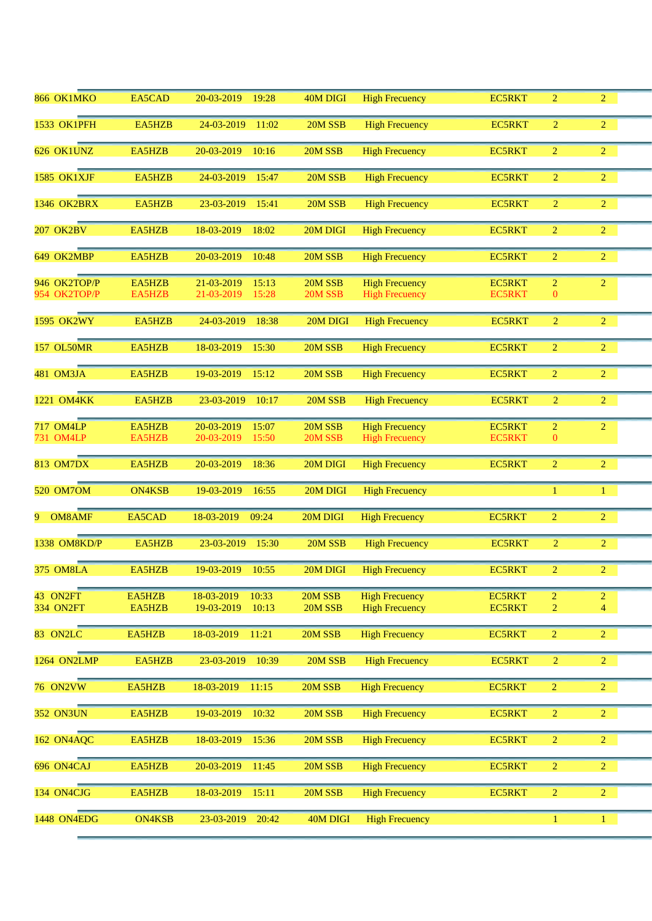| | | | | | | | | |
|---|---|---|---|---|---|---|---|---|
| 866 OK1MKO | EA5CAD | 20-03-2019 | 19:28 | 40M DIGI | High Frecuency | EC5RKT | 2 | 2 |
| 1533 OK1PFH | EA5HZB | 24-03-2019 | 11:02 | 20M SSB | High Frecuency | EC5RKT | 2 | 2 |
| 626 OK1UNZ | EA5HZB | 20-03-2019 | 10:16 | 20M SSB | High Frecuency | EC5RKT | 2 | 2 |
| 1585 OK1XJF | EA5HZB | 24-03-2019 | 15:47 | 20M SSB | High Frecuency | EC5RKT | 2 | 2 |
| 1346 OK2BRX | EA5HZB | 23-03-2019 | 15:41 | 20M SSB | High Frecuency | EC5RKT | 2 | 2 |
| 207 OK2BV | EA5HZB | 18-03-2019 | 18:02 | 20M DIGI | High Frecuency | EC5RKT | 2 | 2 |
| 649 OK2MBP | EA5HZB | 20-03-2019 | 10:48 | 20M SSB | High Frecuency | EC5RKT | 2 | 2 |
| 946 OK2TOP/P | EA5HZB | 21-03-2019 | 15:13 | 20M SSB | High Frecuency | EC5RKT | 2 | 2 |
| 954 OK2TOP/P | EA5HZB | 21-03-2019 | 15:28 | 20M SSB | High Frecuency | EC5RKT | 0 | |
| 1595 OK2WY | EA5HZB | 24-03-2019 | 18:38 | 20M DIGI | High Frecuency | EC5RKT | 2 | 2 |
| 157 OL50MR | EA5HZB | 18-03-2019 | 15:30 | 20M SSB | High Frecuency | EC5RKT | 2 | 2 |
| 481 OM3JA | EA5HZB | 19-03-2019 | 15:12 | 20M SSB | High Frecuency | EC5RKT | 2 | 2 |
| 1221 OM4KK | EA5HZB | 23-03-2019 | 10:17 | 20M SSB | High Frecuency | EC5RKT | 2 | 2 |
| 717 OM4LP | EA5HZB | 20-03-2019 | 15:07 | 20M SSB | High Frecuency | EC5RKT | 2 | 2 |
| 731 OM4LP | EA5HZB | 20-03-2019 | 15:50 | 20M SSB | High Frecuency | EC5RKT | 0 | |
| 813 OM7DX | EA5HZB | 20-03-2019 | 18:36 | 20M DIGI | High Frecuency | EC5RKT | 2 | 2 |
| 520 OM7OM | ON4KSB | 19-03-2019 | 16:55 | 20M DIGI | High Frecuency | | 1 | 1 |
| 9 OM8AMF | EA5CAD | 18-03-2019 | 09:24 | 20M DIGI | High Frecuency | EC5RKT | 2 | 2 |
| 1338 OM8KD/P | EA5HZB | 23-03-2019 | 15:30 | 20M SSB | High Frecuency | EC5RKT | 2 | 2 |
| 375 OM8LA | EA5HZB | 19-03-2019 | 10:55 | 20M DIGI | High Frecuency | EC5RKT | 2 | 2 |
| 43 ON2FT | EA5HZB | 18-03-2019 | 10:33 | 20M SSB | High Frecuency | EC5RKT | 2 | 2 |
| 334 ON2FT | EA5HZB | 19-03-2019 | 10:13 | 20M SSB | High Frecuency | EC5RKT | 2 | 4 |
| 83 ON2LC | EA5HZB | 18-03-2019 | 11:21 | 20M SSB | High Frecuency | EC5RKT | 2 | 2 |
| 1264 ON2LMP | EA5HZB | 23-03-2019 | 10:39 | 20M SSB | High Frecuency | EC5RKT | 2 | 2 |
| 76 ON2VW | EA5HZB | 18-03-2019 | 11:15 | 20M SSB | High Frecuency | EC5RKT | 2 | 2 |
| 352 ON3UN | EA5HZB | 19-03-2019 | 10:32 | 20M SSB | High Frecuency | EC5RKT | 2 | 2 |
| 162 ON4AQC | EA5HZB | 18-03-2019 | 15:36 | 20M SSB | High Frecuency | EC5RKT | 2 | 2 |
| 696 ON4CAJ | EA5HZB | 20-03-2019 | 11:45 | 20M SSB | High Frecuency | EC5RKT | 2 | 2 |
| 134 ON4CJG | EA5HZB | 18-03-2019 | 15:11 | 20M SSB | High Frecuency | EC5RKT | 2 | 2 |
| 1448 ON4EDG | ON4KSB | 23-03-2019 | 20:42 | 40M DIGI | High Frecuency | | 1 | 1 |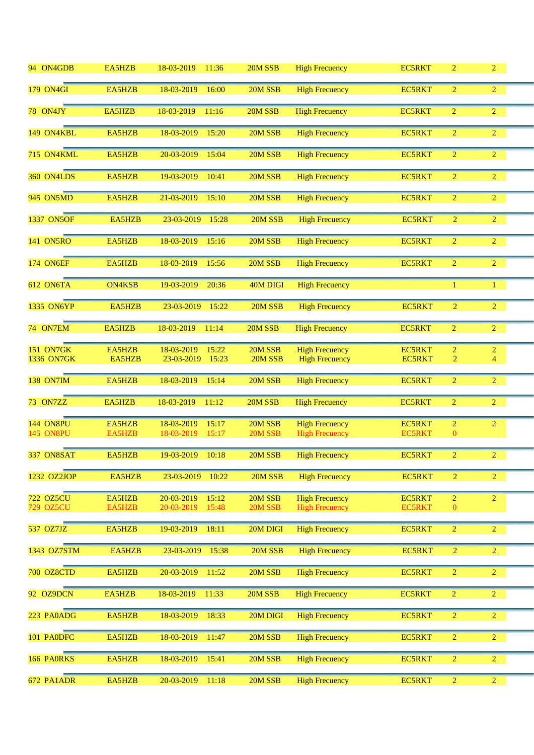| | | | | | | | | |
|---|---|---|---|---|---|---|---|---|
| 94 ON4GDB | EA5HZB | 18-03-2019 | 11:36 | 20M SSB | High Frecuency | EC5RKT | 2 | 2 |
| 179 ON4GI | EA5HZB | 18-03-2019 | 16:00 | 20M SSB | High Frecuency | EC5RKT | 2 | 2 |
| 78 ON4JY | EA5HZB | 18-03-2019 | 11:16 | 20M SSB | High Frecuency | EC5RKT | 2 | 2 |
| 149 ON4KBL | EA5HZB | 18-03-2019 | 15:20 | 20M SSB | High Frecuency | EC5RKT | 2 | 2 |
| 715 ON4KML | EA5HZB | 20-03-2019 | 15:04 | 20M SSB | High Frecuency | EC5RKT | 2 | 2 |
| 360 ON4LDS | EA5HZB | 19-03-2019 | 10:41 | 20M SSB | High Frecuency | EC5RKT | 2 | 2 |
| 945 ON5MD | EA5HZB | 21-03-2019 | 15:10 | 20M SSB | High Frecuency | EC5RKT | 2 | 2 |
| 1337 ON5OF | EA5HZB | 23-03-2019 | 15:28 | 20M SSB | High Frecuency | EC5RKT | 2 | 2 |
| 141 ON5RO | EA5HZB | 18-03-2019 | 15:16 | 20M SSB | High Frecuency | EC5RKT | 2 | 2 |
| 174 ON6EF | EA5HZB | 18-03-2019 | 15:56 | 20M SSB | High Frecuency | EC5RKT | 2 | 2 |
| 612 ON6TA | ON4KSB | 19-03-2019 | 20:36 | 40M DIGI | High Frecuency | | 1 | 1 |
| 1335 ON6YP | EA5HZB | 23-03-2019 | 15:22 | 20M SSB | High Frecuency | EC5RKT | 2 | 2 |
| 74 ON7EM | EA5HZB | 18-03-2019 | 11:14 | 20M SSB | High Frecuency | EC5RKT | 2 | 2 |
| 151 ON7GK | EA5HZB | 18-03-2019 | 15:22 | 20M SSB | High Frecuency | EC5RKT | 2 | 2 |
| 1336 ON7GK | EA5HZB | 23-03-2019 | 15:23 | 20M SSB | High Frecuency | EC5RKT | 2 | 4 |
| 138 ON7IM | EA5HZB | 18-03-2019 | 15:14 | 20M SSB | High Frecuency | EC5RKT | 2 | 2 |
| 73 ON7ZZ | EA5HZB | 18-03-2019 | 11:12 | 20M SSB | High Frecuency | EC5RKT | 2 | 2 |
| 144 ON8PU | EA5HZB | 18-03-2019 | 15:17 | 20M SSB | High Frecuency | EC5RKT | 2 | 2 |
| 145 ON8PU | EA5HZB | 18-03-2019 | 15:17 | 20M SSB | High Frecuency | EC5RKT | 0 | |
| 337 ON8SAT | EA5HZB | 19-03-2019 | 10:18 | 20M SSB | High Frecuency | EC5RKT | 2 | 2 |
| 1232 OZ2JOP | EA5HZB | 23-03-2019 | 10:22 | 20M SSB | High Frecuency | EC5RKT | 2 | 2 |
| 722 OZ5CU | EA5HZB | 20-03-2019 | 15:12 | 20M SSB | High Frecuency | EC5RKT | 2 | 2 |
| 729 OZ5CU | EA5HZB | 20-03-2019 | 15:48 | 20M SSB | High Frecuency | EC5RKT | 0 | |
| 537 OZ7JZ | EA5HZB | 19-03-2019 | 18:11 | 20M DIGI | High Frecuency | EC5RKT | 2 | 2 |
| 1343 OZ7STM | EA5HZB | 23-03-2019 | 15:38 | 20M SSB | High Frecuency | EC5RKT | 2 | 2 |
| 700 OZ8CTD | EA5HZB | 20-03-2019 | 11:52 | 20M SSB | High Frecuency | EC5RKT | 2 | 2 |
| 92 OZ9DCN | EA5HZB | 18-03-2019 | 11:33 | 20M SSB | High Frecuency | EC5RKT | 2 | 2 |
| 223 PA0ADG | EA5HZB | 18-03-2019 | 18:33 | 20M DIGI | High Frecuency | EC5RKT | 2 | 2 |
| 101 PA0DFC | EA5HZB | 18-03-2019 | 11:47 | 20M SSB | High Frecuency | EC5RKT | 2 | 2 |
| 166 PA0RKS | EA5HZB | 18-03-2019 | 15:41 | 20M SSB | High Frecuency | EC5RKT | 2 | 2 |
| 672 PA1ADR | EA5HZB | 20-03-2019 | 11:18 | 20M SSB | High Frecuency | EC5RKT | 2 | 2 |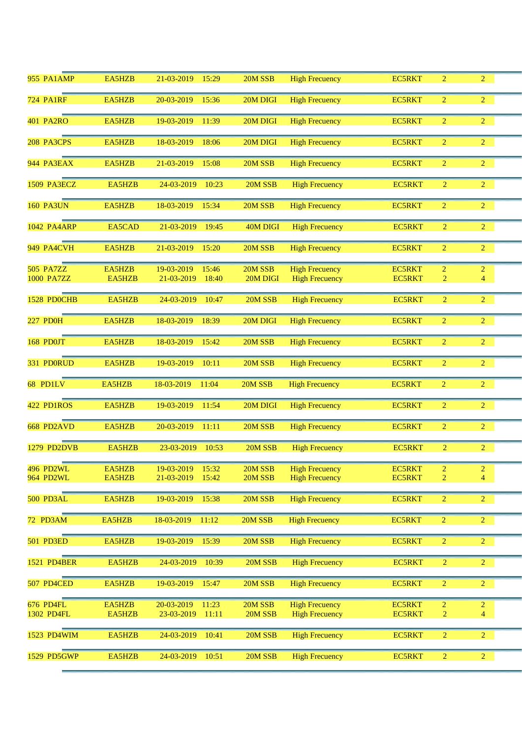| | | | | | | | | |
|---|---|---|---|---|---|---|---|---|
| 955 PA1AMP | EA5HZB | 21-03-2019 | 15:29 | 20M SSB | High Frecuency | EC5RKT | 2 | 2 |
| 724 PA1RF | EA5HZB | 20-03-2019 | 15:36 | 20M DIGI | High Frecuency | EC5RKT | 2 | 2 |
| 401 PA2RO | EA5HZB | 19-03-2019 | 11:39 | 20M DIGI | High Frecuency | EC5RKT | 2 | 2 |
| 208 PA3CPS | EA5HZB | 18-03-2019 | 18:06 | 20M DIGI | High Frecuency | EC5RKT | 2 | 2 |
| 944 PA3EAX | EA5HZB | 21-03-2019 | 15:08 | 20M SSB | High Frecuency | EC5RKT | 2 | 2 |
| 1509 PA3ECZ | EA5HZB | 24-03-2019 | 10:23 | 20M SSB | High Frecuency | EC5RKT | 2 | 2 |
| 160 PA3UN | EA5HZB | 18-03-2019 | 15:34 | 20M SSB | High Frecuency | EC5RKT | 2 | 2 |
| 1042 PA4ARP | EA5CAD | 21-03-2019 | 19:45 | 40M DIGI | High Frecuency | EC5RKT | 2 | 2 |
| 949 PA4CVH | EA5HZB | 21-03-2019 | 15:20 | 20M SSB | High Frecuency | EC5RKT | 2 | 2 |
| 505 PA7ZZ | EA5HZB | 19-03-2019 | 15:46 | 20M SSB | High Frecuency | EC5RKT | 2 | 2 |
| 1000 PA7ZZ | EA5HZB | 21-03-2019 | 18:40 | 20M DIGI | High Frecuency | EC5RKT | 2 | 4 |
| 1528 PD0CHB | EA5HZB | 24-03-2019 | 10:47 | 20M SSB | High Frecuency | EC5RKT | 2 | 2 |
| 227 PD0H | EA5HZB | 18-03-2019 | 18:39 | 20M DIGI | High Frecuency | EC5RKT | 2 | 2 |
| 168 PD0JT | EA5HZB | 18-03-2019 | 15:42 | 20M SSB | High Frecuency | EC5RKT | 2 | 2 |
| 331 PD0RUD | EA5HZB | 19-03-2019 | 10:11 | 20M SSB | High Frecuency | EC5RKT | 2 | 2 |
| 68 PD1LV | EA5HZB | 18-03-2019 | 11:04 | 20M SSB | High Frecuency | EC5RKT | 2 | 2 |
| 422 PD1ROS | EA5HZB | 19-03-2019 | 11:54 | 20M DIGI | High Frecuency | EC5RKT | 2 | 2 |
| 668 PD2AVD | EA5HZB | 20-03-2019 | 11:11 | 20M SSB | High Frecuency | EC5RKT | 2 | 2 |
| 1279 PD2DVB | EA5HZB | 23-03-2019 | 10:53 | 20M SSB | High Frecuency | EC5RKT | 2 | 2 |
| 496 PD2WL | EA5HZB | 19-03-2019 | 15:32 | 20M SSB | High Frecuency | EC5RKT | 2 | 2 |
| 964 PD2WL | EA5HZB | 21-03-2019 | 15:42 | 20M SSB | High Frecuency | EC5RKT | 2 | 4 |
| 500 PD3AL | EA5HZB | 19-03-2019 | 15:38 | 20M SSB | High Frecuency | EC5RKT | 2 | 2 |
| 72 PD3AM | EA5HZB | 18-03-2019 | 11:12 | 20M SSB | High Frecuency | EC5RKT | 2 | 2 |
| 501 PD3ED | EA5HZB | 19-03-2019 | 15:39 | 20M SSB | High Frecuency | EC5RKT | 2 | 2 |
| 1521 PD4BER | EA5HZB | 24-03-2019 | 10:39 | 20M SSB | High Frecuency | EC5RKT | 2 | 2 |
| 507 PD4CED | EA5HZB | 19-03-2019 | 15:47 | 20M SSB | High Frecuency | EC5RKT | 2 | 2 |
| 676 PD4FL | EA5HZB | 20-03-2019 | 11:23 | 20M SSB | High Frecuency | EC5RKT | 2 | 2 |
| 1302 PD4FL | EA5HZB | 23-03-2019 | 11:11 | 20M SSB | High Frecuency | EC5RKT | 2 | 4 |
| 1523 PD4WIM | EA5HZB | 24-03-2019 | 10:41 | 20M SSB | High Frecuency | EC5RKT | 2 | 2 |
| 1529 PD5GWP | EA5HZB | 24-03-2019 | 10:51 | 20M SSB | High Frecuency | EC5RKT | 2 | 2 |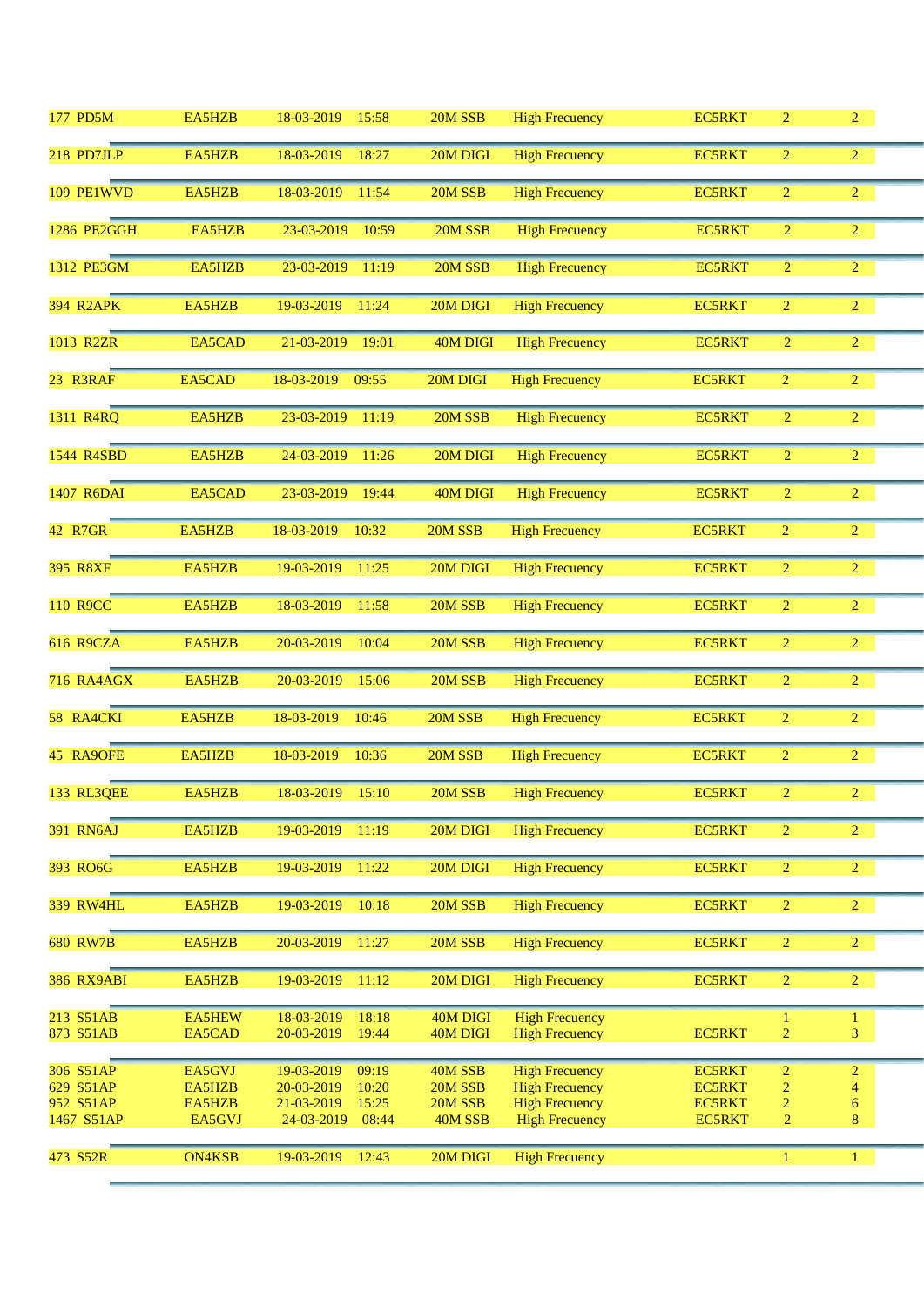| | | | | | | | | |
|---|---|---|---|---|---|---|---|---|
| 177 PD5M | EA5HZB | 18-03-2019 | 15:58 | 20M SSB | High Frecuency | EC5RKT | 2 | 2 |
| 218 PD7JLP | EA5HZB | 18-03-2019 | 18:27 | 20M DIGI | High Frecuency | EC5RKT | 2 | 2 |
| 109 PE1WVD | EA5HZB | 18-03-2019 | 11:54 | 20M SSB | High Frecuency | EC5RKT | 2 | 2 |
| 1286 PE2GGH | EA5HZB | 23-03-2019 | 10:59 | 20M SSB | High Frecuency | EC5RKT | 2 | 2 |
| 1312 PE3GM | EA5HZB | 23-03-2019 | 11:19 | 20M SSB | High Frecuency | EC5RKT | 2 | 2 |
| 394 R2APK | EA5HZB | 19-03-2019 | 11:24 | 20M DIGI | High Frecuency | EC5RKT | 2 | 2 |
| 1013 R2ZR | EA5CAD | 21-03-2019 | 19:01 | 40M DIGI | High Frecuency | EC5RKT | 2 | 2 |
| 23 R3RAF | EA5CAD | 18-03-2019 | 09:55 | 20M DIGI | High Frecuency | EC5RKT | 2 | 2 |
| 1311 R4RQ | EA5HZB | 23-03-2019 | 11:19 | 20M SSB | High Frecuency | EC5RKT | 2 | 2 |
| 1544 R4SBD | EA5HZB | 24-03-2019 | 11:26 | 20M DIGI | High Frecuency | EC5RKT | 2 | 2 |
| 1407 R6DAI | EA5CAD | 23-03-2019 | 19:44 | 40M DIGI | High Frecuency | EC5RKT | 2 | 2 |
| 42 R7GR | EA5HZB | 18-03-2019 | 10:32 | 20M SSB | High Frecuency | EC5RKT | 2 | 2 |
| 395 R8XF | EA5HZB | 19-03-2019 | 11:25 | 20M DIGI | High Frecuency | EC5RKT | 2 | 2 |
| 110 R9CC | EA5HZB | 18-03-2019 | 11:58 | 20M SSB | High Frecuency | EC5RKT | 2 | 2 |
| 616 R9CZA | EA5HZB | 20-03-2019 | 10:04 | 20M SSB | High Frecuency | EC5RKT | 2 | 2 |
| 716 RA4AGX | EA5HZB | 20-03-2019 | 15:06 | 20M SSB | High Frecuency | EC5RKT | 2 | 2 |
| 58 RA4CKI | EA5HZB | 18-03-2019 | 10:46 | 20M SSB | High Frecuency | EC5RKT | 2 | 2 |
| 45 RA9OFE | EA5HZB | 18-03-2019 | 10:36 | 20M SSB | High Frecuency | EC5RKT | 2 | 2 |
| 133 RL3QEE | EA5HZB | 18-03-2019 | 15:10 | 20M SSB | High Frecuency | EC5RKT | 2 | 2 |
| 391 RN6AJ | EA5HZB | 19-03-2019 | 11:19 | 20M DIGI | High Frecuency | EC5RKT | 2 | 2 |
| 393 RO6G | EA5HZB | 19-03-2019 | 11:22 | 20M DIGI | High Frecuency | EC5RKT | 2 | 2 |
| 339 RW4HL | EA5HZB | 19-03-2019 | 10:18 | 20M SSB | High Frecuency | EC5RKT | 2 | 2 |
| 680 RW7B | EA5HZB | 20-03-2019 | 11:27 | 20M SSB | High Frecuency | EC5RKT | 2 | 2 |
| 386 RX9ABI | EA5HZB | 19-03-2019 | 11:12 | 20M DIGI | High Frecuency | EC5RKT | 2 | 2 |
| 213 S51AB | EA5HEW | 18-03-2019 | 18:18 | 40M DIGI | High Frecuency | | 1 | 1 |
| 873 S51AB | EA5CAD | 20-03-2019 | 19:44 | 40M DIGI | High Frecuency | EC5RKT | 2 | 3 |
| 306 S51AP | EA5GVJ | 19-03-2019 | 09:19 | 40M SSB | High Frecuency | EC5RKT | 2 | 2 |
| 629 S51AP | EA5HZB | 20-03-2019 | 10:20 | 20M SSB | High Frecuency | EC5RKT | 2 | 4 |
| 952 S51AP | EA5HZB | 21-03-2019 | 15:25 | 20M SSB | High Frecuency | EC5RKT | 2 | 6 |
| 1467 S51AP | EA5GVJ | 24-03-2019 | 08:44 | 40M SSB | High Frecuency | EC5RKT | 2 | 8 |
| 473 S52R | ON4KSB | 19-03-2019 | 12:43 | 20M DIGI | High Frecuency | | 1 | 1 |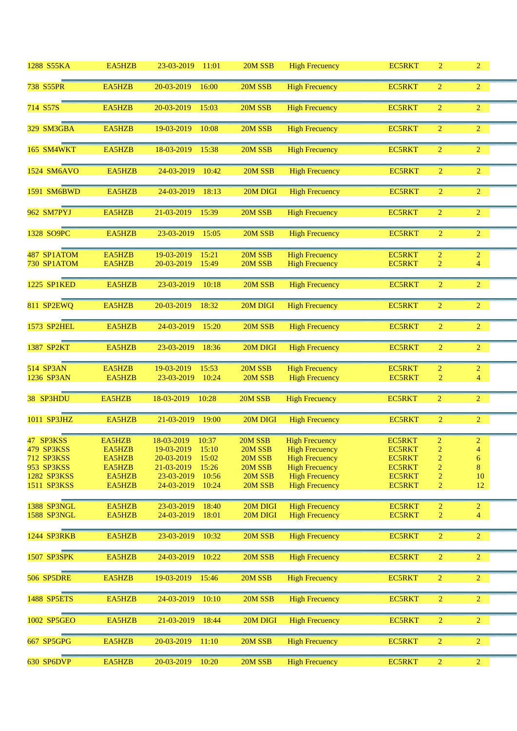| | | | | | | | | |
|---|---|---|---|---|---|---|---|---|
| 1288 | S55KA | EA5HZB | 23-03-2019 | 11:01 | 20M SSB | High Frecuency | EC5RKT | 2 | 2 |
| 738 | S55PR | EA5HZB | 20-03-2019 | 16:00 | 20M SSB | High Frecuency | EC5RKT | 2 | 2 |
| 714 | S57S | EA5HZB | 20-03-2019 | 15:03 | 20M SSB | High Frecuency | EC5RKT | 2 | 2 |
| 329 | SM3GBA | EA5HZB | 19-03-2019 | 10:08 | 20M SSB | High Frecuency | EC5RKT | 2 | 2 |
| 165 | SM4WKT | EA5HZB | 18-03-2019 | 15:38 | 20M SSB | High Frecuency | EC5RKT | 2 | 2 |
| 1524 | SM6AVO | EA5HZB | 24-03-2019 | 10:42 | 20M SSB | High Frecuency | EC5RKT | 2 | 2 |
| 1591 | SM6BWD | EA5HZB | 24-03-2019 | 18:13 | 20M DIGI | High Frecuency | EC5RKT | 2 | 2 |
| 962 | SM7PYJ | EA5HZB | 21-03-2019 | 15:39 | 20M SSB | High Frecuency | EC5RKT | 2 | 2 |
| 1328 | SO9PC | EA5HZB | 23-03-2019 | 15:05 | 20M SSB | High Frecuency | EC5RKT | 2 | 2 |
| 487 | SP1ATOM | EA5HZB | 19-03-2019 | 15:21 | 20M SSB | High Frecuency | EC5RKT | 2 | 2 |
| 730 | SP1ATOM | EA5HZB | 20-03-2019 | 15:49 | 20M SSB | High Frecuency | EC5RKT | 2 | 4 |
| 1225 | SP1KED | EA5HZB | 23-03-2019 | 10:18 | 20M SSB | High Frecuency | EC5RKT | 2 | 2 |
| 811 | SP2EWQ | EA5HZB | 20-03-2019 | 18:32 | 20M DIGI | High Frecuency | EC5RKT | 2 | 2 |
| 1573 | SP2HEL | EA5HZB | 24-03-2019 | 15:20 | 20M SSB | High Frecuency | EC5RKT | 2 | 2 |
| 1387 | SP2KT | EA5HZB | 23-03-2019 | 18:36 | 20M DIGI | High Frecuency | EC5RKT | 2 | 2 |
| 514 | SP3AN | EA5HZB | 19-03-2019 | 15:53 | 20M SSB | High Frecuency | EC5RKT | 2 | 2 |
| 1236 | SP3AN | EA5HZB | 23-03-2019 | 10:24 | 20M SSB | High Frecuency | EC5RKT | 2 | 4 |
| 38 | SP3HDU | EA5HZB | 18-03-2019 | 10:28 | 20M SSB | High Frecuency | EC5RKT | 2 | 2 |
| 1011 | SP3JHZ | EA5HZB | 21-03-2019 | 19:00 | 20M DIGI | High Frecuency | EC5RKT | 2 | 2 |
| 47 | SP3KSS | EA5HZB | 18-03-2019 | 10:37 | 20M SSB | High Frecuency | EC5RKT | 2 | 2 |
| 479 | SP3KSS | EA5HZB | 19-03-2019 | 15:10 | 20M SSB | High Frecuency | EC5RKT | 2 | 4 |
| 712 | SP3KSS | EA5HZB | 20-03-2019 | 15:02 | 20M SSB | High Frecuency | EC5RKT | 2 | 6 |
| 953 | SP3KSS | EA5HZB | 21-03-2019 | 15:26 | 20M SSB | High Frecuency | EC5RKT | 2 | 8 |
| 1282 | SP3KSS | EA5HZB | 23-03-2019 | 10:56 | 20M SSB | High Frecuency | EC5RKT | 2 | 10 |
| 1511 | SP3KSS | EA5HZB | 24-03-2019 | 10:24 | 20M SSB | High Frecuency | EC5RKT | 2 | 12 |
| 1388 | SP3NGL | EA5HZB | 23-03-2019 | 18:40 | 20M DIGI | High Frecuency | EC5RKT | 2 | 2 |
| 1588 | SP3NGL | EA5HZB | 24-03-2019 | 18:01 | 20M DIGI | High Frecuency | EC5RKT | 2 | 4 |
| 1244 | SP3RKB | EA5HZB | 23-03-2019 | 10:32 | 20M SSB | High Frecuency | EC5RKT | 2 | 2 |
| 1507 | SP3SPK | EA5HZB | 24-03-2019 | 10:22 | 20M SSB | High Frecuency | EC5RKT | 2 | 2 |
| 506 | SP5DRE | EA5HZB | 19-03-2019 | 15:46 | 20M SSB | High Frecuency | EC5RKT | 2 | 2 |
| 1488 | SP5ETS | EA5HZB | 24-03-2019 | 10:10 | 20M SSB | High Frecuency | EC5RKT | 2 | 2 |
| 1002 | SP5GEO | EA5HZB | 21-03-2019 | 18:44 | 20M DIGI | High Frecuency | EC5RKT | 2 | 2 |
| 667 | SP5GPG | EA5HZB | 20-03-2019 | 11:10 | 20M SSB | High Frecuency | EC5RKT | 2 | 2 |
| 630 | SP6DVP | EA5HZB | 20-03-2019 | 10:20 | 20M SSB | High Frecuency | EC5RKT | 2 | 2 |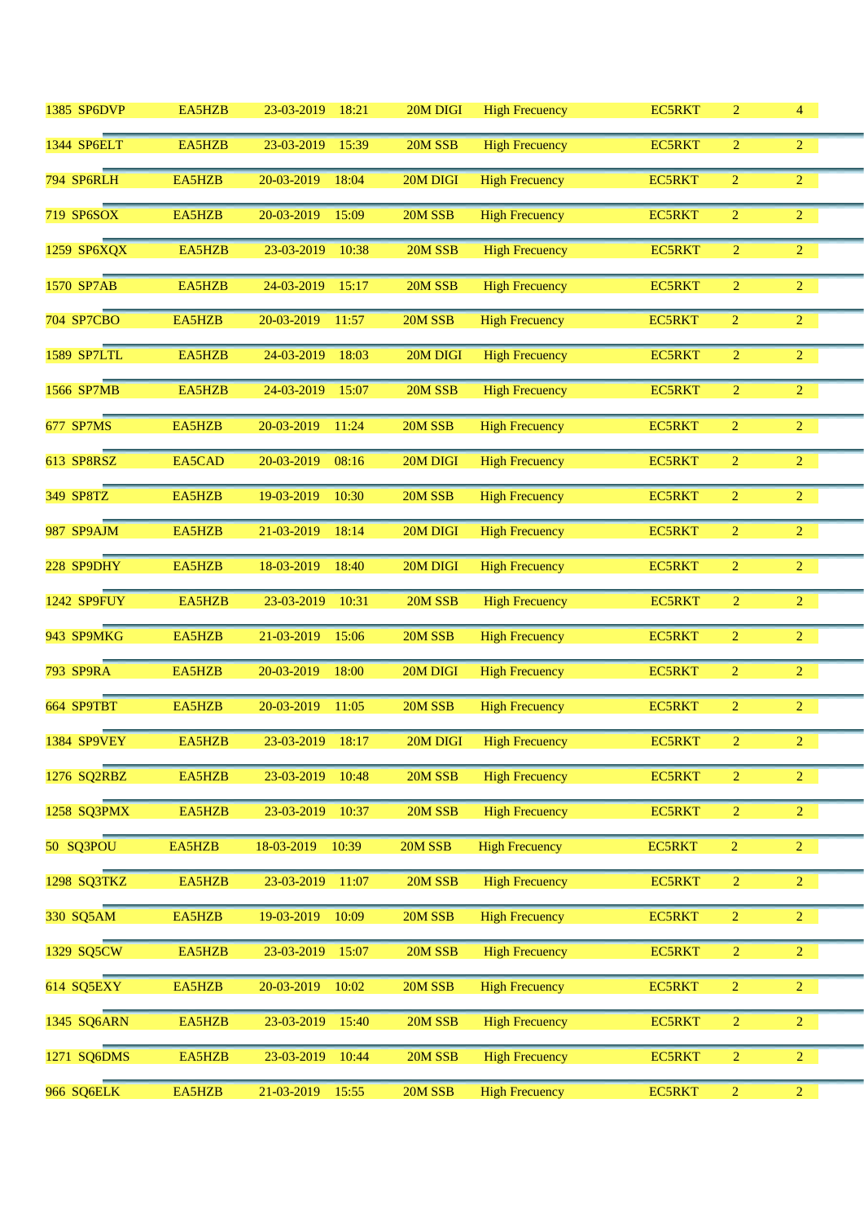| | | | | | | | | |
|---|---|---|---|---|---|---|---|---|
| 1385 SP6DVP | EA5HZB | 23-03-2019 | 18:21 | 20M DIGI | High Frecuency | EC5RKT | 2 | 4 |
| 1344 SP6ELT | EA5HZB | 23-03-2019 | 15:39 | 20M SSB | High Frecuency | EC5RKT | 2 | 2 |
| 794 SP6RLH | EA5HZB | 20-03-2019 | 18:04 | 20M DIGI | High Frecuency | EC5RKT | 2 | 2 |
| 719 SP6SOX | EA5HZB | 20-03-2019 | 15:09 | 20M SSB | High Frecuency | EC5RKT | 2 | 2 |
| 1259 SP6XQX | EA5HZB | 23-03-2019 | 10:38 | 20M SSB | High Frecuency | EC5RKT | 2 | 2 |
| 1570 SP7AB | EA5HZB | 24-03-2019 | 15:17 | 20M SSB | High Frecuency | EC5RKT | 2 | 2 |
| 704 SP7CBO | EA5HZB | 20-03-2019 | 11:57 | 20M SSB | High Frecuency | EC5RKT | 2 | 2 |
| 1589 SP7LTL | EA5HZB | 24-03-2019 | 18:03 | 20M DIGI | High Frecuency | EC5RKT | 2 | 2 |
| 1566 SP7MB | EA5HZB | 24-03-2019 | 15:07 | 20M SSB | High Frecuency | EC5RKT | 2 | 2 |
| 677 SP7MS | EA5HZB | 20-03-2019 | 11:24 | 20M SSB | High Frecuency | EC5RKT | 2 | 2 |
| 613 SP8RSZ | EA5CAD | 20-03-2019 | 08:16 | 20M DIGI | High Frecuency | EC5RKT | 2 | 2 |
| 349 SP8TZ | EA5HZB | 19-03-2019 | 10:30 | 20M SSB | High Frecuency | EC5RKT | 2 | 2 |
| 987 SP9AJM | EA5HZB | 21-03-2019 | 18:14 | 20M DIGI | High Frecuency | EC5RKT | 2 | 2 |
| 228 SP9DHY | EA5HZB | 18-03-2019 | 18:40 | 20M DIGI | High Frecuency | EC5RKT | 2 | 2 |
| 1242 SP9FUY | EA5HZB | 23-03-2019 | 10:31 | 20M SSB | High Frecuency | EC5RKT | 2 | 2 |
| 943 SP9MKG | EA5HZB | 21-03-2019 | 15:06 | 20M SSB | High Frecuency | EC5RKT | 2 | 2 |
| 793 SP9RA | EA5HZB | 20-03-2019 | 18:00 | 20M DIGI | High Frecuency | EC5RKT | 2 | 2 |
| 664 SP9TBT | EA5HZB | 20-03-2019 | 11:05 | 20M SSB | High Frecuency | EC5RKT | 2 | 2 |
| 1384 SP9VEY | EA5HZB | 23-03-2019 | 18:17 | 20M DIGI | High Frecuency | EC5RKT | 2 | 2 |
| 1276 SQ2RBZ | EA5HZB | 23-03-2019 | 10:48 | 20M SSB | High Frecuency | EC5RKT | 2 | 2 |
| 1258 SQ3PMX | EA5HZB | 23-03-2019 | 10:37 | 20M SSB | High Frecuency | EC5RKT | 2 | 2 |
| 50 SQ3POU | EA5HZB | 18-03-2019 | 10:39 | 20M SSB | High Frecuency | EC5RKT | 2 | 2 |
| 1298 SQ3TKZ | EA5HZB | 23-03-2019 | 11:07 | 20M SSB | High Frecuency | EC5RKT | 2 | 2 |
| 330 SQ5AM | EA5HZB | 19-03-2019 | 10:09 | 20M SSB | High Frecuency | EC5RKT | 2 | 2 |
| 1329 SQ5CW | EA5HZB | 23-03-2019 | 15:07 | 20M SSB | High Frecuency | EC5RKT | 2 | 2 |
| 614 SQ5EXY | EA5HZB | 20-03-2019 | 10:02 | 20M SSB | High Frecuency | EC5RKT | 2 | 2 |
| 1345 SQ6ARN | EA5HZB | 23-03-2019 | 15:40 | 20M SSB | High Frecuency | EC5RKT | 2 | 2 |
| 1271 SQ6DMS | EA5HZB | 23-03-2019 | 10:44 | 20M SSB | High Frecuency | EC5RKT | 2 | 2 |
| 966 SQ6ELK | EA5HZB | 21-03-2019 | 15:55 | 20M SSB | High Frecuency | EC5RKT | 2 | 2 |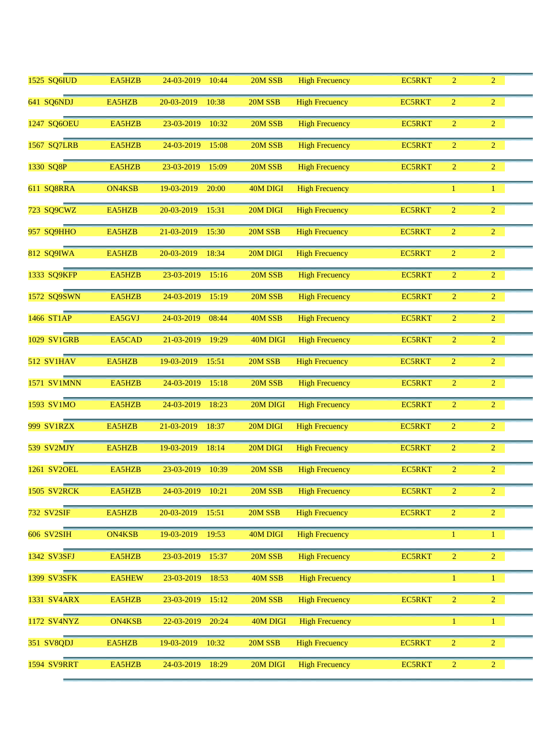| | | | | | | | | | |
|---|---|---|---|---|---|---|---|---|---|
| 1525 | SQ6IUD | EA5HZB | 24-03-2019 | 10:44 | 20M SSB | High Frecuency | EC5RKT | 2 | 2 |
| 641 | SQ6NDJ | EA5HZB | 20-03-2019 | 10:38 | 20M SSB | High Frecuency | EC5RKT | 2 | 2 |
| 1247 | SQ6OEU | EA5HZB | 23-03-2019 | 10:32 | 20M SSB | High Frecuency | EC5RKT | 2 | 2 |
| 1567 | SQ7LRB | EA5HZB | 24-03-2019 | 15:08 | 20M SSB | High Frecuency | EC5RKT | 2 | 2 |
| 1330 | SQ8P | EA5HZB | 23-03-2019 | 15:09 | 20M SSB | High Frecuency | EC5RKT | 2 | 2 |
| 611 | SQ8RRA | ON4KSB | 19-03-2019 | 20:00 | 40M DIGI | High Frecuency | | 1 | 1 |
| 723 | SQ9CWZ | EA5HZB | 20-03-2019 | 15:31 | 20M DIGI | High Frecuency | EC5RKT | 2 | 2 |
| 957 | SQ9HHO | EA5HZB | 21-03-2019 | 15:30 | 20M SSB | High Frecuency | EC5RKT | 2 | 2 |
| 812 | SQ9IWA | EA5HZB | 20-03-2019 | 18:34 | 20M DIGI | High Frecuency | EC5RKT | 2 | 2 |
| 1333 | SQ9KFP | EA5HZB | 23-03-2019 | 15:16 | 20M SSB | High Frecuency | EC5RKT | 2 | 2 |
| 1572 | SQ9SWN | EA5HZB | 24-03-2019 | 15:19 | 20M SSB | High Frecuency | EC5RKT | 2 | 2 |
| 1466 | ST1AP | EA5GVJ | 24-03-2019 | 08:44 | 40M SSB | High Frecuency | EC5RKT | 2 | 2 |
| 1029 | SV1GRB | EA5CAD | 21-03-2019 | 19:29 | 40M DIGI | High Frecuency | EC5RKT | 2 | 2 |
| 512 | SV1HAV | EA5HZB | 19-03-2019 | 15:51 | 20M SSB | High Frecuency | EC5RKT | 2 | 2 |
| 1571 | SV1MNN | EA5HZB | 24-03-2019 | 15:18 | 20M SSB | High Frecuency | EC5RKT | 2 | 2 |
| 1593 | SV1MO | EA5HZB | 24-03-2019 | 18:23 | 20M DIGI | High Frecuency | EC5RKT | 2 | 2 |
| 999 | SV1RZX | EA5HZB | 21-03-2019 | 18:37 | 20M DIGI | High Frecuency | EC5RKT | 2 | 2 |
| 539 | SV2MJY | EA5HZB | 19-03-2019 | 18:14 | 20M DIGI | High Frecuency | EC5RKT | 2 | 2 |
| 1261 | SV2OEL | EA5HZB | 23-03-2019 | 10:39 | 20M SSB | High Frecuency | EC5RKT | 2 | 2 |
| 1505 | SV2RCK | EA5HZB | 24-03-2019 | 10:21 | 20M SSB | High Frecuency | EC5RKT | 2 | 2 |
| 732 | SV2SIF | EA5HZB | 20-03-2019 | 15:51 | 20M SSB | High Frecuency | EC5RKT | 2 | 2 |
| 606 | SV2SIH | ON4KSB | 19-03-2019 | 19:53 | 40M DIGI | High Frecuency | | 1 | 1 |
| 1342 | SV3SFJ | EA5HZB | 23-03-2019 | 15:37 | 20M SSB | High Frecuency | EC5RKT | 2 | 2 |
| 1399 | SV3SFK | EA5HEW | 23-03-2019 | 18:53 | 40M SSB | High Frecuency | | 1 | 1 |
| 1331 | SV4ARX | EA5HZB | 23-03-2019 | 15:12 | 20M SSB | High Frecuency | EC5RKT | 2 | 2 |
| 1172 | SV4NYZ | ON4KSB | 22-03-2019 | 20:24 | 40M DIGI | High Frecuency | | 1 | 1 |
| 351 | SV8QDJ | EA5HZB | 19-03-2019 | 10:32 | 20M SSB | High Frecuency | EC5RKT | 2 | 2 |
| 1594 | SV9RRT | EA5HZB | 24-03-2019 | 18:29 | 20M DIGI | High Frecuency | EC5RKT | 2 | 2 |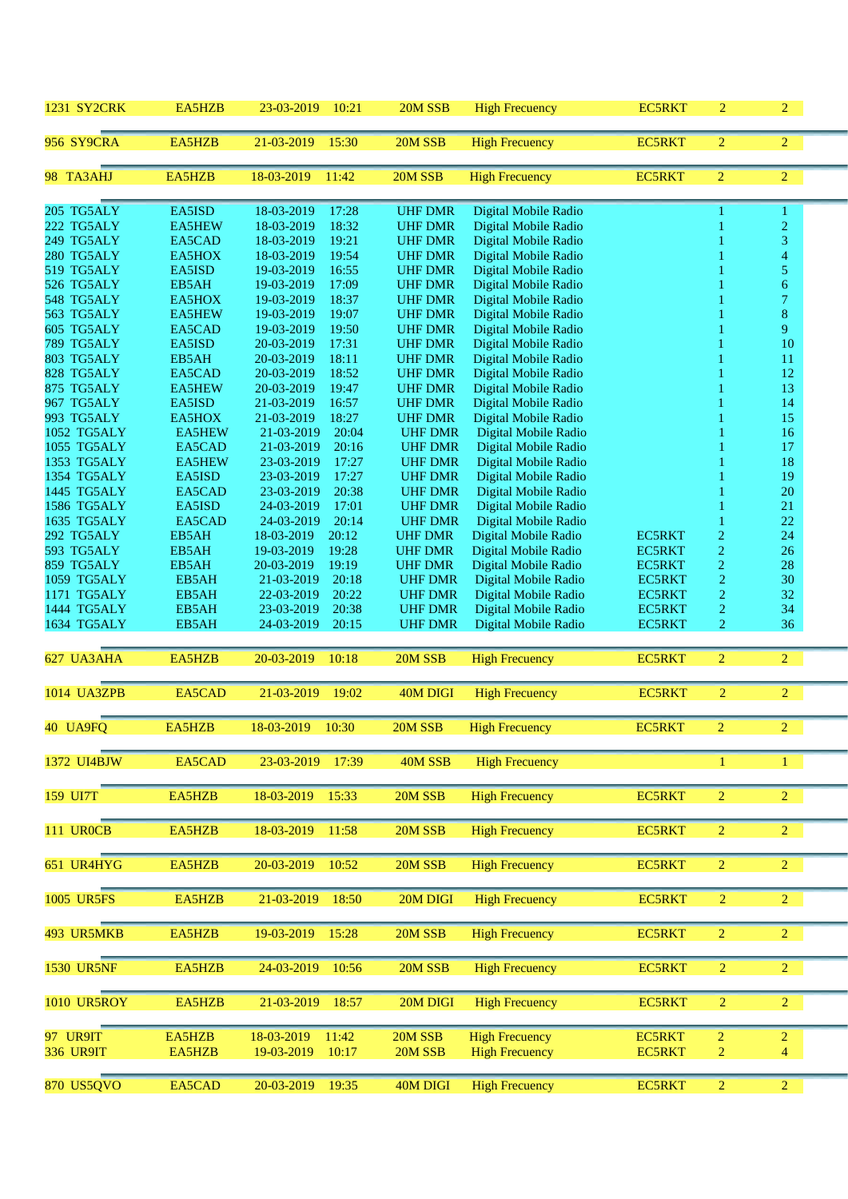| | | | | | | | | |
|---|---|---|---|---|---|---|---|---|
| 1231 SY2CRK | EA5HZB | 23-03-2019 | 10:21 | 20M SSB | High Frecuency | EC5RKT | 2 | 2 |
| 956 SY9CRA | EA5HZB | 21-03-2019 | 15:30 | 20M SSB | High Frecuency | EC5RKT | 2 | 2 |
| 98 TA3AHJ | EA5HZB | 18-03-2019 | 11:42 | 20M SSB | High Frecuency | EC5RKT | 2 | 2 |
| 205 TG5ALY | EA5ISD | 18-03-2019 | 17:28 | UHF DMR | Digital Mobile Radio | | 1 | 1 |
| 222 TG5ALY | EA5HEW | 18-03-2019 | 18:32 | UHF DMR | Digital Mobile Radio | | 1 | 2 |
| 249 TG5ALY | EA5CAD | 18-03-2019 | 19:21 | UHF DMR | Digital Mobile Radio | | 1 | 3 |
| 280 TG5ALY | EA5HOX | 18-03-2019 | 19:54 | UHF DMR | Digital Mobile Radio | | 1 | 4 |
| 519 TG5ALY | EA5ISD | 19-03-2019 | 16:55 | UHF DMR | Digital Mobile Radio | | 1 | 5 |
| 526 TG5ALY | EB5AH | 19-03-2019 | 17:09 | UHF DMR | Digital Mobile Radio | | 1 | 6 |
| 548 TG5ALY | EA5HOX | 19-03-2019 | 18:37 | UHF DMR | Digital Mobile Radio | | 1 | 7 |
| 563 TG5ALY | EA5HEW | 19-03-2019 | 19:07 | UHF DMR | Digital Mobile Radio | | 1 | 8 |
| 605 TG5ALY | EA5CAD | 19-03-2019 | 19:50 | UHF DMR | Digital Mobile Radio | | 1 | 9 |
| 789 TG5ALY | EA5ISD | 20-03-2019 | 17:31 | UHF DMR | Digital Mobile Radio | | 1 | 10 |
| 803 TG5ALY | EB5AH | 20-03-2019 | 18:11 | UHF DMR | Digital Mobile Radio | | 1 | 11 |
| 828 TG5ALY | EA5CAD | 20-03-2019 | 18:52 | UHF DMR | Digital Mobile Radio | | 1 | 12 |
| 875 TG5ALY | EA5HEW | 20-03-2019 | 19:47 | UHF DMR | Digital Mobile Radio | | 1 | 13 |
| 967 TG5ALY | EA5ISD | 21-03-2019 | 16:57 | UHF DMR | Digital Mobile Radio | | 1 | 14 |
| 993 TG5ALY | EA5HOX | 21-03-2019 | 18:27 | UHF DMR | Digital Mobile Radio | | 1 | 15 |
| 1052 TG5ALY | EA5HEW | 21-03-2019 | 20:04 | UHF DMR | Digital Mobile Radio | | 1 | 16 |
| 1055 TG5ALY | EA5CAD | 21-03-2019 | 20:16 | UHF DMR | Digital Mobile Radio | | 1 | 17 |
| 1353 TG5ALY | EA5HEW | 23-03-2019 | 17:27 | UHF DMR | Digital Mobile Radio | | 1 | 18 |
| 1354 TG5ALY | EA5ISD | 23-03-2019 | 17:27 | UHF DMR | Digital Mobile Radio | | 1 | 19 |
| 1445 TG5ALY | EA5CAD | 23-03-2019 | 20:38 | UHF DMR | Digital Mobile Radio | | 1 | 20 |
| 1586 TG5ALY | EA5ISD | 24-03-2019 | 17:01 | UHF DMR | Digital Mobile Radio | | 1 | 21 |
| 1635 TG5ALY | EA5CAD | 24-03-2019 | 20:14 | UHF DMR | Digital Mobile Radio | | 1 | 22 |
| 292 TG5ALY | EB5AH | 18-03-2019 | 20:12 | UHF DMR | Digital Mobile Radio | EC5RKT | 2 | 24 |
| 593 TG5ALY | EB5AH | 19-03-2019 | 19:28 | UHF DMR | Digital Mobile Radio | EC5RKT | 2 | 26 |
| 859 TG5ALY | EB5AH | 20-03-2019 | 19:19 | UHF DMR | Digital Mobile Radio | EC5RKT | 2 | 28 |
| 1059 TG5ALY | EB5AH | 21-03-2019 | 20:18 | UHF DMR | Digital Mobile Radio | EC5RKT | 2 | 30 |
| 1171 TG5ALY | EB5AH | 22-03-2019 | 20:22 | UHF DMR | Digital Mobile Radio | EC5RKT | 2 | 32 |
| 1444 TG5ALY | EB5AH | 23-03-2019 | 20:38 | UHF DMR | Digital Mobile Radio | EC5RKT | 2 | 34 |
| 1634 TG5ALY | EB5AH | 24-03-2019 | 20:15 | UHF DMR | Digital Mobile Radio | EC5RKT | 2 | 36 |
| 627 UA3AHA | EA5HZB | 20-03-2019 | 10:18 | 20M SSB | High Frecuency | EC5RKT | 2 | 2 |
| 1014 UA3ZPB | EA5CAD | 21-03-2019 | 19:02 | 40M DIGI | High Frecuency | EC5RKT | 2 | 2 |
| 40 UA9FQ | EA5HZB | 18-03-2019 | 10:30 | 20M SSB | High Frecuency | EC5RKT | 2 | 2 |
| 1372 UI4BJW | EA5CAD | 23-03-2019 | 17:39 | 40M SSB | High Frecuency | | 1 | 1 |
| 159 UI7T | EA5HZB | 18-03-2019 | 15:33 | 20M SSB | High Frecuency | EC5RKT | 2 | 2 |
| 111 UR0CB | EA5HZB | 18-03-2019 | 11:58 | 20M SSB | High Frecuency | EC5RKT | 2 | 2 |
| 651 UR4HYG | EA5HZB | 20-03-2019 | 10:52 | 20M SSB | High Frecuency | EC5RKT | 2 | 2 |
| 1005 UR5FS | EA5HZB | 21-03-2019 | 18:50 | 20M DIGI | High Frecuency | EC5RKT | 2 | 2 |
| 493 UR5MKB | EA5HZB | 19-03-2019 | 15:28 | 20M SSB | High Frecuency | EC5RKT | 2 | 2 |
| 1530 UR5NF | EA5HZB | 24-03-2019 | 10:56 | 20M SSB | High Frecuency | EC5RKT | 2 | 2 |
| 1010 UR5ROY | EA5HZB | 21-03-2019 | 18:57 | 20M DIGI | High Frecuency | EC5RKT | 2 | 2 |
| 97 UR9IT | EA5HZB | 18-03-2019 | 11:42 | 20M SSB | High Frecuency | EC5RKT | 2 | 2 |
| 336 UR9IT | EA5HZB | 19-03-2019 | 10:17 | 20M SSB | High Frecuency | EC5RKT | 2 | 4 |
| 870 US5QVO | EA5CAD | 20-03-2019 | 19:35 | 40M DIGI | High Frecuency | EC5RKT | 2 | 2 |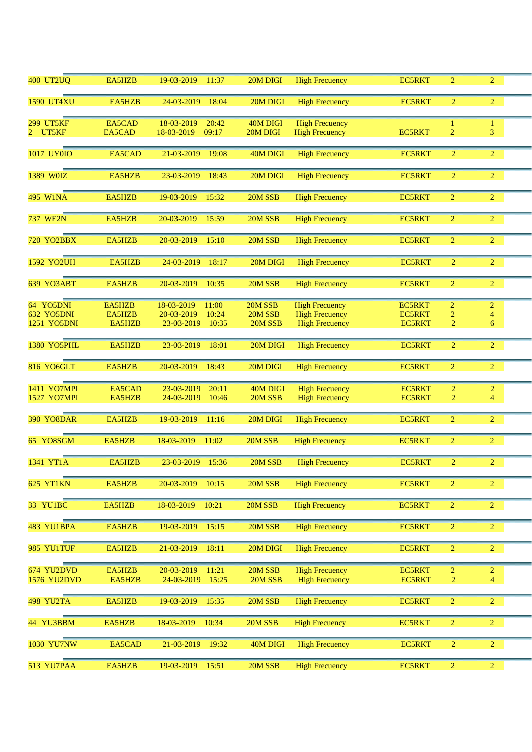| | | | | | | | | |
|---|---|---|---|---|---|---|---|---|
| 400 UT2UQ | EA5HZB | 19-03-2019 | 11:37 | 20M DIGI | High Frecuency | EC5RKT | 2 | 2 |
| 1590 UT4XU | EA5HZB | 24-03-2019 | 18:04 | 20M DIGI | High Frecuency | EC5RKT | 2 | 2 |
| 299 UT5KF | EA5CAD | 18-03-2019 | 20:42 | 40M DIGI | High Frecuency | | 1 | 1 |
| 2 UT5KF | EA5CAD | 18-03-2019 | 09:17 | 20M DIGI | High Frecuency | EC5RKT | 2 | 3 |
| 1017 UY0IO | EA5CAD | 21-03-2019 | 19:08 | 40M DIGI | High Frecuency | EC5RKT | 2 | 2 |
| 1389 W0IZ | EA5HZB | 23-03-2019 | 18:43 | 20M DIGI | High Frecuency | EC5RKT | 2 | 2 |
| 495 W1NA | EA5HZB | 19-03-2019 | 15:32 | 20M SSB | High Frecuency | EC5RKT | 2 | 2 |
| 737 WE2N | EA5HZB | 20-03-2019 | 15:59 | 20M SSB | High Frecuency | EC5RKT | 2 | 2 |
| 720 YO2BBX | EA5HZB | 20-03-2019 | 15:10 | 20M SSB | High Frecuency | EC5RKT | 2 | 2 |
| 1592 YO2UH | EA5HZB | 24-03-2019 | 18:17 | 20M DIGI | High Frecuency | EC5RKT | 2 | 2 |
| 639 YO3ABT | EA5HZB | 20-03-2019 | 10:35 | 20M SSB | High Frecuency | EC5RKT | 2 | 2 |
| 64 YO5DNI | EA5HZB | 18-03-2019 | 11:00 | 20M SSB | High Frecuency | EC5RKT | 2 | 2 |
| 632 YO5DNI | EA5HZB | 20-03-2019 | 10:24 | 20M SSB | High Frecuency | EC5RKT | 2 | 4 |
| 1251 YO5DNI | EA5HZB | 23-03-2019 | 10:35 | 20M SSB | High Frecuency | EC5RKT | 2 | 6 |
| 1380 YO5PHL | EA5HZB | 23-03-2019 | 18:01 | 20M DIGI | High Frecuency | EC5RKT | 2 | 2 |
| 816 YO6GLT | EA5HZB | 20-03-2019 | 18:43 | 20M DIGI | High Frecuency | EC5RKT | 2 | 2 |
| 1411 YO7MPI | EA5CAD | 23-03-2019 | 20:11 | 40M DIGI | High Frecuency | EC5RKT | 2 | 2 |
| 1527 YO7MPI | EA5HZB | 24-03-2019 | 10:46 | 20M SSB | High Frecuency | EC5RKT | 2 | 4 |
| 390 YO8DAR | EA5HZB | 19-03-2019 | 11:16 | 20M DIGI | High Frecuency | EC5RKT | 2 | 2 |
| 65 YO8SGM | EA5HZB | 18-03-2019 | 11:02 | 20M SSB | High Frecuency | EC5RKT | 2 | 2 |
| 1341 YT1A | EA5HZB | 23-03-2019 | 15:36 | 20M SSB | High Frecuency | EC5RKT | 2 | 2 |
| 625 YT1KN | EA5HZB | 20-03-2019 | 10:15 | 20M SSB | High Frecuency | EC5RKT | 2 | 2 |
| 33 YU1BC | EA5HZB | 18-03-2019 | 10:21 | 20M SSB | High Frecuency | EC5RKT | 2 | 2 |
| 483 YU1BPA | EA5HZB | 19-03-2019 | 15:15 | 20M SSB | High Frecuency | EC5RKT | 2 | 2 |
| 985 YU1TUF | EA5HZB | 21-03-2019 | 18:11 | 20M DIGI | High Frecuency | EC5RKT | 2 | 2 |
| 674 YU2DVD | EA5HZB | 20-03-2019 | 11:21 | 20M SSB | High Frecuency | EC5RKT | 2 | 2 |
| 1576 YU2DVD | EA5HZB | 24-03-2019 | 15:25 | 20M SSB | High Frecuency | EC5RKT | 2 | 4 |
| 498 YU2TA | EA5HZB | 19-03-2019 | 15:35 | 20M SSB | High Frecuency | EC5RKT | 2 | 2 |
| 44 YU3BBM | EA5HZB | 18-03-2019 | 10:34 | 20M SSB | High Frecuency | EC5RKT | 2 | 2 |
| 1030 YU7NW | EA5CAD | 21-03-2019 | 19:32 | 40M DIGI | High Frecuency | EC5RKT | 2 | 2 |
| 513 YU7PAA | EA5HZB | 19-03-2019 | 15:51 | 20M SSB | High Frecuency | EC5RKT | 2 | 2 |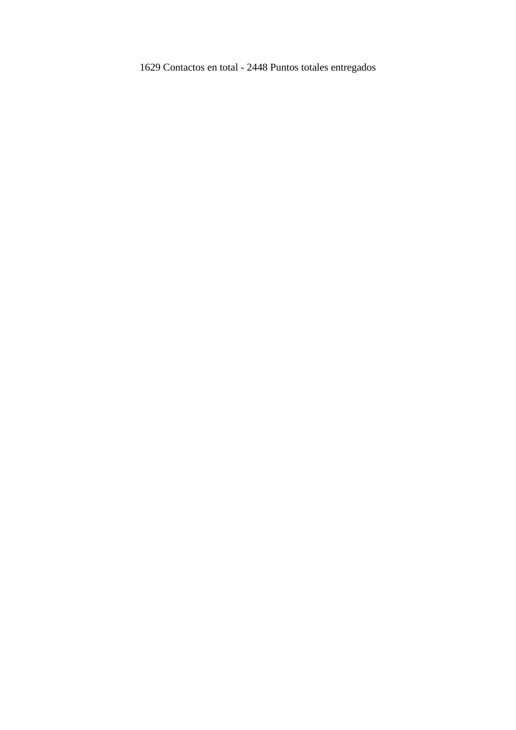1629 Contactos en total - 2448 Puntos totales entregados